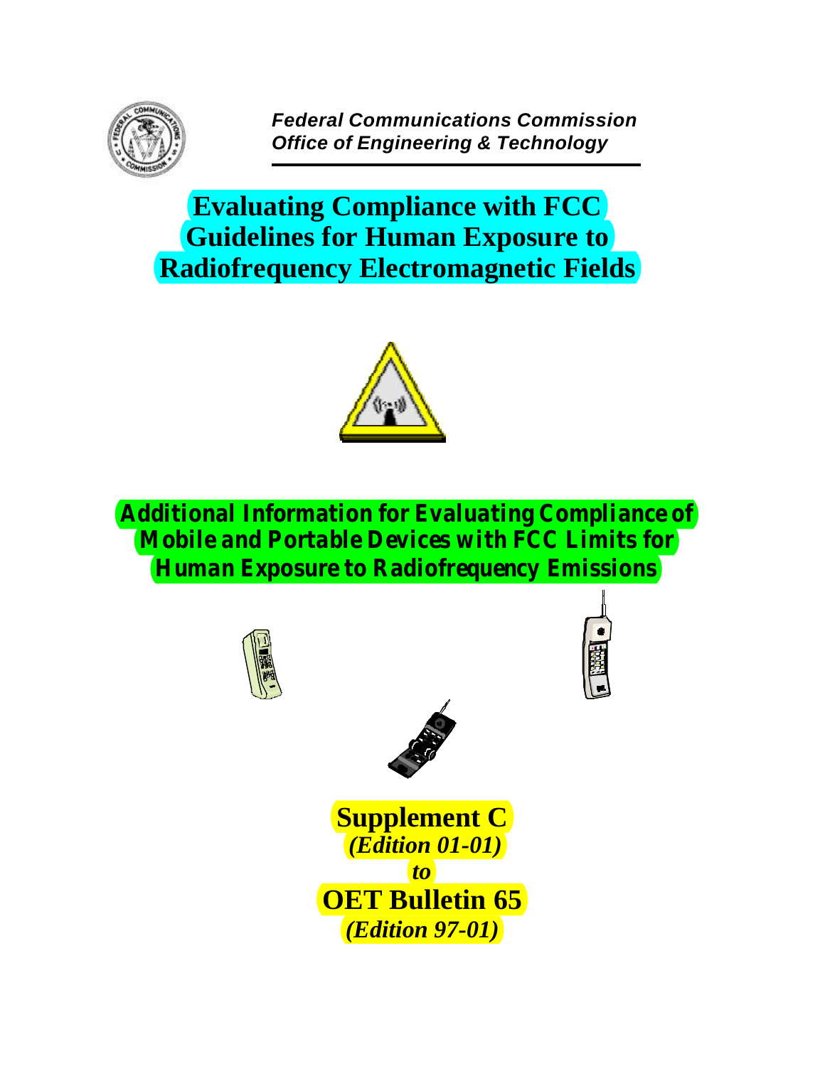*Federal Communications Commission*
*Office of Engineering & Technology*

# Evaluating Compliance with FCC Guidelines for Human Exposure to Radiofrequency Electromagnetic Fields

## *Additional Information for Evaluating Compliance of Mobile and Portable Devices with FCC Limits for Human Exposure to Radiofrequency Emissions*

**Supplement C**
***(Edition 01-01)***
***to***
**OET Bulletin 65**
***(Edition 97-01)***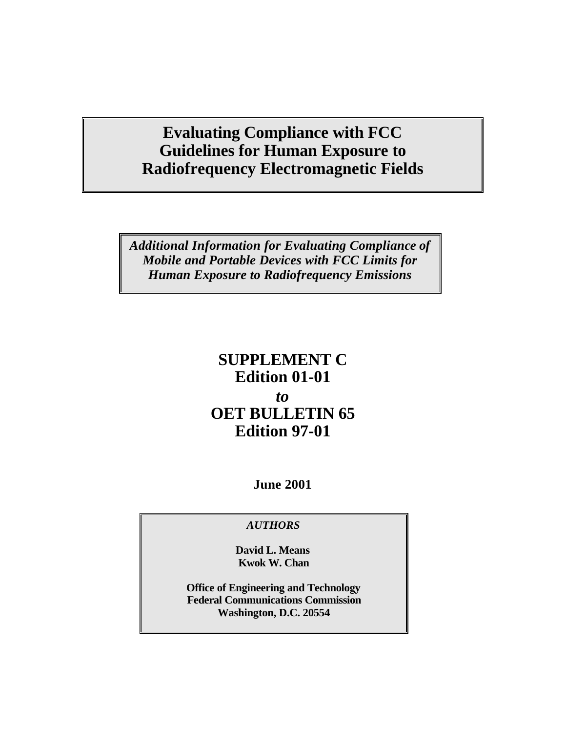# Evaluating Compliance with FCC Guidelines for Human Exposure to Radiofrequency Electromagnetic Fields

***Additional Information for Evaluating Compliance of Mobile and Portable Devices with FCC Limits for Human Exposure to Radiofrequency Emissions***

**SUPPLEMENT C**
**Edition 01-01**
***to***
**OET BULLETIN 65**
**Edition 97-01**

**June 2001**

***AUTHORS***

**David L. Means**
**Kwok W. Chan**

**Office of Engineering and Technology**
**Federal Communications Commission**
**Washington, D.C. 20554**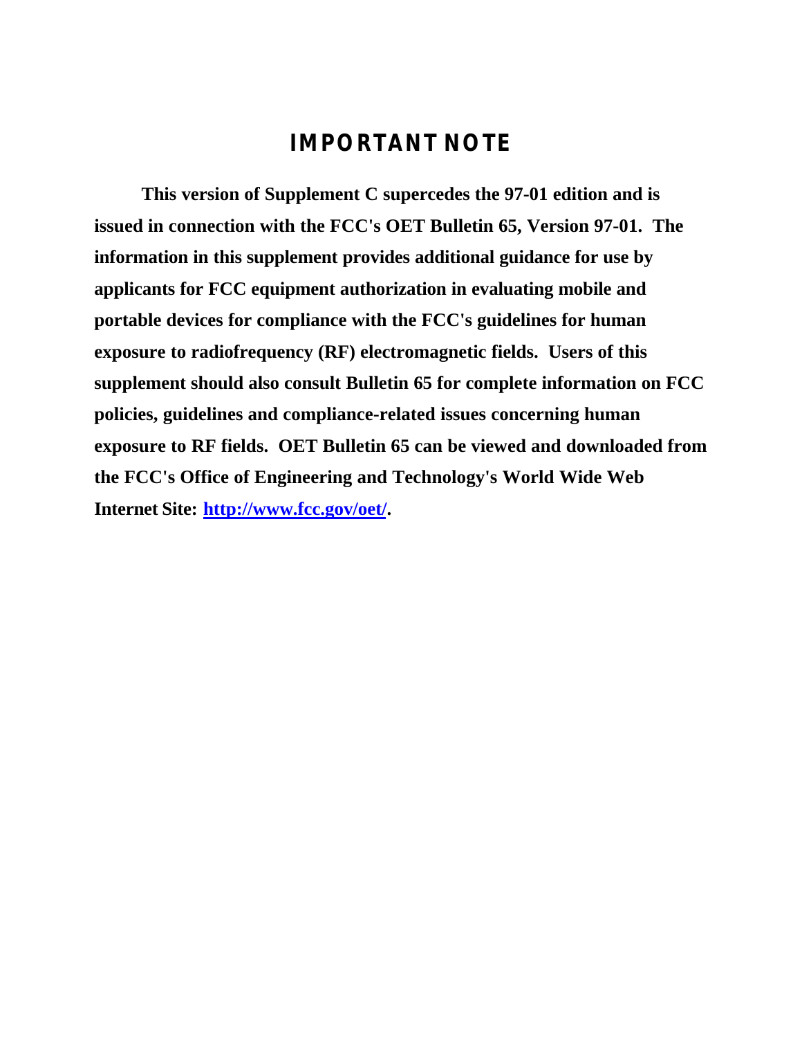# IMPORTANT NOTE

**This version of Supplement C supercedes the 97-01 edition and is issued in connection with the FCC's OET Bulletin 65, Version 97-01. The information in this supplement provides additional guidance for use by applicants for FCC equipment authorization in evaluating mobile and portable devices for compliance with the FCC's guidelines for human exposure to radiofrequency (RF) electromagnetic fields. Users of this supplement should also consult Bulletin 65 for complete information on FCC policies, guidelines and compliance-related issues concerning human exposure to RF fields. OET Bulletin 65 can be viewed and downloaded from the FCC's Office of Engineering and Technology's World Wide Web Internet Site: [http://www.fcc.gov/oet/](http://www.fcc.gov/oet/).**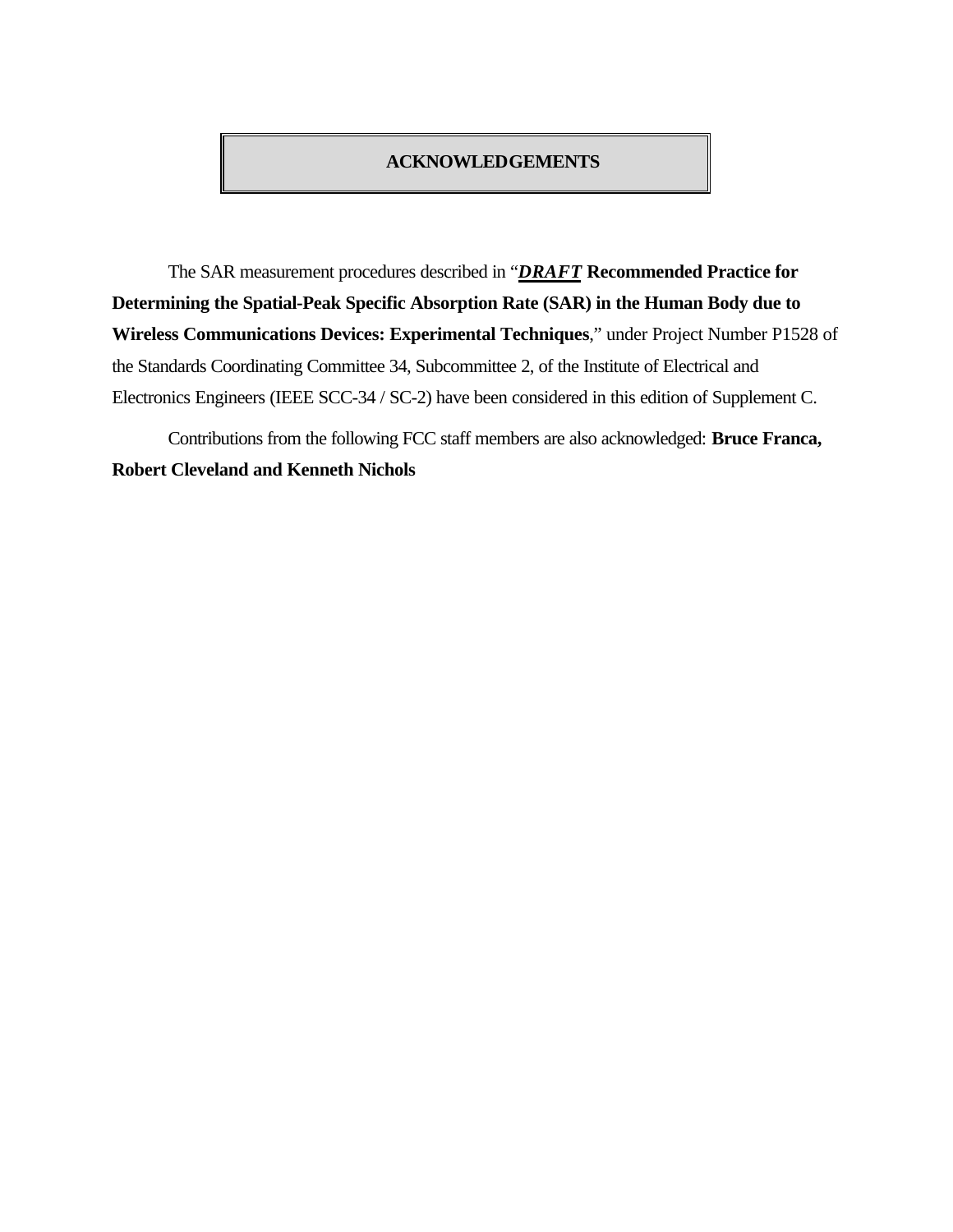# ACKNOWLEDGEMENTS

The SAR measurement procedures described in "***DRAFT*** **Recommended Practice for Determining the Spatial-Peak Specific Absorption Rate (SAR) in the Human Body due to Wireless Communications Devices: Experimental Techniques**," under Project Number P1528 of the Standards Coordinating Committee 34, Subcommittee 2, of the Institute of Electrical and Electronics Engineers (IEEE SCC-34 / SC-2) have been considered in this edition of Supplement C.

Contributions from the following FCC staff members are also acknowledged: **Bruce Franca, Robert Cleveland and Kenneth Nichols**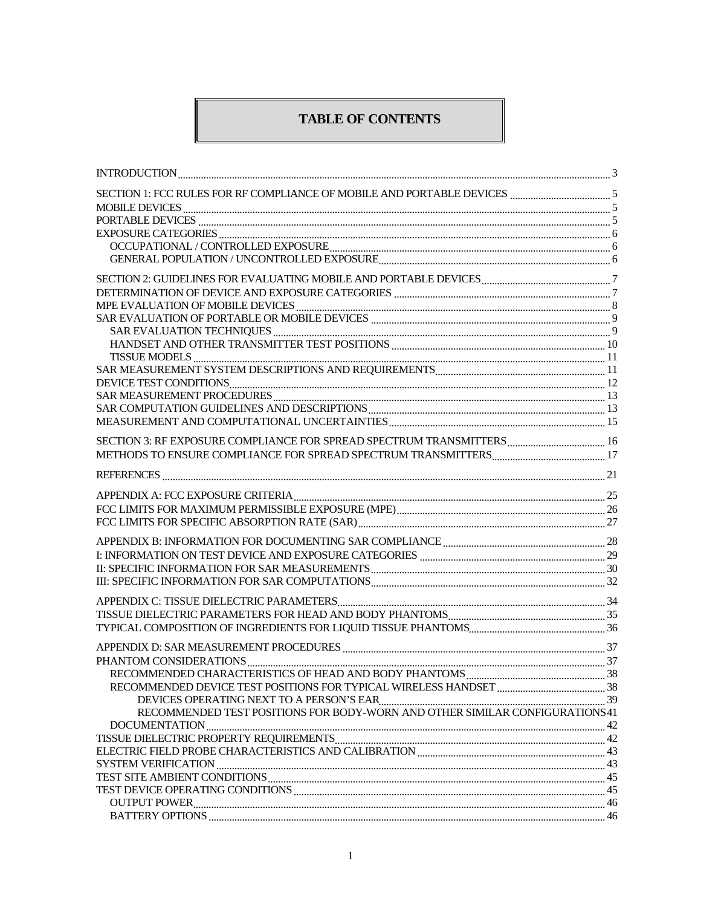# TABLE OF CONTENTS

INTRODUCTION ..... 3

SECTION 1: FCC RULES FOR RF COMPLIANCE OF MOBILE AND PORTABLE DEVICES ..... 5
MOBILE DEVICES ..... 5
PORTABLE DEVICES ..... 5
EXPOSURE CATEGORIES ..... 6
- OCCUPATIONAL / CONTROLLED EXPOSURE ..... 6
- GENERAL POPULATION / UNCONTROLLED EXPOSURE ..... 6

SECTION 2: GUIDELINES FOR EVALUATING MOBILE AND PORTABLE DEVICES ..... 7
DETERMINATION OF DEVICE AND EXPOSURE CATEGORIES ..... 7
MPE EVALUATION OF MOBILE DEVICES ..... 8
SAR EVALUATION OF PORTABLE OR MOBILE DEVICES ..... 9
- SAR EVALUATION TECHNIQUES ..... 9
- HANDSET AND OTHER TRANSMITTER TEST POSITIONS ..... 10
- TISSUE MODELS ..... 11

SAR MEASUREMENT SYSTEM DESCRIPTIONS AND REQUIREMENTS ..... 11
DEVICE TEST CONDITIONS ..... 12
SAR MEASUREMENT PROCEDURES ..... 13
SAR COMPUTATION GUIDELINES AND DESCRIPTIONS ..... 13
MEASUREMENT AND COMPUTATIONAL UNCERTAINTIES ..... 15

SECTION 3: RF EXPOSURE COMPLIANCE FOR SPREAD SPECTRUM TRANSMITTERS ..... 16
METHODS TO ENSURE COMPLIANCE FOR SPREAD SPECTRUM TRANSMITTERS ..... 17

REFERENCES ..... 21

APPENDIX A: FCC EXPOSURE CRITERIA ..... 25
FCC LIMITS FOR MAXIMUM PERMISSIBLE EXPOSURE (MPE) ..... 26
FCC LIMITS FOR SPECIFIC ABSORPTION RATE (SAR) ..... 27

APPENDIX B: INFORMATION FOR DOCUMENTING SAR COMPLIANCE ..... 28
I: INFORMATION ON TEST DEVICE AND EXPOSURE CATEGORIES ..... 29
II: SPECIFIC INFORMATION FOR SAR MEASUREMENTS ..... 30
III: SPECIFIC INFORMATION FOR SAR COMPUTATIONS ..... 32

APPENDIX C: TISSUE DIELECTRIC PARAMETERS ..... 34
TISSUE DIELECTRIC PARAMETERS FOR HEAD AND BODY PHANTOMS ..... 35
TYPICAL COMPOSITION OF INGREDIENTS FOR LIQUID TISSUE PHANTOMS ..... 36

APPENDIX D: SAR MEASUREMENT PROCEDURES ..... 37
PHANTOM CONSIDERATIONS ..... 37
- RECOMMENDED CHARACTERISTICS OF HEAD AND BODY PHANTOMS ..... 38
- RECOMMENDED DEVICE TEST POSITIONS FOR TYPICAL WIRELESS HANDSET ..... 38
  - DEVICES OPERATING NEXT TO A PERSON'S EAR ..... 39
  - RECOMMENDED TEST POSITIONS FOR BODY-WORN AND OTHER SIMILAR CONFIGURATIONS ..... 41
- DOCUMENTATION ..... 42

TISSUE DIELECTRIC PROPERTY REQUIREMENTS ..... 42
ELECTRIC FIELD PROBE CHARACTERISTICS AND CALIBRATION ..... 43
SYSTEM VERIFICATION ..... 43
TEST SITE AMBIENT CONDITIONS ..... 45
TEST DEVICE OPERATING CONDITIONS ..... 45
- OUTPUT POWER ..... 46
- BATTERY OPTIONS ..... 46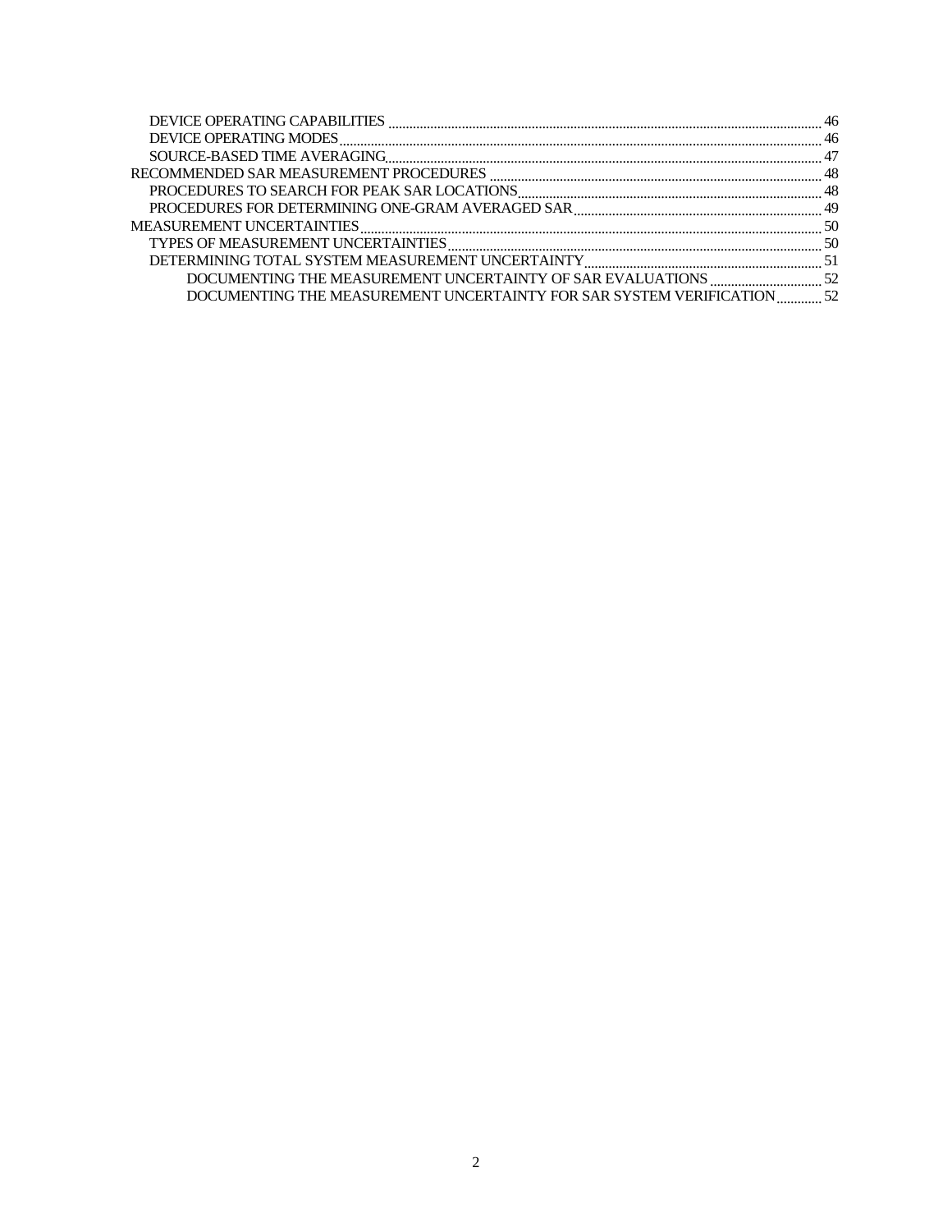- DEVICE OPERATING CAPABILITIES ........ 46
- DEVICE OPERATING MODES ........ 46
- SOURCE-BASED TIME AVERAGING ........ 47

RECOMMENDED SAR MEASUREMENT PROCEDURES ........ 48

- PROCEDURES TO SEARCH FOR PEAK SAR LOCATIONS ........ 48
- PROCEDURES FOR DETERMINING ONE-GRAM AVERAGED SAR ........ 49

MEASUREMENT UNCERTAINTIES ........ 50

- TYPES OF MEASUREMENT UNCERTAINTIES ........ 50
- DETERMINING TOTAL SYSTEM MEASUREMENT UNCERTAINTY ........ 51
  - DOCUMENTING THE MEASUREMENT UNCERTAINTY OF SAR EVALUATIONS ........ 52
  - DOCUMENTING THE MEASUREMENT UNCERTAINTY FOR SAR SYSTEM VERIFICATION ........ 52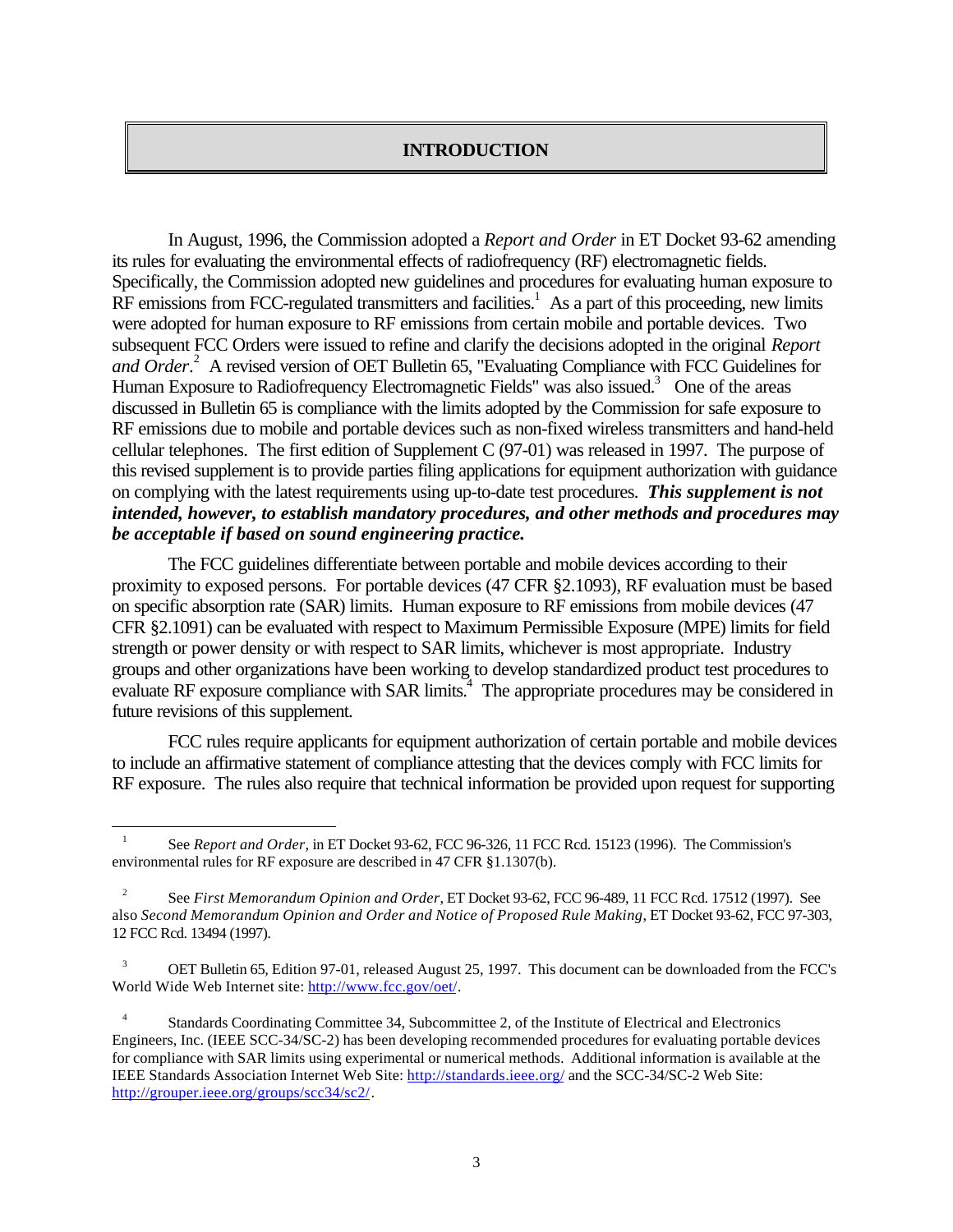## INTRODUCTION

In August, 1996, the Commission adopted a *Report and Order* in ET Docket 93-62 amending its rules for evaluating the environmental effects of radiofrequency (RF) electromagnetic fields. Specifically, the Commission adopted new guidelines and procedures for evaluating human exposure to RF emissions from FCC-regulated transmitters and facilities.[1] As a part of this proceeding, new limits were adopted for human exposure to RF emissions from certain mobile and portable devices. Two subsequent FCC Orders were issued to refine and clarify the decisions adopted in the original *Report and Order*.[2] A revised version of OET Bulletin 65, "Evaluating Compliance with FCC Guidelines for Human Exposure to Radiofrequency Electromagnetic Fields" was also issued.[3] One of the areas discussed in Bulletin 65 is compliance with the limits adopted by the Commission for safe exposure to RF emissions due to mobile and portable devices such as non-fixed wireless transmitters and hand-held cellular telephones. The first edition of Supplement C (97-01) was released in 1997. The purpose of this revised supplement is to provide parties filing applications for equipment authorization with guidance on complying with the latest requirements using up-to-date test procedures. ***This supplement is not intended, however, to establish mandatory procedures, and other methods and procedures may be acceptable if based on sound engineering practice.***

The FCC guidelines differentiate between portable and mobile devices according to their proximity to exposed persons. For portable devices (47 CFR §2.1093), RF evaluation must be based on specific absorption rate (SAR) limits. Human exposure to RF emissions from mobile devices (47 CFR §2.1091) can be evaluated with respect to Maximum Permissible Exposure (MPE) limits for field strength or power density or with respect to SAR limits, whichever is most appropriate. Industry groups and other organizations have been working to develop standardized product test procedures to evaluate RF exposure compliance with SAR limits.[4] The appropriate procedures may be considered in future revisions of this supplement.

FCC rules require applicants for equipment authorization of certain portable and mobile devices to include an affirmative statement of compliance attesting that the devices comply with FCC limits for RF exposure. The rules also require that technical information be provided upon request for supporting

---

[1] See *Report and Order*, in ET Docket 93-62, FCC 96-326, 11 FCC Rcd. 15123 (1996). The Commission's environmental rules for RF exposure are described in 47 CFR §1.1307(b).

[2] See *First Memorandum Opinion and Order*, ET Docket 93-62, FCC 96-489, 11 FCC Rcd. 17512 (1997). See also *Second Memorandum Opinion and Order and Notice of Proposed Rule Making*, ET Docket 93-62, FCC 97-303, 12 FCC Rcd. 13494 (1997).

[3] OET Bulletin 65, Edition 97-01, released August 25, 1997. This document can be downloaded from the FCC's World Wide Web Internet site: http://www.fcc.gov/oet/.

[4] Standards Coordinating Committee 34, Subcommittee 2, of the Institute of Electrical and Electronics Engineers, Inc. (IEEE SCC-34/SC-2) has been developing recommended procedures for evaluating portable devices for compliance with SAR limits using experimental or numerical methods. Additional information is available at the IEEE Standards Association Internet Web Site: http://standards.ieee.org/ and the SCC-34/SC-2 Web Site: http://grouper.ieee.org/groups/scc34/sc2/.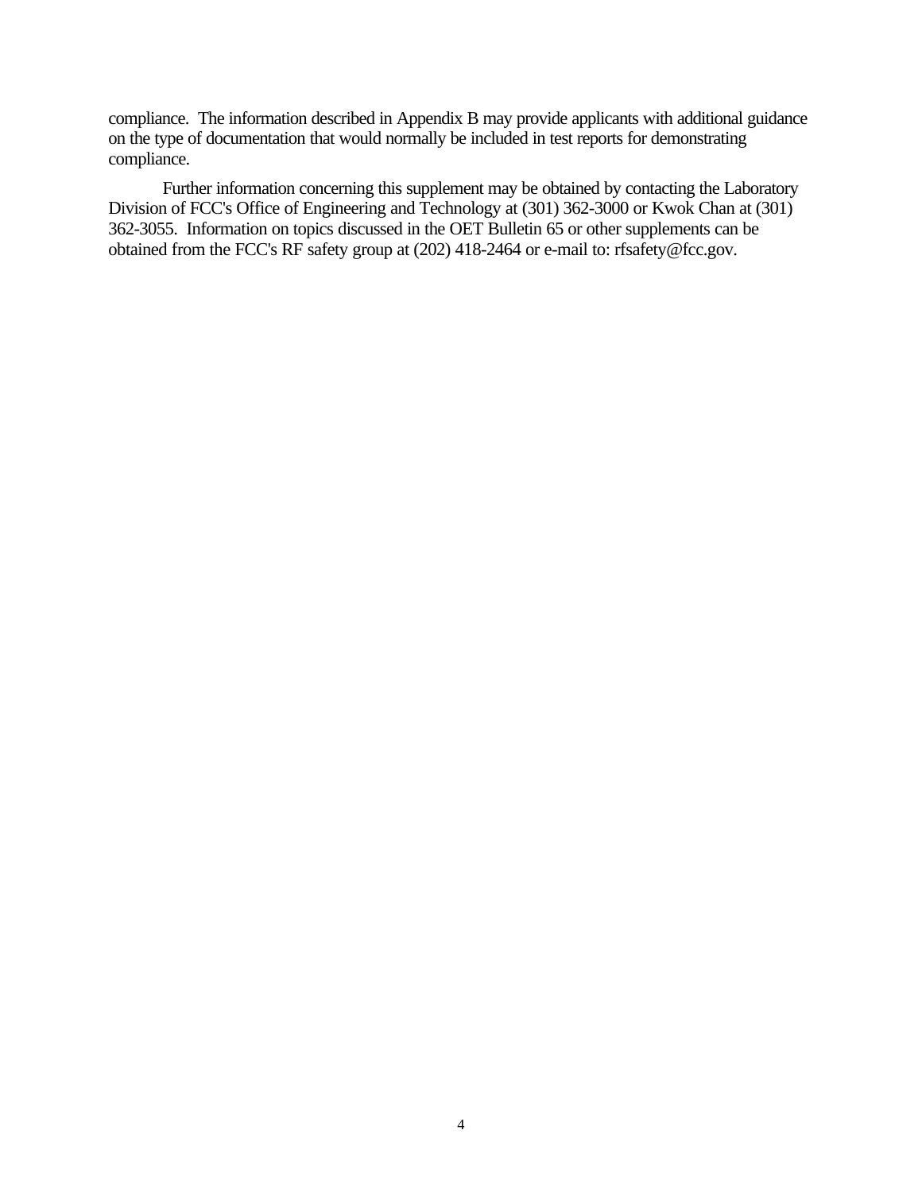compliance. The information described in Appendix B may provide applicants with additional guidance on the type of documentation that would normally be included in test reports for demonstrating compliance.

Further information concerning this supplement may be obtained by contacting the Laboratory Division of FCC's Office of Engineering and Technology at (301) 362-3000 or Kwok Chan at (301) 362-3055. Information on topics discussed in the OET Bulletin 65 or other supplements can be obtained from the FCC's RF safety group at (202) 418-2464 or e-mail to: rfsafety@fcc.gov.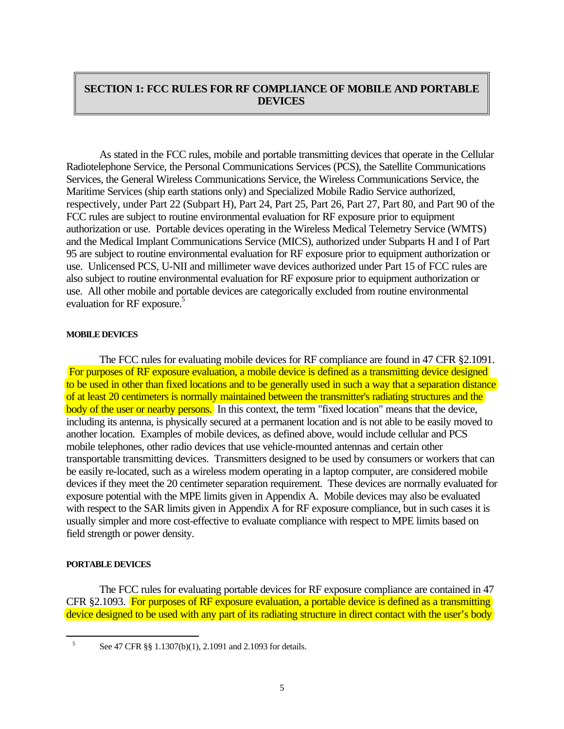## SECTION 1: FCC RULES FOR RF COMPLIANCE OF MOBILE AND PORTABLE DEVICES

As stated in the FCC rules, mobile and portable transmitting devices that operate in the Cellular Radiotelephone Service, the Personal Communications Services (PCS), the Satellite Communications Services, the General Wireless Communications Service, the Wireless Communications Service, the Maritime Services (ship earth stations only) and Specialized Mobile Radio Service authorized, respectively, under Part 22 (Subpart H), Part 24, Part 25, Part 26, Part 27, Part 80, and Part 90 of the FCC rules are subject to routine environmental evaluation for RF exposure prior to equipment authorization or use. Portable devices operating in the Wireless Medical Telemetry Service (WMTS) and the Medical Implant Communications Service (MICS), authorized under Subparts H and I of Part 95 are subject to routine environmental evaluation for RF exposure prior to equipment authorization or use. Unlicensed PCS, U-NII and millimeter wave devices authorized under Part 15 of FCC rules are also subject to routine environmental evaluation for RF exposure prior to equipment authorization or use. All other mobile and portable devices are categorically excluded from routine environmental evaluation for RF exposure.[5]

### MOBILE DEVICES

The FCC rules for evaluating mobile devices for RF compliance are found in 47 CFR §2.1091. For purposes of RF exposure evaluation, a mobile device is defined as a transmitting device designed to be used in other than fixed locations and to be generally used in such a way that a separation distance of at least 20 centimeters is normally maintained between the transmitter's radiating structures and the body of the user or nearby persons. In this context, the term "fixed location" means that the device, including its antenna, is physically secured at a permanent location and is not able to be easily moved to another location. Examples of mobile devices, as defined above, would include cellular and PCS mobile telephones, other radio devices that use vehicle-mounted antennas and certain other transportable transmitting devices. Transmitters designed to be used by consumers or workers that can be easily re-located, such as a wireless modem operating in a laptop computer, are considered mobile devices if they meet the 20 centimeter separation requirement. These devices are normally evaluated for exposure potential with the MPE limits given in Appendix A. Mobile devices may also be evaluated with respect to the SAR limits given in Appendix A for RF exposure compliance, but in such cases it is usually simpler and more cost-effective to evaluate compliance with respect to MPE limits based on field strength or power density.

### PORTABLE DEVICES

The FCC rules for evaluating portable devices for RF exposure compliance are contained in 47 CFR §2.1093. For purposes of RF exposure evaluation, a portable device is defined as a transmitting device designed to be used with any part of its radiating structure in direct contact with the user's body

---

[5] See 47 CFR §§ 1.1307(b)(1), 2.1091 and 2.1093 for details.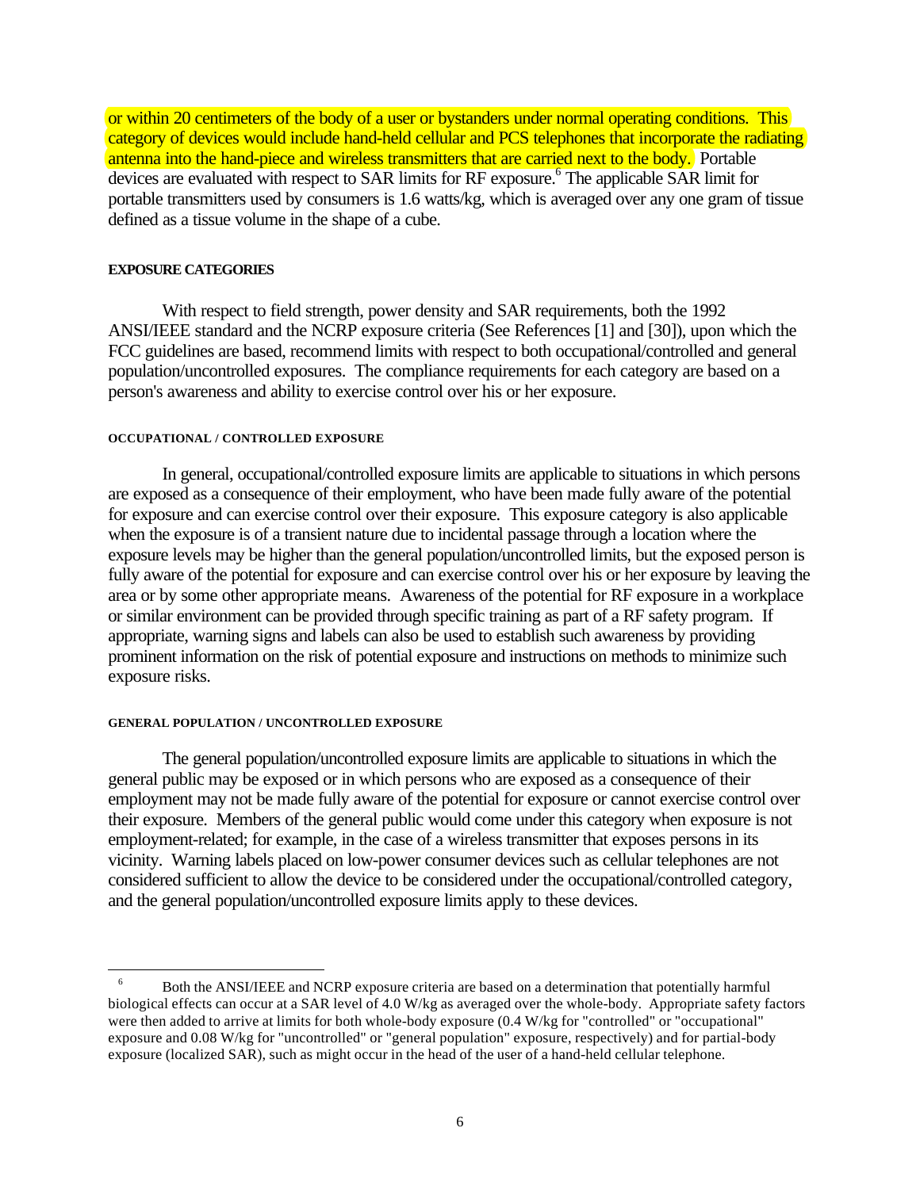or within 20 centimeters of the body of a user or bystanders under normal operating conditions. This category of devices would include hand-held cellular and PCS telephones that incorporate the radiating antenna into the hand-piece and wireless transmitters that are carried next to the body. Portable devices are evaluated with respect to SAR limits for RF exposure.[6] The applicable SAR limit for portable transmitters used by consumers is 1.6 watts/kg, which is averaged over any one gram of tissue defined as a tissue volume in the shape of a cube.

#### EXPOSURE CATEGORIES

With respect to field strength, power density and SAR requirements, both the 1992 ANSI/IEEE standard and the NCRP exposure criteria (See References [1] and [30]), upon which the FCC guidelines are based, recommend limits with respect to both occupational/controlled and general population/uncontrolled exposures. The compliance requirements for each category are based on a person's awareness and ability to exercise control over his or her exposure.

##### OCCUPATIONAL / CONTROLLED EXPOSURE

In general, occupational/controlled exposure limits are applicable to situations in which persons are exposed as a consequence of their employment, who have been made fully aware of the potential for exposure and can exercise control over their exposure. This exposure category is also applicable when the exposure is of a transient nature due to incidental passage through a location where the exposure levels may be higher than the general population/uncontrolled limits, but the exposed person is fully aware of the potential for exposure and can exercise control over his or her exposure by leaving the area or by some other appropriate means. Awareness of the potential for RF exposure in a workplace or similar environment can be provided through specific training as part of a RF safety program. If appropriate, warning signs and labels can also be used to establish such awareness by providing prominent information on the risk of potential exposure and instructions on methods to minimize such exposure risks.

##### GENERAL POPULATION / UNCONTROLLED EXPOSURE

The general population/uncontrolled exposure limits are applicable to situations in which the general public may be exposed or in which persons who are exposed as a consequence of their employment may not be made fully aware of the potential for exposure or cannot exercise control over their exposure. Members of the general public would come under this category when exposure is not employment-related; for example, in the case of a wireless transmitter that exposes persons in its vicinity. Warning labels placed on low-power consumer devices such as cellular telephones are not considered sufficient to allow the device to be considered under the occupational/controlled category, and the general population/uncontrolled exposure limits apply to these devices.

---

[6] Both the ANSI/IEEE and NCRP exposure criteria are based on a determination that potentially harmful biological effects can occur at a SAR level of 4.0 W/kg as averaged over the whole-body. Appropriate safety factors were then added to arrive at limits for both whole-body exposure (0.4 W/kg for "controlled" or "occupational" exposure and 0.08 W/kg for "uncontrolled" or "general population" exposure, respectively) and for partial-body exposure (localized SAR), such as might occur in the head of the user of a hand-held cellular telephone.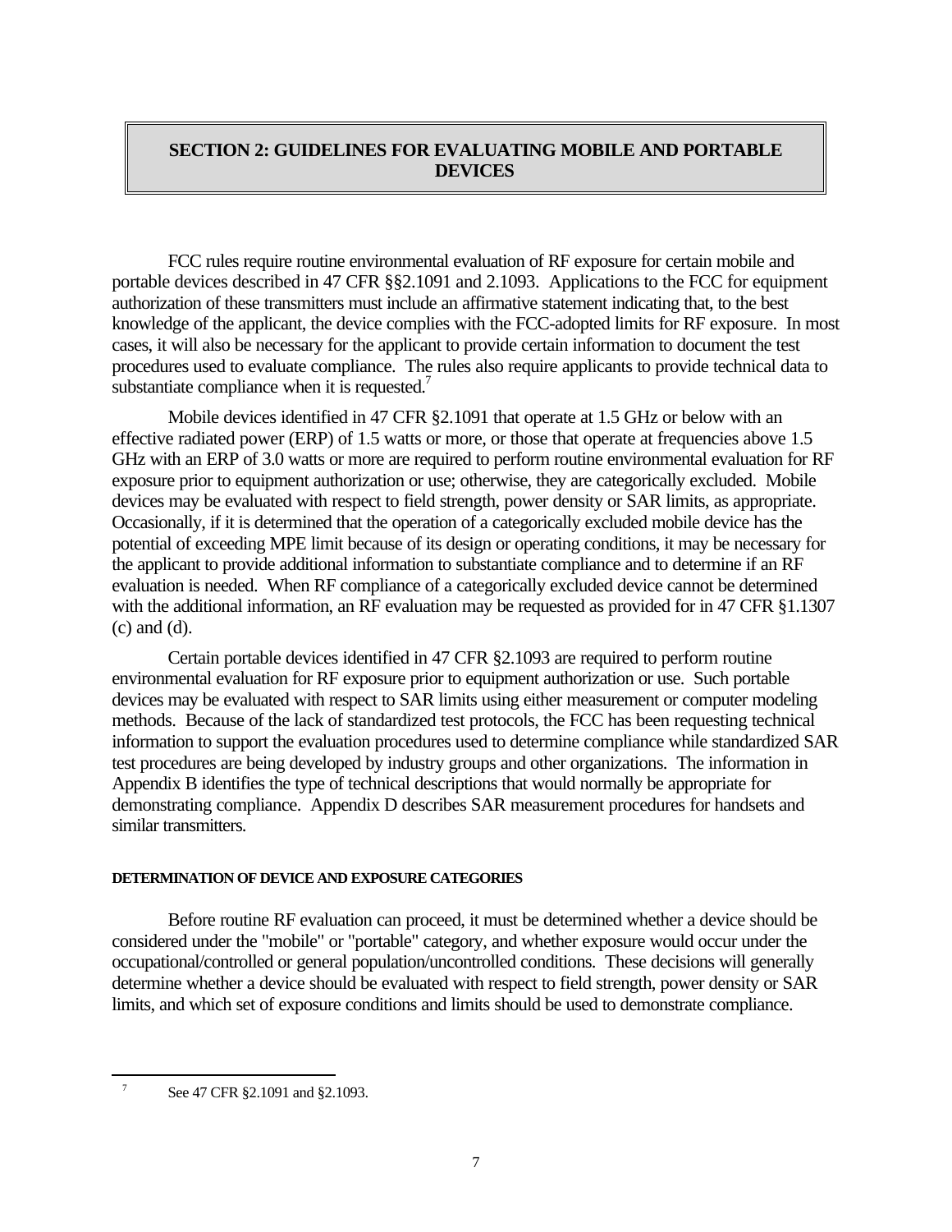## SECTION 2: GUIDELINES FOR EVALUATING MOBILE AND PORTABLE DEVICES

FCC rules require routine environmental evaluation of RF exposure for certain mobile and portable devices described in 47 CFR §§2.1091 and 2.1093. Applications to the FCC for equipment authorization of these transmitters must include an affirmative statement indicating that, to the best knowledge of the applicant, the device complies with the FCC-adopted limits for RF exposure. In most cases, it will also be necessary for the applicant to provide certain information to document the test procedures used to evaluate compliance. The rules also require applicants to provide technical data to substantiate compliance when it is requested.[7]

Mobile devices identified in 47 CFR §2.1091 that operate at 1.5 GHz or below with an effective radiated power (ERP) of 1.5 watts or more, or those that operate at frequencies above 1.5 GHz with an ERP of 3.0 watts or more are required to perform routine environmental evaluation for RF exposure prior to equipment authorization or use; otherwise, they are categorically excluded. Mobile devices may be evaluated with respect to field strength, power density or SAR limits, as appropriate. Occasionally, if it is determined that the operation of a categorically excluded mobile device has the potential of exceeding MPE limit because of its design or operating conditions, it may be necessary for the applicant to provide additional information to substantiate compliance and to determine if an RF evaluation is needed. When RF compliance of a categorically excluded device cannot be determined with the additional information, an RF evaluation may be requested as provided for in 47 CFR §1.1307 (c) and (d).

Certain portable devices identified in 47 CFR §2.1093 are required to perform routine environmental evaluation for RF exposure prior to equipment authorization or use. Such portable devices may be evaluated with respect to SAR limits using either measurement or computer modeling methods. Because of the lack of standardized test protocols, the FCC has been requesting technical information to support the evaluation procedures used to determine compliance while standardized SAR test procedures are being developed by industry groups and other organizations. The information in Appendix B identifies the type of technical descriptions that would normally be appropriate for demonstrating compliance. Appendix D describes SAR measurement procedures for handsets and similar transmitters.

#### DETERMINATION OF DEVICE AND EXPOSURE CATEGORIES

Before routine RF evaluation can proceed, it must be determined whether a device should be considered under the "mobile" or "portable" category, and whether exposure would occur under the occupational/controlled or general population/uncontrolled conditions. These decisions will generally determine whether a device should be evaluated with respect to field strength, power density or SAR limits, and which set of exposure conditions and limits should be used to demonstrate compliance.

---

[7] See 47 CFR §2.1091 and §2.1093.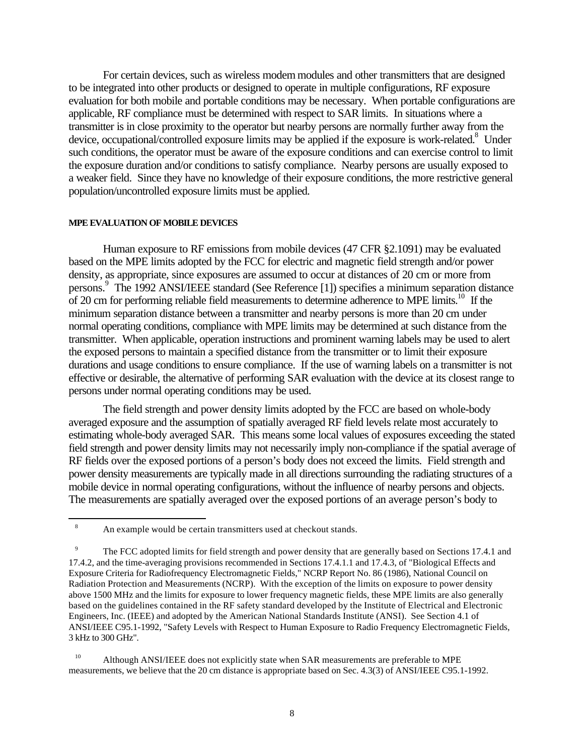For certain devices, such as wireless modem modules and other transmitters that are designed to be integrated into other products or designed to operate in multiple configurations, RF exposure evaluation for both mobile and portable conditions may be necessary. When portable configurations are applicable, RF compliance must be determined with respect to SAR limits. In situations where a transmitter is in close proximity to the operator but nearby persons are normally further away from the device, occupational/controlled exposure limits may be applied if the exposure is work-related.[8] Under such conditions, the operator must be aware of the exposure conditions and can exercise control to limit the exposure duration and/or conditions to satisfy compliance. Nearby persons are usually exposed to a weaker field. Since they have no knowledge of their exposure conditions, the more restrictive general population/uncontrolled exposure limits must be applied.

#### MPE EVALUATION OF MOBILE DEVICES

Human exposure to RF emissions from mobile devices (47 CFR §2.1091) may be evaluated based on the MPE limits adopted by the FCC for electric and magnetic field strength and/or power density, as appropriate, since exposures are assumed to occur at distances of 20 cm or more from persons.[9] The 1992 ANSI/IEEE standard (See Reference [1]) specifies a minimum separation distance of 20 cm for performing reliable field measurements to determine adherence to MPE limits.[10] If the minimum separation distance between a transmitter and nearby persons is more than 20 cm under normal operating conditions, compliance with MPE limits may be determined at such distance from the transmitter. When applicable, operation instructions and prominent warning labels may be used to alert the exposed persons to maintain a specified distance from the transmitter or to limit their exposure durations and usage conditions to ensure compliance. If the use of warning labels on a transmitter is not effective or desirable, the alternative of performing SAR evaluation with the device at its closest range to persons under normal operating conditions may be used.

The field strength and power density limits adopted by the FCC are based on whole-body averaged exposure and the assumption of spatially averaged RF field levels relate most accurately to estimating whole-body averaged SAR. This means some local values of exposures exceeding the stated field strength and power density limits may not necessarily imply non-compliance if the spatial average of RF fields over the exposed portions of a person's body does not exceed the limits. Field strength and power density measurements are typically made in all directions surrounding the radiating structures of a mobile device in normal operating configurations, without the influence of nearby persons and objects. The measurements are spatially averaged over the exposed portions of an average person's body to

---

[8] An example would be certain transmitters used at checkout stands.

[9] The FCC adopted limits for field strength and power density that are generally based on Sections 17.4.1 and 17.4.2, and the time-averaging provisions recommended in Sections 17.4.1.1 and 17.4.3, of "Biological Effects and Exposure Criteria for Radiofrequency Electromagnetic Fields," NCRP Report No. 86 (1986), National Council on Radiation Protection and Measurements (NCRP). With the exception of the limits on exposure to power density above 1500 MHz and the limits for exposure to lower frequency magnetic fields, these MPE limits are also generally based on the guidelines contained in the RF safety standard developed by the Institute of Electrical and Electronic Engineers, Inc. (IEEE) and adopted by the American National Standards Institute (ANSI). See Section 4.1 of ANSI/IEEE C95.1-1992, "Safety Levels with Respect to Human Exposure to Radio Frequency Electromagnetic Fields, 3 kHz to 300 GHz".

[10] Although ANSI/IEEE does not explicitly state when SAR measurements are preferable to MPE measurements, we believe that the 20 cm distance is appropriate based on Sec. 4.3(3) of ANSI/IEEE C95.1-1992.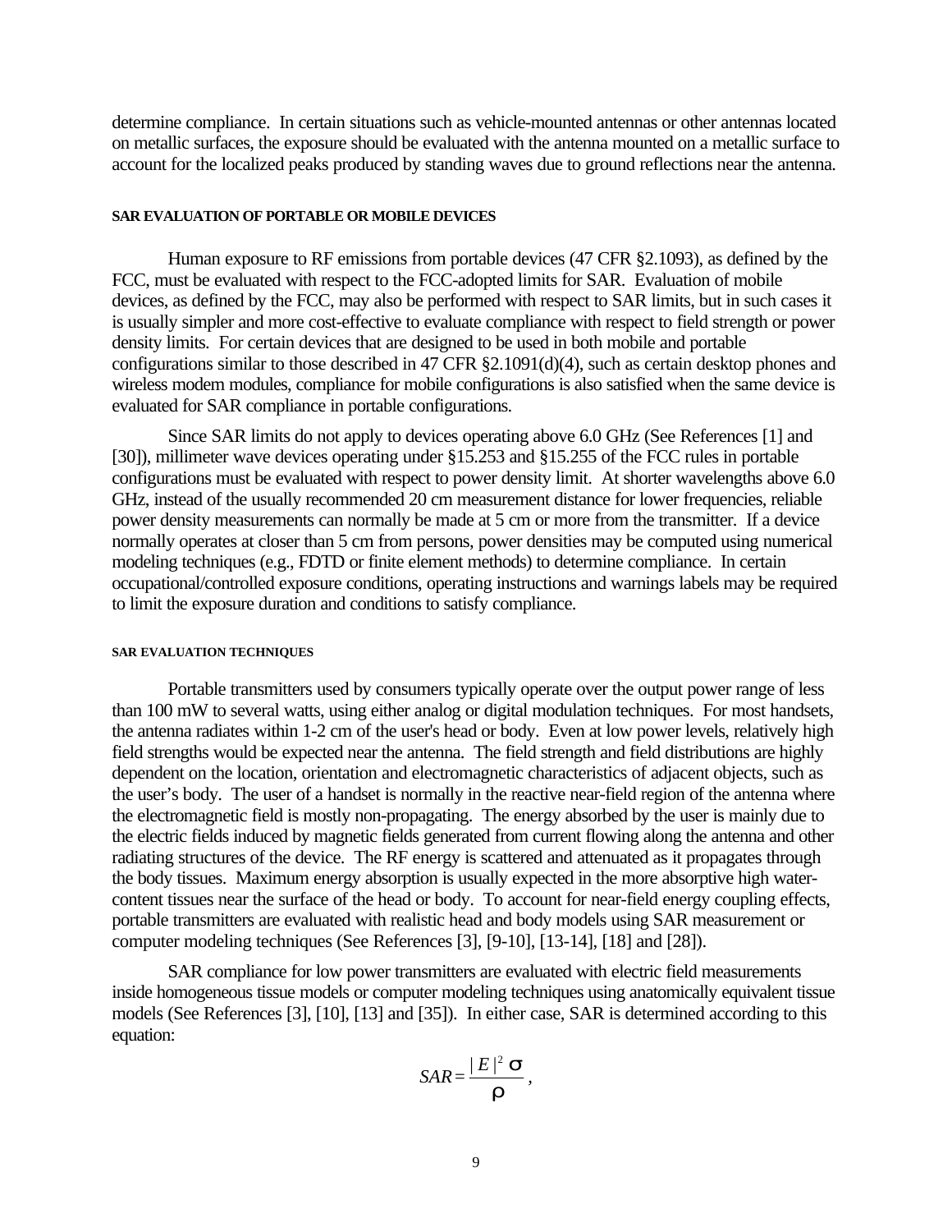determine compliance. In certain situations such as vehicle-mounted antennas or other antennas located on metallic surfaces, the exposure should be evaluated with the antenna mounted on a metallic surface to account for the localized peaks produced by standing waves due to ground reflections near the antenna.

#### SAR EVALUATION OF PORTABLE OR MOBILE DEVICES

Human exposure to RF emissions from portable devices (47 CFR §2.1093), as defined by the FCC, must be evaluated with respect to the FCC-adopted limits for SAR. Evaluation of mobile devices, as defined by the FCC, may also be performed with respect to SAR limits, but in such cases it is usually simpler and more cost-effective to evaluate compliance with respect to field strength or power density limits. For certain devices that are designed to be used in both mobile and portable configurations similar to those described in 47 CFR §2.1091(d)(4), such as certain desktop phones and wireless modem modules, compliance for mobile configurations is also satisfied when the same device is evaluated for SAR compliance in portable configurations.

Since SAR limits do not apply to devices operating above 6.0 GHz (See References [1] and [30]), millimeter wave devices operating under §15.253 and §15.255 of the FCC rules in portable configurations must be evaluated with respect to power density limit. At shorter wavelengths above 6.0 GHz, instead of the usually recommended 20 cm measurement distance for lower frequencies, reliable power density measurements can normally be made at 5 cm or more from the transmitter. If a device normally operates at closer than 5 cm from persons, power densities may be computed using numerical modeling techniques (e.g., FDTD or finite element methods) to determine compliance. In certain occupational/controlled exposure conditions, operating instructions and warnings labels may be required to limit the exposure duration and conditions to satisfy compliance.

##### SAR EVALUATION TECHNIQUES

Portable transmitters used by consumers typically operate over the output power range of less than 100 mW to several watts, using either analog or digital modulation techniques. For most handsets, the antenna radiates within 1-2 cm of the user's head or body. Even at low power levels, relatively high field strengths would be expected near the antenna. The field strength and field distributions are highly dependent on the location, orientation and electromagnetic characteristics of adjacent objects, such as the user's body. The user of a handset is normally in the reactive near-field region of the antenna where the electromagnetic field is mostly non-propagating. The energy absorbed by the user is mainly due to the electric fields induced by magnetic fields generated from current flowing along the antenna and other radiating structures of the device. The RF energy is scattered and attenuated as it propagates through the body tissues. Maximum energy absorption is usually expected in the more absorptive high water-content tissues near the surface of the head or body. To account for near-field energy coupling effects, portable transmitters are evaluated with realistic head and body models using SAR measurement or computer modeling techniques (See References [3], [9-10], [13-14], [18] and [28]).

SAR compliance for low power transmitters are evaluated with electric field measurements inside homogeneous tissue models or computer modeling techniques using anatomically equivalent tissue models (See References [3], [10], [13] and [35]). In either case, SAR is determined according to this equation:

$$SAR = \frac{|E|^2 \sigma}{\rho},$$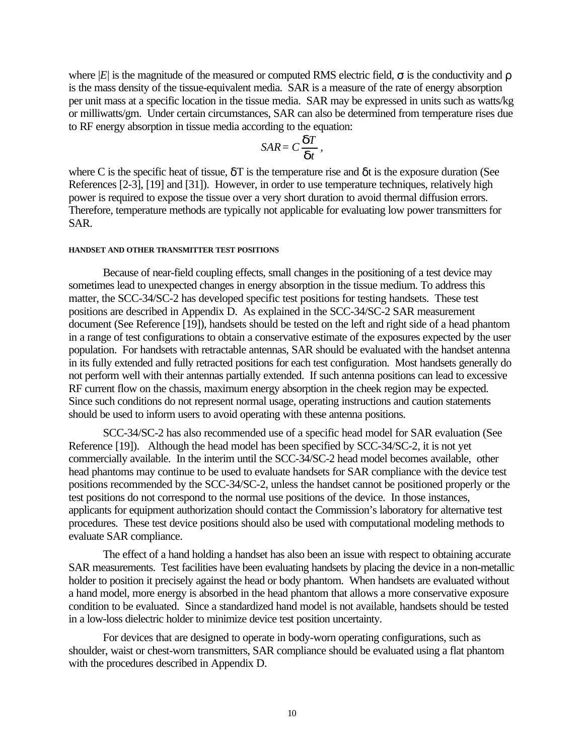where $|E|$ is the magnitude of the measured or computed RMS electric field, $\sigma$ is the conductivity and $\rho$ is the mass density of the tissue-equivalent media. SAR is a measure of the rate of energy absorption per unit mass at a specific location in the tissue media. SAR may be expressed in units such as watts/kg or milliwatts/gm. Under certain circumstances, SAR can also be determined from temperature rises due to RF energy absorption in tissue media according to the equation:

$$SAR = C\frac{\delta T}{\delta t},$$

where C is the specific heat of tissue, $\delta T$ is the temperature rise and $\delta t$ is the exposure duration (See References [2-3], [19] and [31]). However, in order to use temperature techniques, relatively high power is required to expose the tissue over a very short duration to avoid thermal diffusion errors. Therefore, temperature methods are typically not applicable for evaluating low power transmitters for SAR.

#### HANDSET AND OTHER TRANSMITTER TEST POSITIONS

Because of near-field coupling effects, small changes in the positioning of a test device may sometimes lead to unexpected changes in energy absorption in the tissue medium. To address this matter, the SCC-34/SC-2 has developed specific test positions for testing handsets. These test positions are described in Appendix D. As explained in the SCC-34/SC-2 SAR measurement document (See Reference [19]), handsets should be tested on the left and right side of a head phantom in a range of test configurations to obtain a conservative estimate of the exposures expected by the user population. For handsets with retractable antennas, SAR should be evaluated with the handset antenna in its fully extended and fully retracted positions for each test configuration. Most handsets generally do not perform well with their antennas partially extended. If such antenna positions can lead to excessive RF current flow on the chassis, maximum energy absorption in the cheek region may be expected. Since such conditions do not represent normal usage, operating instructions and caution statements should be used to inform users to avoid operating with these antenna positions.

SCC-34/SC-2 has also recommended use of a specific head model for SAR evaluation (See Reference [19]). Although the head model has been specified by SCC-34/SC-2, it is not yet commercially available. In the interim until the SCC-34/SC-2 head model becomes available, other head phantoms may continue to be used to evaluate handsets for SAR compliance with the device test positions recommended by the SCC-34/SC-2, unless the handset cannot be positioned properly or the test positions do not correspond to the normal use positions of the device. In those instances, applicants for equipment authorization should contact the Commission's laboratory for alternative test procedures. These test device positions should also be used with computational modeling methods to evaluate SAR compliance.

The effect of a hand holding a handset has also been an issue with respect to obtaining accurate SAR measurements. Test facilities have been evaluating handsets by placing the device in a non-metallic holder to position it precisely against the head or body phantom. When handsets are evaluated without a hand model, more energy is absorbed in the head phantom that allows a more conservative exposure condition to be evaluated. Since a standardized hand model is not available, handsets should be tested in a low-loss dielectric holder to minimize device test position uncertainty.

For devices that are designed to operate in body-worn operating configurations, such as shoulder, waist or chest-worn transmitters, SAR compliance should be evaluated using a flat phantom with the procedures described in Appendix D.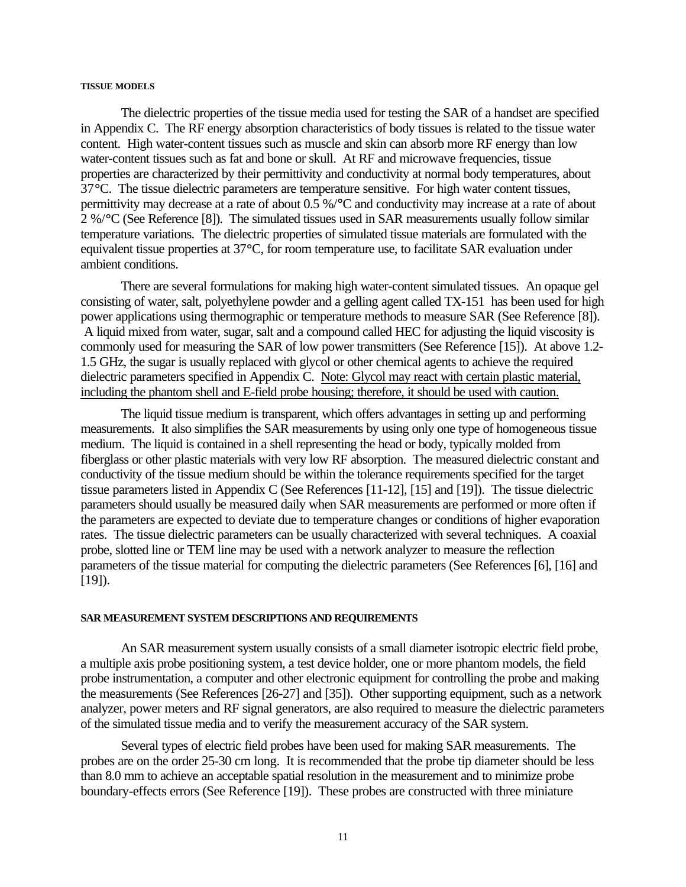#### TISSUE MODELS

The dielectric properties of the tissue media used for testing the SAR of a handset are specified in Appendix C. The RF energy absorption characteristics of body tissues is related to the tissue water content. High water-content tissues such as muscle and skin can absorb more RF energy than low water-content tissues such as fat and bone or skull. At RF and microwave frequencies, tissue properties are characterized by their permittivity and conductivity at normal body temperatures, about 37°C. The tissue dielectric parameters are temperature sensitive. For high water content tissues, permittivity may decrease at a rate of about 0.5 %/°C and conductivity may increase at a rate of about 2 %/°C (See Reference [8]). The simulated tissues used in SAR measurements usually follow similar temperature variations. The dielectric properties of simulated tissue materials are formulated with the equivalent tissue properties at 37°C, for room temperature use, to facilitate SAR evaluation under ambient conditions.

There are several formulations for making high water-content simulated tissues. An opaque gel consisting of water, salt, polyethylene powder and a gelling agent called TX-151 has been used for high power applications using thermographic or temperature methods to measure SAR (See Reference [8]). A liquid mixed from water, sugar, salt and a compound called HEC for adjusting the liquid viscosity is commonly used for measuring the SAR of low power transmitters (See Reference [15]). At above 1.2-1.5 GHz, the sugar is usually replaced with glycol or other chemical agents to achieve the required dielectric parameters specified in Appendix C. <u>Note: Glycol may react with certain plastic material, including the phantom shell and E-field probe housing; therefore, it should be used with caution.</u>

The liquid tissue medium is transparent, which offers advantages in setting up and performing measurements. It also simplifies the SAR measurements by using only one type of homogeneous tissue medium. The liquid is contained in a shell representing the head or body, typically molded from fiberglass or other plastic materials with very low RF absorption. The measured dielectric constant and conductivity of the tissue medium should be within the tolerance requirements specified for the target tissue parameters listed in Appendix C (See References [11-12], [15] and [19]). The tissue dielectric parameters should usually be measured daily when SAR measurements are performed or more often if the parameters are expected to deviate due to temperature changes or conditions of higher evaporation rates. The tissue dielectric parameters can be usually characterized with several techniques. A coaxial probe, slotted line or TEM line may be used with a network analyzer to measure the reflection parameters of the tissue material for computing the dielectric parameters (See References [6], [16] and [19]).

#### SAR MEASUREMENT SYSTEM DESCRIPTIONS AND REQUIREMENTS

An SAR measurement system usually consists of a small diameter isotropic electric field probe, a multiple axis probe positioning system, a test device holder, one or more phantom models, the field probe instrumentation, a computer and other electronic equipment for controlling the probe and making the measurements (See References [26-27] and [35]). Other supporting equipment, such as a network analyzer, power meters and RF signal generators, are also required to measure the dielectric parameters of the simulated tissue media and to verify the measurement accuracy of the SAR system.

Several types of electric field probes have been used for making SAR measurements. The probes are on the order 25-30 cm long. It is recommended that the probe tip diameter should be less than 8.0 mm to achieve an acceptable spatial resolution in the measurement and to minimize probe boundary-effects errors (See Reference [19]). These probes are constructed with three miniature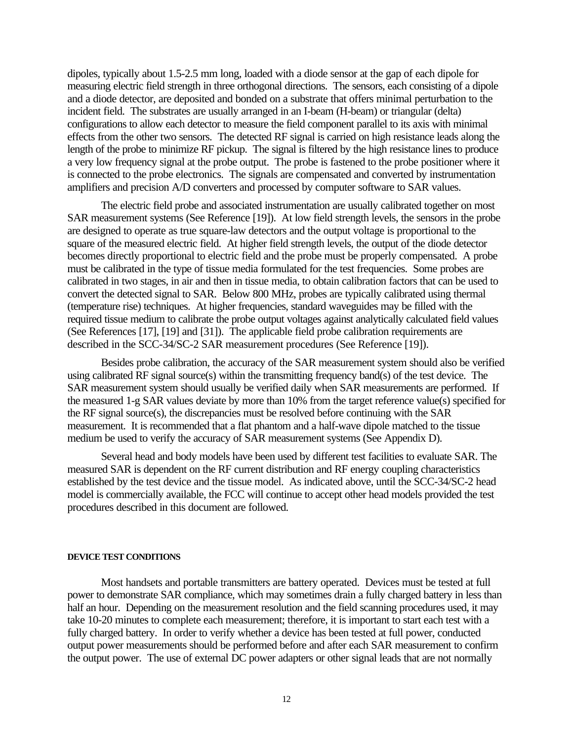dipoles, typically about 1.5-2.5 mm long, loaded with a diode sensor at the gap of each dipole for measuring electric field strength in three orthogonal directions. The sensors, each consisting of a dipole and a diode detector, are deposited and bonded on a substrate that offers minimal perturbation to the incident field. The substrates are usually arranged in an I-beam (H-beam) or triangular (delta) configurations to allow each detector to measure the field component parallel to its axis with minimal effects from the other two sensors. The detected RF signal is carried on high resistance leads along the length of the probe to minimize RF pickup. The signal is filtered by the high resistance lines to produce a very low frequency signal at the probe output. The probe is fastened to the probe positioner where it is connected to the probe electronics. The signals are compensated and converted by instrumentation amplifiers and precision A/D converters and processed by computer software to SAR values.

The electric field probe and associated instrumentation are usually calibrated together on most SAR measurement systems (See Reference [19]). At low field strength levels, the sensors in the probe are designed to operate as true square-law detectors and the output voltage is proportional to the square of the measured electric field. At higher field strength levels, the output of the diode detector becomes directly proportional to electric field and the probe must be properly compensated. A probe must be calibrated in the type of tissue media formulated for the test frequencies. Some probes are calibrated in two stages, in air and then in tissue media, to obtain calibration factors that can be used to convert the detected signal to SAR. Below 800 MHz, probes are typically calibrated using thermal (temperature rise) techniques. At higher frequencies, standard waveguides may be filled with the required tissue medium to calibrate the probe output voltages against analytically calculated field values (See References [17], [19] and [31]). The applicable field probe calibration requirements are described in the SCC-34/SC-2 SAR measurement procedures (See Reference [19]).

Besides probe calibration, the accuracy of the SAR measurement system should also be verified using calibrated RF signal source(s) within the transmitting frequency band(s) of the test device. The SAR measurement system should usually be verified daily when SAR measurements are performed. If the measured 1-g SAR values deviate by more than 10% from the target reference value(s) specified for the RF signal source(s), the discrepancies must be resolved before continuing with the SAR measurement. It is recommended that a flat phantom and a half-wave dipole matched to the tissue medium be used to verify the accuracy of SAR measurement systems (See Appendix D).

Several head and body models have been used by different test facilities to evaluate SAR. The measured SAR is dependent on the RF current distribution and RF energy coupling characteristics established by the test device and the tissue model. As indicated above, until the SCC-34/SC-2 head model is commercially available, the FCC will continue to accept other head models provided the test procedures described in this document are followed.

#### DEVICE TEST CONDITIONS

Most handsets and portable transmitters are battery operated. Devices must be tested at full power to demonstrate SAR compliance, which may sometimes drain a fully charged battery in less than half an hour. Depending on the measurement resolution and the field scanning procedures used, it may take 10-20 minutes to complete each measurement; therefore, it is important to start each test with a fully charged battery. In order to verify whether a device has been tested at full power, conducted output power measurements should be performed before and after each SAR measurement to confirm the output power. The use of external DC power adapters or other signal leads that are not normally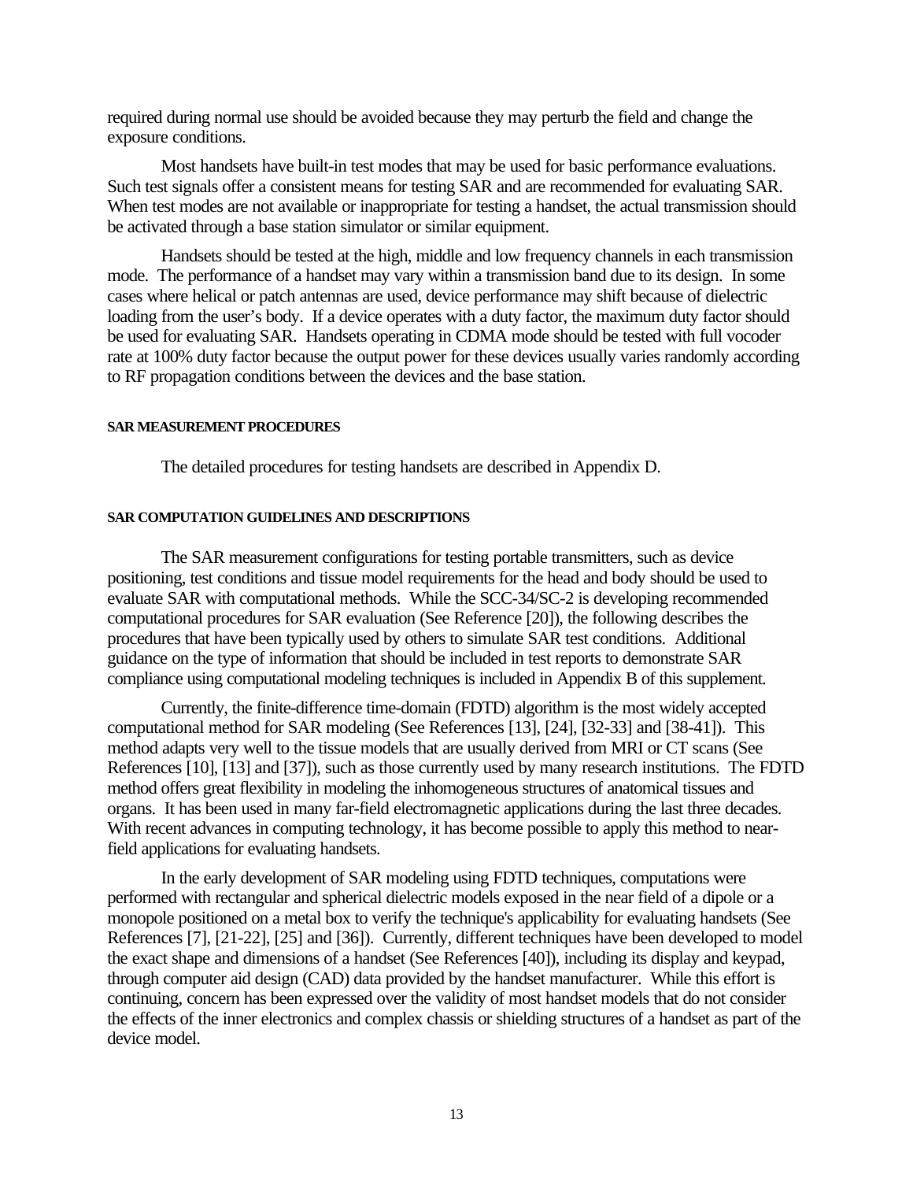required during normal use should be avoided because they may perturb the field and change the exposure conditions.

Most handsets have built-in test modes that may be used for basic performance evaluations. Such test signals offer a consistent means for testing SAR and are recommended for evaluating SAR. When test modes are not available or inappropriate for testing a handset, the actual transmission should be activated through a base station simulator or similar equipment.

Handsets should be tested at the high, middle and low frequency channels in each transmission mode. The performance of a handset may vary within a transmission band due to its design. In some cases where helical or patch antennas are used, device performance may shift because of dielectric loading from the user's body. If a device operates with a duty factor, the maximum duty factor should be used for evaluating SAR. Handsets operating in CDMA mode should be tested with full vocoder rate at 100% duty factor because the output power for these devices usually varies randomly according to RF propagation conditions between the devices and the base station.

#### SAR MEASUREMENT PROCEDURES

The detailed procedures for testing handsets are described in Appendix D.

#### SAR COMPUTATION GUIDELINES AND DESCRIPTIONS

The SAR measurement configurations for testing portable transmitters, such as device positioning, test conditions and tissue model requirements for the head and body should be used to evaluate SAR with computational methods. While the SCC-34/SC-2 is developing recommended computational procedures for SAR evaluation (See Reference [20]), the following describes the procedures that have been typically used by others to simulate SAR test conditions. Additional guidance on the type of information that should be included in test reports to demonstrate SAR compliance using computational modeling techniques is included in Appendix B of this supplement.

Currently, the finite-difference time-domain (FDTD) algorithm is the most widely accepted computational method for SAR modeling (See References [13], [24], [32-33] and [38-41]). This method adapts very well to the tissue models that are usually derived from MRI or CT scans (See References [10], [13] and [37]), such as those currently used by many research institutions. The FDTD method offers great flexibility in modeling the inhomogeneous structures of anatomical tissues and organs. It has been used in many far-field electromagnetic applications during the last three decades. With recent advances in computing technology, it has become possible to apply this method to near-field applications for evaluating handsets.

In the early development of SAR modeling using FDTD techniques, computations were performed with rectangular and spherical dielectric models exposed in the near field of a dipole or a monopole positioned on a metal box to verify the technique's applicability for evaluating handsets (See References [7], [21-22], [25] and [36]). Currently, different techniques have been developed to model the exact shape and dimensions of a handset (See References [40]), including its display and keypad, through computer aid design (CAD) data provided by the handset manufacturer. While this effort is continuing, concern has been expressed over the validity of most handset models that do not consider the effects of the inner electronics and complex chassis or shielding structures of a handset as part of the device model.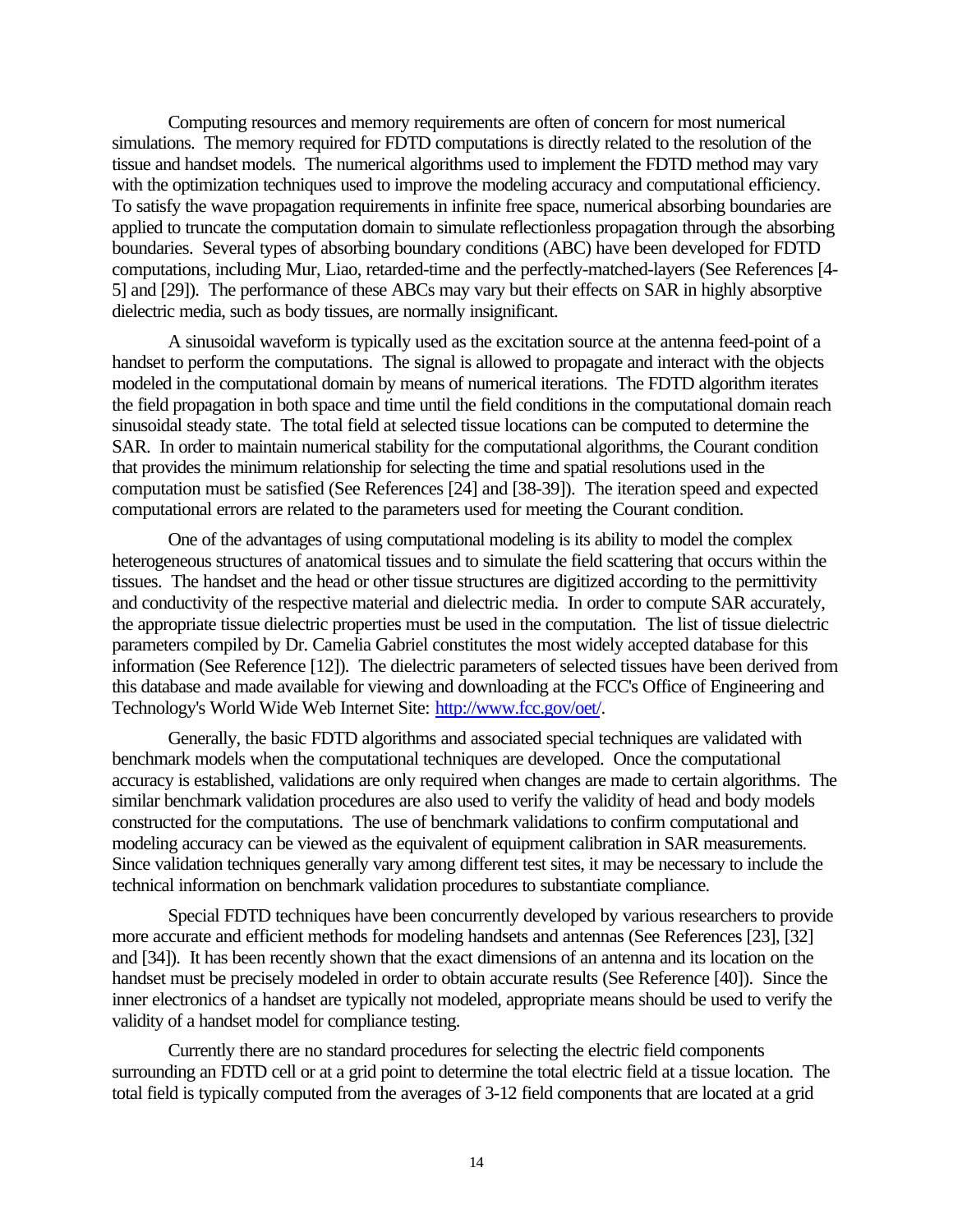Computing resources and memory requirements are often of concern for most numerical simulations. The memory required for FDTD computations is directly related to the resolution of the tissue and handset models. The numerical algorithms used to implement the FDTD method may vary with the optimization techniques used to improve the modeling accuracy and computational efficiency. To satisfy the wave propagation requirements in infinite free space, numerical absorbing boundaries are applied to truncate the computation domain to simulate reflectionless propagation through the absorbing boundaries. Several types of absorbing boundary conditions (ABC) have been developed for FDTD computations, including Mur, Liao, retarded-time and the perfectly-matched-layers (See References [4-5] and [29]). The performance of these ABCs may vary but their effects on SAR in highly absorptive dielectric media, such as body tissues, are normally insignificant.

A sinusoidal waveform is typically used as the excitation source at the antenna feed-point of a handset to perform the computations. The signal is allowed to propagate and interact with the objects modeled in the computational domain by means of numerical iterations. The FDTD algorithm iterates the field propagation in both space and time until the field conditions in the computational domain reach sinusoidal steady state. The total field at selected tissue locations can be computed to determine the SAR. In order to maintain numerical stability for the computational algorithms, the Courant condition that provides the minimum relationship for selecting the time and spatial resolutions used in the computation must be satisfied (See References [24] and [38-39]). The iteration speed and expected computational errors are related to the parameters used for meeting the Courant condition.

One of the advantages of using computational modeling is its ability to model the complex heterogeneous structures of anatomical tissues and to simulate the field scattering that occurs within the tissues. The handset and the head or other tissue structures are digitized according to the permittivity and conductivity of the respective material and dielectric media. In order to compute SAR accurately, the appropriate tissue dielectric properties must be used in the computation. The list of tissue dielectric parameters compiled by Dr. Camelia Gabriel constitutes the most widely accepted database for this information (See Reference [12]). The dielectric parameters of selected tissues have been derived from this database and made available for viewing and downloading at the FCC's Office of Engineering and Technology's World Wide Web Internet Site: http://www.fcc.gov/oet/.

Generally, the basic FDTD algorithms and associated special techniques are validated with benchmark models when the computational techniques are developed. Once the computational accuracy is established, validations are only required when changes are made to certain algorithms. The similar benchmark validation procedures are also used to verify the validity of head and body models constructed for the computations. The use of benchmark validations to confirm computational and modeling accuracy can be viewed as the equivalent of equipment calibration in SAR measurements. Since validation techniques generally vary among different test sites, it may be necessary to include the technical information on benchmark validation procedures to substantiate compliance.

Special FDTD techniques have been concurrently developed by various researchers to provide more accurate and efficient methods for modeling handsets and antennas (See References [23], [32] and [34]). It has been recently shown that the exact dimensions of an antenna and its location on the handset must be precisely modeled in order to obtain accurate results (See Reference [40]). Since the inner electronics of a handset are typically not modeled, appropriate means should be used to verify the validity of a handset model for compliance testing.

Currently there are no standard procedures for selecting the electric field components surrounding an FDTD cell or at a grid point to determine the total electric field at a tissue location. The total field is typically computed from the averages of 3-12 field components that are located at a grid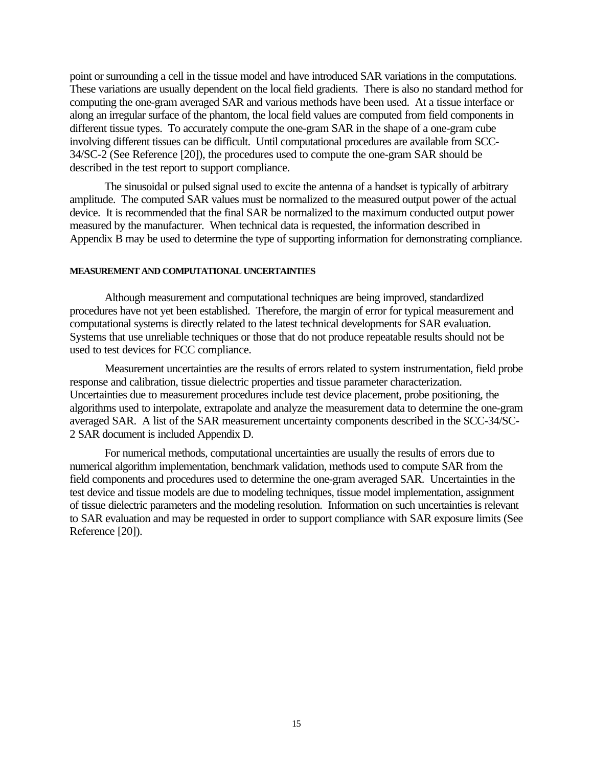point or surrounding a cell in the tissue model and have introduced SAR variations in the computations. These variations are usually dependent on the local field gradients. There is also no standard method for computing the one-gram averaged SAR and various methods have been used. At a tissue interface or along an irregular surface of the phantom, the local field values are computed from field components in different tissue types. To accurately compute the one-gram SAR in the shape of a one-gram cube involving different tissues can be difficult. Until computational procedures are available from SCC-34/SC-2 (See Reference [20]), the procedures used to compute the one-gram SAR should be described in the test report to support compliance.

The sinusoidal or pulsed signal used to excite the antenna of a handset is typically of arbitrary amplitude. The computed SAR values must be normalized to the measured output power of the actual device. It is recommended that the final SAR be normalized to the maximum conducted output power measured by the manufacturer. When technical data is requested, the information described in Appendix B may be used to determine the type of supporting information for demonstrating compliance.

#### MEASUREMENT AND COMPUTATIONAL UNCERTAINTIES

Although measurement and computational techniques are being improved, standardized procedures have not yet been established. Therefore, the margin of error for typical measurement and computational systems is directly related to the latest technical developments for SAR evaluation. Systems that use unreliable techniques or those that do not produce repeatable results should not be used to test devices for FCC compliance.

Measurement uncertainties are the results of errors related to system instrumentation, field probe response and calibration, tissue dielectric properties and tissue parameter characterization. Uncertainties due to measurement procedures include test device placement, probe positioning, the algorithms used to interpolate, extrapolate and analyze the measurement data to determine the one-gram averaged SAR. A list of the SAR measurement uncertainty components described in the SCC-34/SC-2 SAR document is included Appendix D.

For numerical methods, computational uncertainties are usually the results of errors due to numerical algorithm implementation, benchmark validation, methods used to compute SAR from the field components and procedures used to determine the one-gram averaged SAR. Uncertainties in the test device and tissue models are due to modeling techniques, tissue model implementation, assignment of tissue dielectric parameters and the modeling resolution. Information on such uncertainties is relevant to SAR evaluation and may be requested in order to support compliance with SAR exposure limits (See Reference [20]).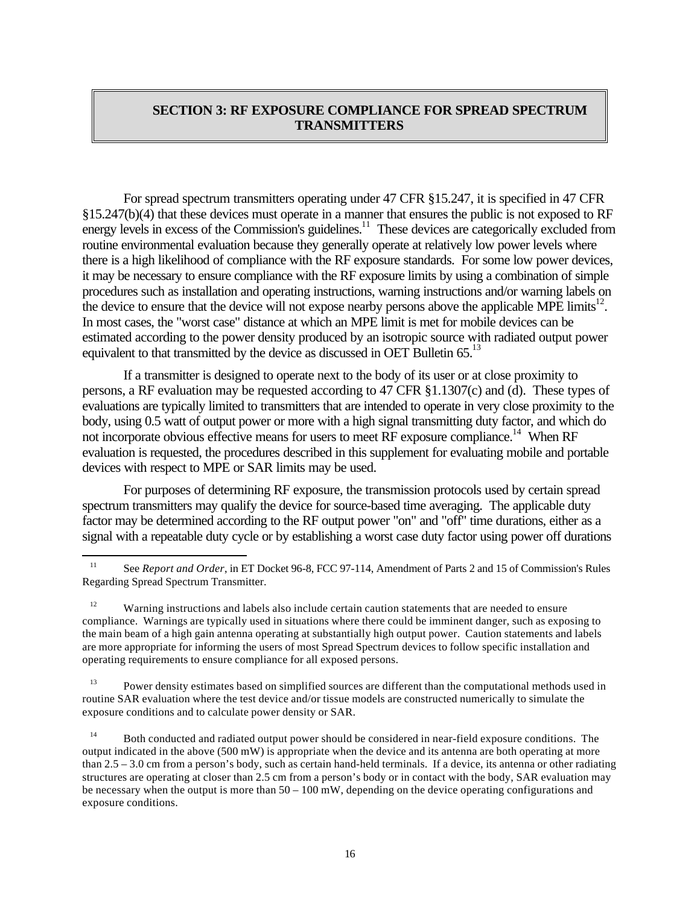## SECTION 3: RF EXPOSURE COMPLIANCE FOR SPREAD SPECTRUM TRANSMITTERS

For spread spectrum transmitters operating under 47 CFR §15.247, it is specified in 47 CFR §15.247(b)(4) that these devices must operate in a manner that ensures the public is not exposed to RF energy levels in excess of the Commission's guidelines.[11] These devices are categorically excluded from routine environmental evaluation because they generally operate at relatively low power levels where there is a high likelihood of compliance with the RF exposure standards. For some low power devices, it may be necessary to ensure compliance with the RF exposure limits by using a combination of simple procedures such as installation and operating instructions, warning instructions and/or warning labels on the device to ensure that the device will not expose nearby persons above the applicable MPE limits[12]. In most cases, the "worst case" distance at which an MPE limit is met for mobile devices can be estimated according to the power density produced by an isotropic source with radiated output power equivalent to that transmitted by the device as discussed in OET Bulletin 65.[13]

If a transmitter is designed to operate next to the body of its user or at close proximity to persons, a RF evaluation may be requested according to 47 CFR §1.1307(c) and (d). These types of evaluations are typically limited to transmitters that are intended to operate in very close proximity to the body, using 0.5 watt of output power or more with a high signal transmitting duty factor, and which do not incorporate obvious effective means for users to meet RF exposure compliance.[14] When RF evaluation is requested, the procedures described in this supplement for evaluating mobile and portable devices with respect to MPE or SAR limits may be used.

For purposes of determining RF exposure, the transmission protocols used by certain spread spectrum transmitters may qualify the device for source-based time averaging. The applicable duty factor may be determined according to the RF output power "on" and "off" time durations, either as a signal with a repeatable duty cycle or by establishing a worst case duty factor using power off durations

---

[11] See *Report and Order*, in ET Docket 96-8, FCC 97-114, Amendment of Parts 2 and 15 of Commission's Rules Regarding Spread Spectrum Transmitter.

[12] Warning instructions and labels also include certain caution statements that are needed to ensure compliance. Warnings are typically used in situations where there could be imminent danger, such as exposing to the main beam of a high gain antenna operating at substantially high output power. Caution statements and labels are more appropriate for informing the users of most Spread Spectrum devices to follow specific installation and operating requirements to ensure compliance for all exposed persons.

[13] Power density estimates based on simplified sources are different than the computational methods used in routine SAR evaluation where the test device and/or tissue models are constructed numerically to simulate the exposure conditions and to calculate power density or SAR.

[14] Both conducted and radiated output power should be considered in near-field exposure conditions. The output indicated in the above (500 mW) is appropriate when the device and its antenna are both operating at more than 2.5 – 3.0 cm from a person's body, such as certain hand-held terminals. If a device, its antenna or other radiating structures are operating at closer than 2.5 cm from a person's body or in contact with the body, SAR evaluation may be necessary when the output is more than 50 – 100 mW, depending on the device operating configurations and exposure conditions.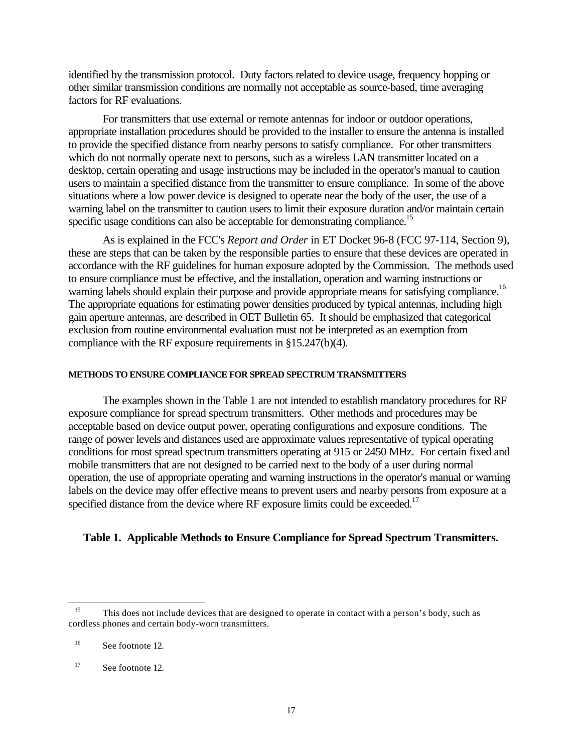identified by the transmission protocol. Duty factors related to device usage, frequency hopping or other similar transmission conditions are normally not acceptable as source-based, time averaging factors for RF evaluations.

For transmitters that use external or remote antennas for indoor or outdoor operations, appropriate installation procedures should be provided to the installer to ensure the antenna is installed to provide the specified distance from nearby persons to satisfy compliance. For other transmitters which do not normally operate next to persons, such as a wireless LAN transmitter located on a desktop, certain operating and usage instructions may be included in the operator's manual to caution users to maintain a specified distance from the transmitter to ensure compliance. In some of the above situations where a low power device is designed to operate near the body of the user, the use of a warning label on the transmitter to caution users to limit their exposure duration and/or maintain certain specific usage conditions can also be acceptable for demonstrating compliance.[15]

As is explained in the FCC's *Report and Order* in ET Docket 96-8 (FCC 97-114, Section 9), these are steps that can be taken by the responsible parties to ensure that these devices are operated in accordance with the RF guidelines for human exposure adopted by the Commission. The methods used to ensure compliance must be effective, and the installation, operation and warning instructions or warning labels should explain their purpose and provide appropriate means for satisfying compliance.[16] The appropriate equations for estimating power densities produced by typical antennas, including high gain aperture antennas, are described in OET Bulletin 65. It should be emphasized that categorical exclusion from routine environmental evaluation must not be interpreted as an exemption from compliance with the RF exposure requirements in §15.247(b)(4).

#### METHODS TO ENSURE COMPLIANCE FOR SPREAD SPECTRUM TRANSMITTERS

The examples shown in the Table 1 are not intended to establish mandatory procedures for RF exposure compliance for spread spectrum transmitters. Other methods and procedures may be acceptable based on device output power, operating configurations and exposure conditions. The range of power levels and distances used are approximate values representative of typical operating conditions for most spread spectrum transmitters operating at 915 or 2450 MHz. For certain fixed and mobile transmitters that are not designed to be carried next to the body of a user during normal operation, the use of appropriate operating and warning instructions in the operator's manual or warning labels on the device may offer effective means to prevent users and nearby persons from exposure at a specified distance from the device where RF exposure limits could be exceeded.[17]

**Table 1. Applicable Methods to Ensure Compliance for Spread Spectrum Transmitters.**

---

[15] This does not include devices that are designed to operate in contact with a person's body, such as cordless phones and certain body-worn transmitters.

[16] See footnote 12.

[17] See footnote 12.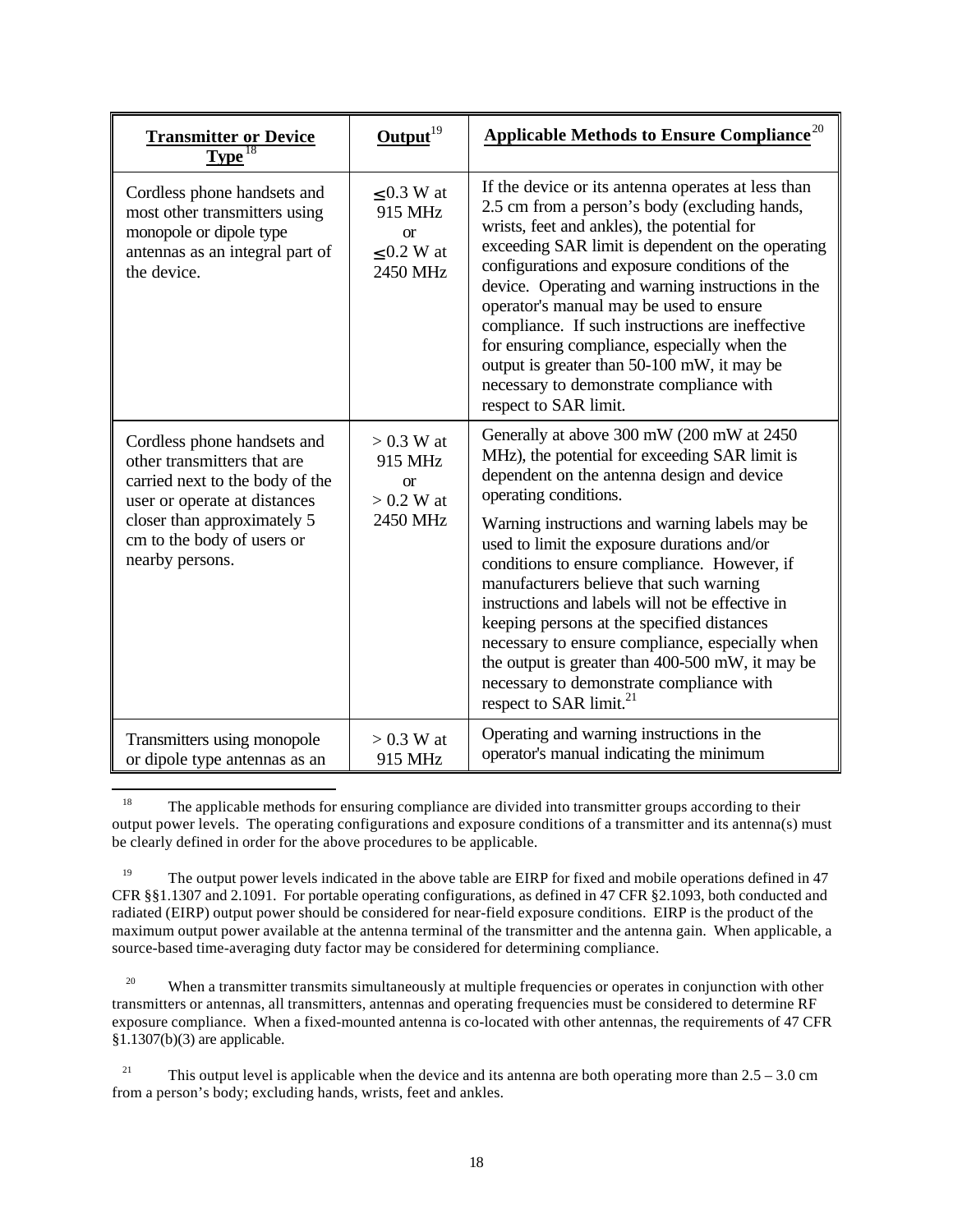| Transmitter or Device Type[18] | Output[19] | Applicable Methods to Ensure Compliance[20] |
|---|---|---|
| Cordless phone handsets and most other transmitters using monopole or dipole type antennas as an integral part of the device. | ≤ 0.3 W at 915 MHz or ≤ 0.2 W at 2450 MHz | If the device or its antenna operates at less than 2.5 cm from a person's body (excluding hands, wrists, feet and ankles), the potential for exceeding SAR limit is dependent on the operating configurations and exposure conditions of the device. Operating and warning instructions in the operator's manual may be used to ensure compliance. If such instructions are ineffective for ensuring compliance, especially when the output is greater than 50-100 mW, it may be necessary to demonstrate compliance with respect to SAR limit. |
| Cordless phone handsets and other transmitters that are carried next to the body of the user or operate at distances closer than approximately 5 cm to the body of users or nearby persons. | > 0.3 W at 915 MHz or > 0.2 W at 2450 MHz | Generally at above 300 mW (200 mW at 2450 MHz), the potential for exceeding SAR limit is dependent on the antenna design and device operating conditions. Warning instructions and warning labels may be used to limit the exposure durations and/or conditions to ensure compliance. However, if manufacturers believe that such warning instructions and labels will not be effective in keeping persons at the specified distances necessary to ensure compliance, especially when the output is greater than 400-500 mW, it may be necessary to demonstrate compliance with respect to SAR limit.[21] |
| Transmitters using monopole or dipole type antennas as an | > 0.3 W at 915 MHz | Operating and warning instructions in the operator's manual indicating the minimum |

[18] The applicable methods for ensuring compliance are divided into transmitter groups according to their output power levels. The operating configurations and exposure conditions of a transmitter and its antenna(s) must be clearly defined in order for the above procedures to be applicable.

[19] The output power levels indicated in the above table are EIRP for fixed and mobile operations defined in 47 CFR §§1.1307 and 2.1091. For portable operating configurations, as defined in 47 CFR §2.1093, both conducted and radiated (EIRP) output power should be considered for near-field exposure conditions. EIRP is the product of the maximum output power available at the antenna terminal of the transmitter and the antenna gain. When applicable, a source-based time-averaging duty factor may be considered for determining compliance.

[20] When a transmitter transmits simultaneously at multiple frequencies or operates in conjunction with other transmitters or antennas, all transmitters, antennas and operating frequencies must be considered to determine RF exposure compliance. When a fixed-mounted antenna is co-located with other antennas, the requirements of 47 CFR §1.1307(b)(3) are applicable.

[21] This output level is applicable when the device and its antenna are both operating more than 2.5 – 3.0 cm from a person's body; excluding hands, wrists, feet and ankles.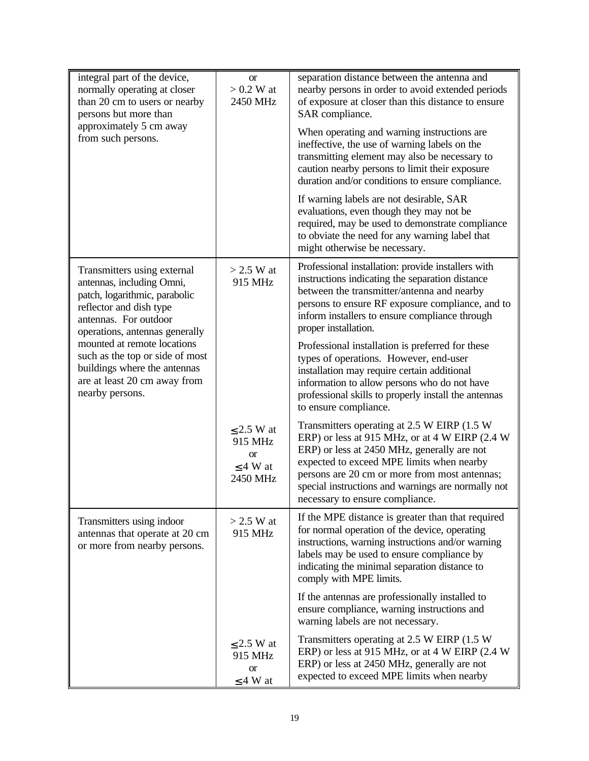| | | |
|---|---|---|
| integral part of the device, normally operating at closer than 20 cm to users or nearby persons but more than approximately 5 cm away from such persons. | or<br>> 0.2 W at 2450 MHz | separation distance between the antenna and nearby persons in order to avoid extended periods of exposure at closer than this distance to ensure SAR compliance.<br><br>When operating and warning instructions are ineffective, the use of warning labels on the transmitting element may also be necessary to caution nearby persons to limit their exposure duration and/or conditions to ensure compliance.<br><br>If warning labels are not desirable, SAR evaluations, even though they may not be required, may be used to demonstrate compliance to obviate the need for any warning label that might otherwise be necessary. |
| Transmitters using external antennas, including Omni, patch, logarithmic, parabolic reflector and dish type antennas. For outdoor operations, antennas generally mounted at remote locations such as the top or side of most buildings where the antennas are at least 20 cm away from nearby persons. | > 2.5 W at 915 MHz | Professional installation: provide installers with instructions indicating the separation distance between the transmitter/antenna and nearby persons to ensure RF exposure compliance, and to inform installers to ensure compliance through proper installation.<br><br>Professional installation is preferred for these types of operations. However, end-user installation may require certain additional information to allow persons who do not have professional skills to properly install the antennas to ensure compliance. |
| | ≤ 2.5 W at 915 MHz<br>or<br>≤ 4 W at 2450 MHz | Transmitters operating at 2.5 W EIRP (1.5 W ERP) or less at 915 MHz, or at 4 W EIRP (2.4 W ERP) or less at 2450 MHz, generally are not expected to exceed MPE limits when nearby persons are 20 cm or more from most antennas; special instructions and warnings are normally not necessary to ensure compliance. |
| Transmitters using indoor antennas that operate at 20 cm or more from nearby persons. | > 2.5 W at 915 MHz | If the MPE distance is greater than that required for normal operation of the device, operating instructions, warning instructions and/or warning labels may be used to ensure compliance by indicating the minimal separation distance to comply with MPE limits.<br><br>If the antennas are professionally installed to ensure compliance, warning instructions and warning labels are not necessary. |
| | ≤ 2.5 W at 915 MHz<br>or<br>≤ 4 W at | Transmitters operating at 2.5 W EIRP (1.5 W ERP) or less at 915 MHz, or at 4 W EIRP (2.4 W ERP) or less at 2450 MHz, generally are not expected to exceed MPE limits when nearby |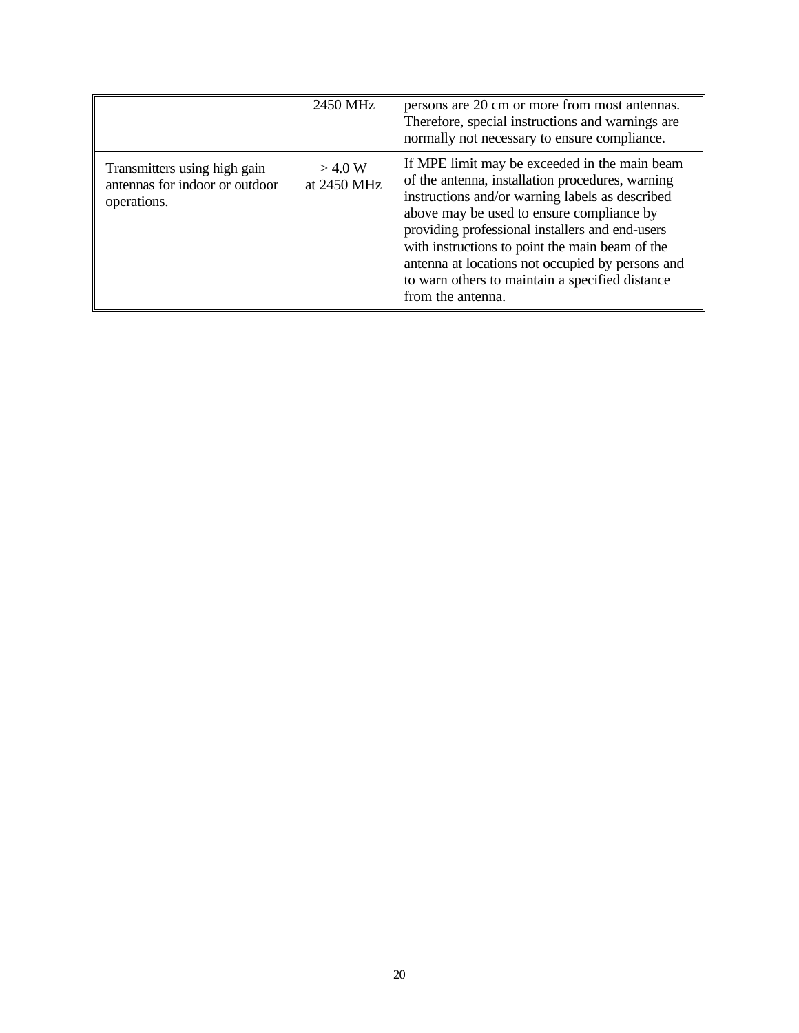|  |  |  |
| --- | --- | --- |
|  | 2450 MHz | persons are 20 cm or more from most antennas. Therefore, special instructions and warnings are normally not necessary to ensure compliance. |
| Transmitters using high gain antennas for indoor or outdoor operations. | > 4.0 W at 2450 MHz | If MPE limit may be exceeded in the main beam of the antenna, installation procedures, warning instructions and/or warning labels as described above may be used to ensure compliance by providing professional installers and end-users with instructions to point the main beam of the antenna at locations not occupied by persons and to warn others to maintain a specified distance from the antenna. |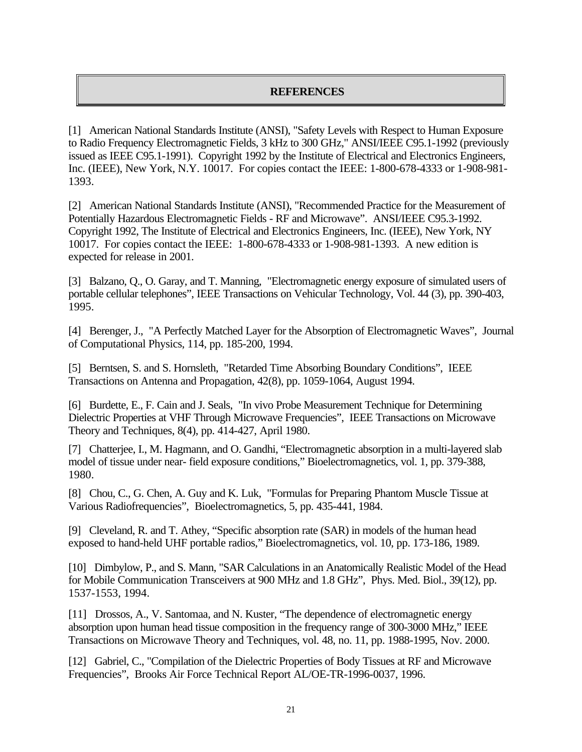## REFERENCES

[1] American National Standards Institute (ANSI), "Safety Levels with Respect to Human Exposure to Radio Frequency Electromagnetic Fields, 3 kHz to 300 GHz," ANSI/IEEE C95.1-1992 (previously issued as IEEE C95.1-1991). Copyright 1992 by the Institute of Electrical and Electronics Engineers, Inc. (IEEE), New York, N.Y. 10017. For copies contact the IEEE: 1-800-678-4333 or 1-908-981-1393.

[2] American National Standards Institute (ANSI), "Recommended Practice for the Measurement of Potentially Hazardous Electromagnetic Fields - RF and Microwave". ANSI/IEEE C95.3-1992. Copyright 1992, The Institute of Electrical and Electronics Engineers, Inc. (IEEE), New York, NY 10017. For copies contact the IEEE: 1-800-678-4333 or 1-908-981-1393. A new edition is expected for release in 2001.

[3] Balzano, Q., O. Garay, and T. Manning, "Electromagnetic energy exposure of simulated users of portable cellular telephones", IEEE Transactions on Vehicular Technology, Vol. 44 (3), pp. 390-403, 1995.

[4] Berenger, J., "A Perfectly Matched Layer for the Absorption of Electromagnetic Waves", Journal of Computational Physics, 114, pp. 185-200, 1994.

[5] Berntsen, S. and S. Hornsleth, "Retarded Time Absorbing Boundary Conditions", IEEE Transactions on Antenna and Propagation, 42(8), pp. 1059-1064, August 1994.

[6] Burdette, E., F. Cain and J. Seals, "In vivo Probe Measurement Technique for Determining Dielectric Properties at VHF Through Microwave Frequencies", IEEE Transactions on Microwave Theory and Techniques, 8(4), pp. 414-427, April 1980.

[7] Chatterjee, I., M. Hagmann, and O. Gandhi, "Electromagnetic absorption in a multi-layered slab model of tissue under near- field exposure conditions," Bioelectromagnetics, vol. 1, pp. 379-388, 1980.

[8] Chou, C., G. Chen, A. Guy and K. Luk, "Formulas for Preparing Phantom Muscle Tissue at Various Radiofrequencies", Bioelectromagnetics, 5, pp. 435-441, 1984.

[9] Cleveland, R. and T. Athey, "Specific absorption rate (SAR) in models of the human head exposed to hand-held UHF portable radios," Bioelectromagnetics, vol. 10, pp. 173-186, 1989.

[10] Dimbylow, P., and S. Mann, "SAR Calculations in an Anatomically Realistic Model of the Head for Mobile Communication Transceivers at 900 MHz and 1.8 GHz", Phys. Med. Biol., 39(12), pp. 1537-1553, 1994.

[11] Drossos, A., V. Santomaa, and N. Kuster, "The dependence of electromagnetic energy absorption upon human head tissue composition in the frequency range of 300-3000 MHz," IEEE Transactions on Microwave Theory and Techniques, vol. 48, no. 11, pp. 1988-1995, Nov. 2000.

[12] Gabriel, C., "Compilation of the Dielectric Properties of Body Tissues at RF and Microwave Frequencies", Brooks Air Force Technical Report AL/OE-TR-1996-0037, 1996.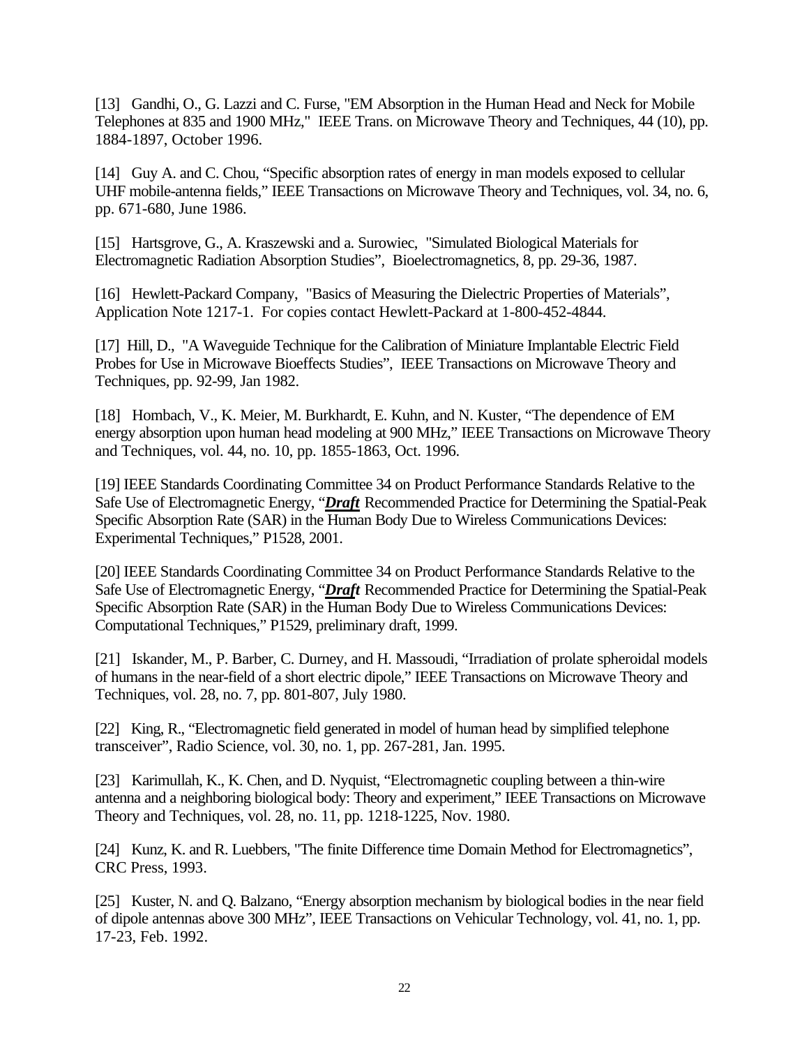[13] Gandhi, O., G. Lazzi and C. Furse, "EM Absorption in the Human Head and Neck for Mobile Telephones at 835 and 1900 MHz," IEEE Trans. on Microwave Theory and Techniques, 44 (10), pp. 1884-1897, October 1996.

[14] Guy A. and C. Chou, "Specific absorption rates of energy in man models exposed to cellular UHF mobile-antenna fields," IEEE Transactions on Microwave Theory and Techniques, vol. 34, no. 6, pp. 671-680, June 1986.

[15] Hartsgrove, G., A. Kraszewski and a. Surowiec, "Simulated Biological Materials for Electromagnetic Radiation Absorption Studies", Bioelectromagnetics, 8, pp. 29-36, 1987.

[16] Hewlett-Packard Company, "Basics of Measuring the Dielectric Properties of Materials", Application Note 1217-1. For copies contact Hewlett-Packard at 1-800-452-4844.

[17] Hill, D., "A Waveguide Technique for the Calibration of Miniature Implantable Electric Field Probes for Use in Microwave Bioeffects Studies", IEEE Transactions on Microwave Theory and Techniques, pp. 92-99, Jan 1982.

[18] Hombach, V., K. Meier, M. Burkhardt, E. Kuhn, and N. Kuster, "The dependence of EM energy absorption upon human head modeling at 900 MHz," IEEE Transactions on Microwave Theory and Techniques, vol. 44, no. 10, pp. 1855-1863, Oct. 1996.

[19] IEEE Standards Coordinating Committee 34 on Product Performance Standards Relative to the Safe Use of Electromagnetic Energy, "***Draft*** Recommended Practice for Determining the Spatial-Peak Specific Absorption Rate (SAR) in the Human Body Due to Wireless Communications Devices: Experimental Techniques," P1528, 2001.

[20] IEEE Standards Coordinating Committee 34 on Product Performance Standards Relative to the Safe Use of Electromagnetic Energy, "***Draft*** Recommended Practice for Determining the Spatial-Peak Specific Absorption Rate (SAR) in the Human Body Due to Wireless Communications Devices: Computational Techniques," P1529, preliminary draft, 1999.

[21] Iskander, M., P. Barber, C. Durney, and H. Massoudi, "Irradiation of prolate spheroidal models of humans in the near-field of a short electric dipole," IEEE Transactions on Microwave Theory and Techniques, vol. 28, no. 7, pp. 801-807, July 1980.

[22] King, R., "Electromagnetic field generated in model of human head by simplified telephone transceiver", Radio Science, vol. 30, no. 1, pp. 267-281, Jan. 1995.

[23] Karimullah, K., K. Chen, and D. Nyquist, "Electromagnetic coupling between a thin-wire antenna and a neighboring biological body: Theory and experiment," IEEE Transactions on Microwave Theory and Techniques, vol. 28, no. 11, pp. 1218-1225, Nov. 1980.

[24] Kunz, K. and R. Luebbers, "The finite Difference time Domain Method for Electromagnetics", CRC Press, 1993.

[25] Kuster, N. and Q. Balzano, "Energy absorption mechanism by biological bodies in the near field of dipole antennas above 300 MHz", IEEE Transactions on Vehicular Technology, vol. 41, no. 1, pp. 17-23, Feb. 1992.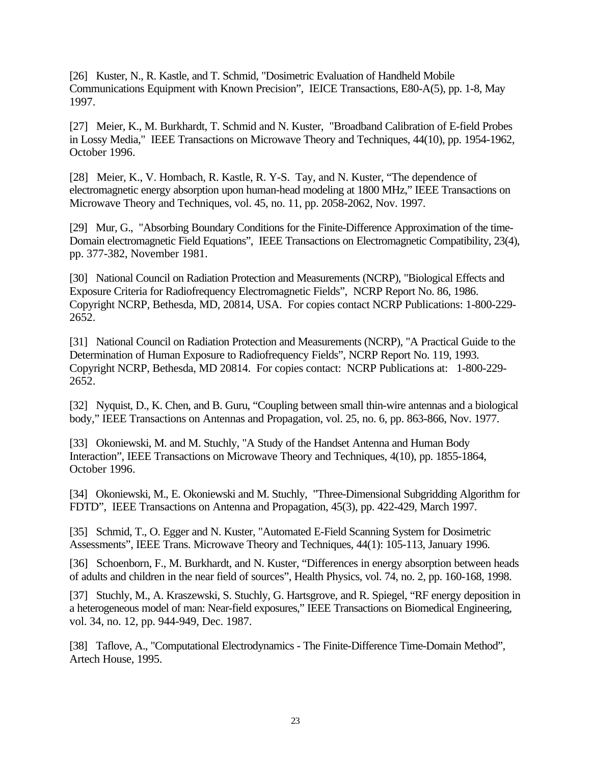[26] Kuster, N., R. Kastle, and T. Schmid, "Dosimetric Evaluation of Handheld Mobile Communications Equipment with Known Precision", IEICE Transactions, E80-A(5), pp. 1-8, May 1997.

[27] Meier, K., M. Burkhardt, T. Schmid and N. Kuster, "Broadband Calibration of E-field Probes in Lossy Media," IEEE Transactions on Microwave Theory and Techniques, 44(10), pp. 1954-1962, October 1996.

[28] Meier, K., V. Hombach, R. Kastle, R. Y-S. Tay, and N. Kuster, "The dependence of electromagnetic energy absorption upon human-head modeling at 1800 MHz," IEEE Transactions on Microwave Theory and Techniques, vol. 45, no. 11, pp. 2058-2062, Nov. 1997.

[29] Mur, G., "Absorbing Boundary Conditions for the Finite-Difference Approximation of the time-Domain electromagnetic Field Equations", IEEE Transactions on Electromagnetic Compatibility, 23(4), pp. 377-382, November 1981.

[30] National Council on Radiation Protection and Measurements (NCRP), "Biological Effects and Exposure Criteria for Radiofrequency Electromagnetic Fields", NCRP Report No. 86, 1986. Copyright NCRP, Bethesda, MD, 20814, USA. For copies contact NCRP Publications: 1-800-229-2652.

[31] National Council on Radiation Protection and Measurements (NCRP), "A Practical Guide to the Determination of Human Exposure to Radiofrequency Fields", NCRP Report No. 119, 1993. Copyright NCRP, Bethesda, MD 20814. For copies contact: NCRP Publications at: 1-800-229-2652.

[32] Nyquist, D., K. Chen, and B. Guru, "Coupling between small thin-wire antennas and a biological body," IEEE Transactions on Antennas and Propagation, vol. 25, no. 6, pp. 863-866, Nov. 1977.

[33] Okoniewski, M. and M. Stuchly, "A Study of the Handset Antenna and Human Body Interaction", IEEE Transactions on Microwave Theory and Techniques, 4(10), pp. 1855-1864, October 1996.

[34] Okoniewski, M., E. Okoniewski and M. Stuchly, "Three-Dimensional Subgridding Algorithm for FDTD", IEEE Transactions on Antenna and Propagation, 45(3), pp. 422-429, March 1997.

[35] Schmid, T., O. Egger and N. Kuster, "Automated E-Field Scanning System for Dosimetric Assessments", IEEE Trans. Microwave Theory and Techniques, 44(1): 105-113, January 1996.

[36] Schoenborn, F., M. Burkhardt, and N. Kuster, "Differences in energy absorption between heads of adults and children in the near field of sources", Health Physics, vol. 74, no. 2, pp. 160-168, 1998.

[37] Stuchly, M., A. Kraszewski, S. Stuchly, G. Hartsgrove, and R. Spiegel, "RF energy deposition in a heterogeneous model of man: Near-field exposures," IEEE Transactions on Biomedical Engineering, vol. 34, no. 12, pp. 944-949, Dec. 1987.

[38] Taflove, A., "Computational Electrodynamics - The Finite-Difference Time-Domain Method", Artech House, 1995.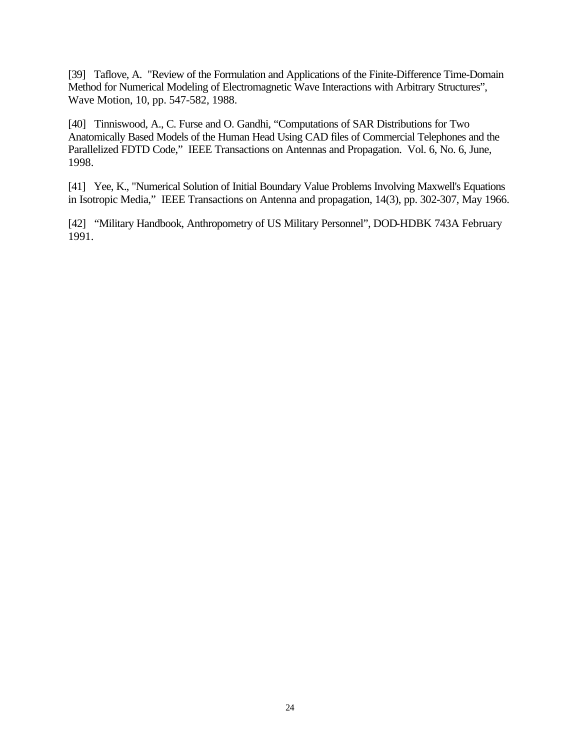[39] Taflove, A. "Review of the Formulation and Applications of the Finite-Difference Time-Domain Method for Numerical Modeling of Electromagnetic Wave Interactions with Arbitrary Structures", Wave Motion, 10, pp. 547-582, 1988.

[40] Tinniswood, A., C. Furse and O. Gandhi, "Computations of SAR Distributions for Two Anatomically Based Models of the Human Head Using CAD files of Commercial Telephones and the Parallelized FDTD Code," IEEE Transactions on Antennas and Propagation. Vol. 6, No. 6, June, 1998.

[41] Yee, K., "Numerical Solution of Initial Boundary Value Problems Involving Maxwell's Equations in Isotropic Media," IEEE Transactions on Antenna and propagation, 14(3), pp. 302-307, May 1966.

[42] "Military Handbook, Anthropometry of US Military Personnel", DOD-HDBK 743A February 1991.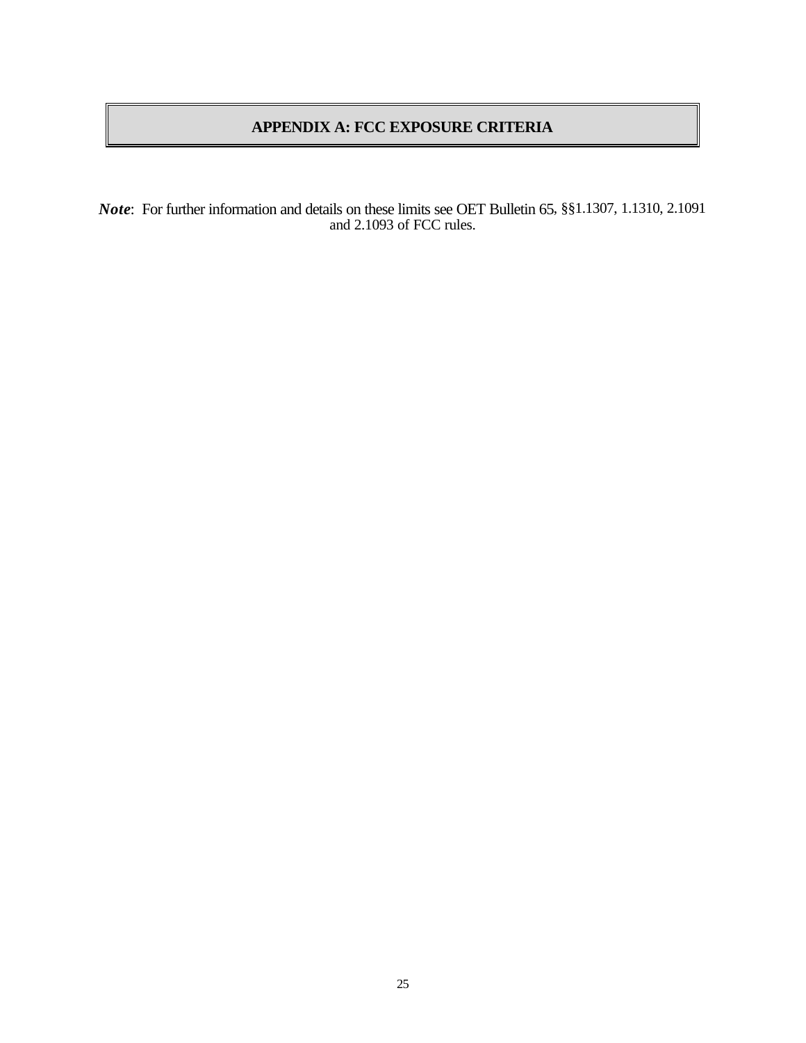# APPENDIX A: FCC EXPOSURE CRITERIA

***Note***: For further information and details on these limits see OET Bulletin 65, §§1.1307, 1.1310, 2.1091 and 2.1093 of FCC rules.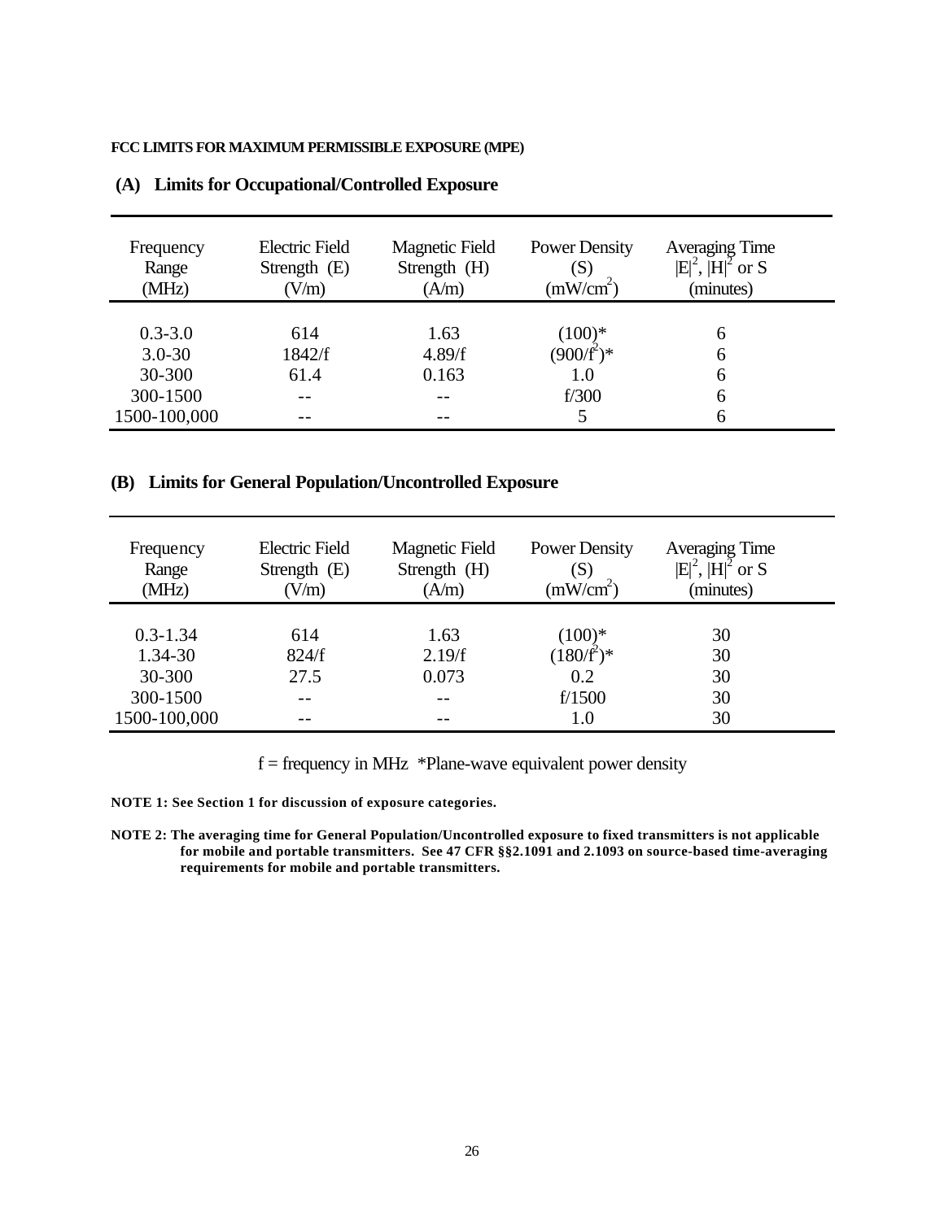**FCC LIMITS FOR MAXIMUM PERMISSIBLE EXPOSURE (MPE)**

### (A) Limits for Occupational/Controlled Exposure

| Frequency Range (MHz) | Electric Field Strength (E) (V/m) | Magnetic Field Strength (H) (A/m) | Power Density (S) ($mW/cm^2$) | Averaging Time $\|E\|^2$, $\|H\|^2$ or S (minutes) |
|---|---|---|---|---|
| 0.3-3.0 | 614 | 1.63 | (100)* | 6 |
| 3.0-30 | 1842/f | 4.89/f | $(900/f^2)$* | 6 |
| 30-300 | 61.4 | 0.163 | 1.0 | 6 |
| 300-1500 | -- | -- | f/300 | 6 |
| 1500-100,000 | -- | -- | 5 | 6 |

### (B) Limits for General Population/Uncontrolled Exposure

| Frequency Range (MHz) | Electric Field Strength (E) (V/m) | Magnetic Field Strength (H) (A/m) | Power Density (S) ($mW/cm^2$) | Averaging Time $\|E\|^2$, $\|H\|^2$ or S (minutes) |
|---|---|---|---|---|
| 0.3-1.34 | 614 | 1.63 | (100)* | 30 |
| 1.34-30 | 824/f | 2.19/f | $(180/f^2)$* | 30 |
| 30-300 | 27.5 | 0.073 | 0.2 | 30 |
| 300-1500 | -- | -- | f/1500 | 30 |
| 1500-100,000 | -- | -- | 1.0 | 30 |

f = frequency in MHz *Plane-wave equivalent power density

**NOTE 1: See Section 1 for discussion of exposure categories.**

**NOTE 2: The averaging time for General Population/Uncontrolled exposure to fixed transmitters is not applicable for mobile and portable transmitters. See 47 CFR §§2.1091 and 2.1093 on source-based time-averaging requirements for mobile and portable transmitters.**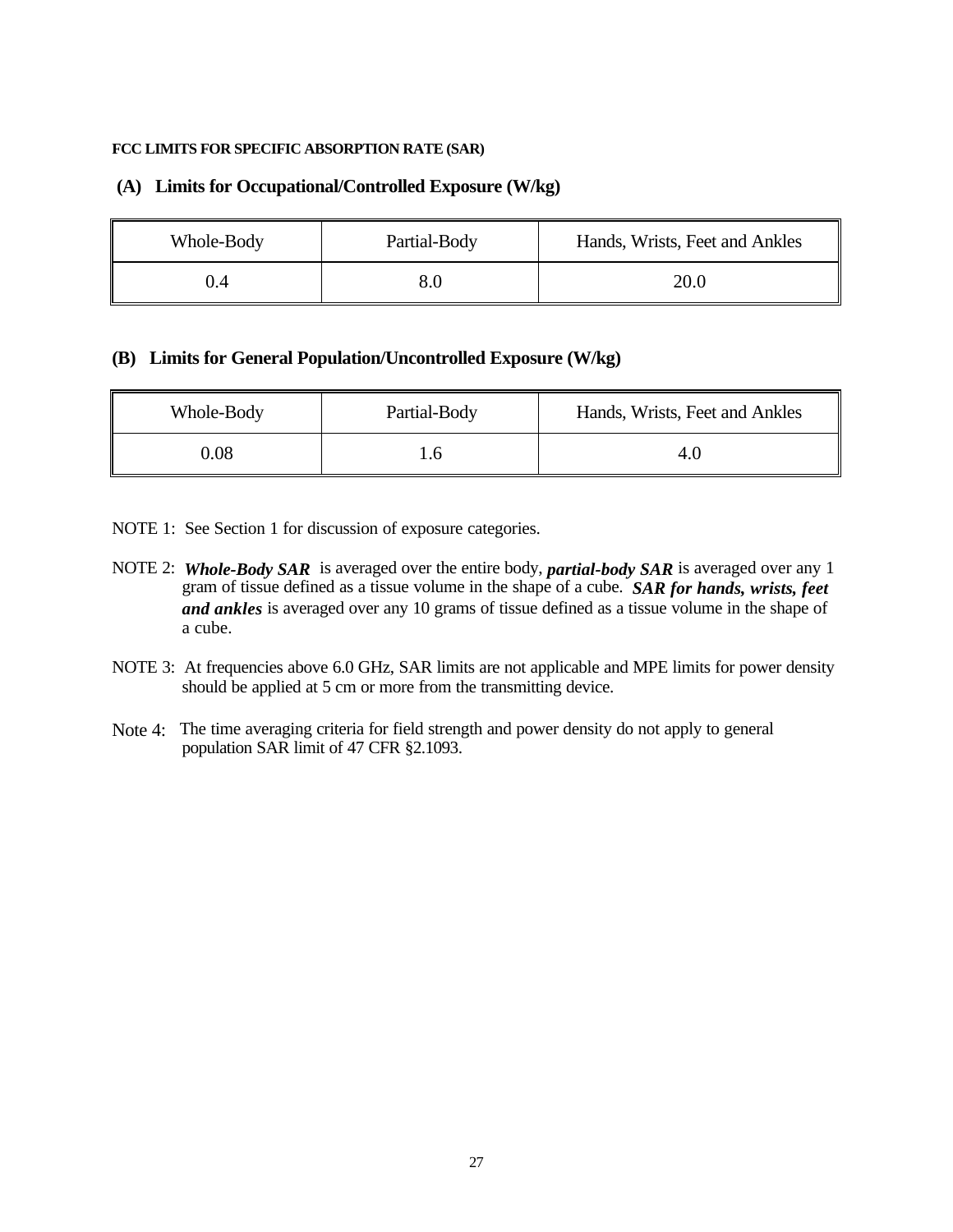**FCC LIMITS FOR SPECIFIC ABSORPTION RATE (SAR)**

### (A) Limits for Occupational/Controlled Exposure (W/kg)

| Whole-Body | Partial-Body | Hands, Wrists, Feet and Ankles |
|---|---|---|
| 0.4 | 8.0 | 20.0 |

### (B) Limits for General Population/Uncontrolled Exposure (W/kg)

| Whole-Body | Partial-Body | Hands, Wrists, Feet and Ankles |
|---|---|---|
| 0.08 | 1.6 | 4.0 |

NOTE 1: See Section 1 for discussion of exposure categories.

NOTE 2: ***Whole-Body SAR*** is averaged over the entire body, ***partial-body SAR*** is averaged over any 1 gram of tissue defined as a tissue volume in the shape of a cube. ***SAR for hands, wrists, feet and ankles*** is averaged over any 10 grams of tissue defined as a tissue volume in the shape of a cube.

NOTE 3: At frequencies above 6.0 GHz, SAR limits are not applicable and MPE limits for power density should be applied at 5 cm or more from the transmitting device.

Note 4: The time averaging criteria for field strength and power density do not apply to general population SAR limit of 47 CFR §2.1093.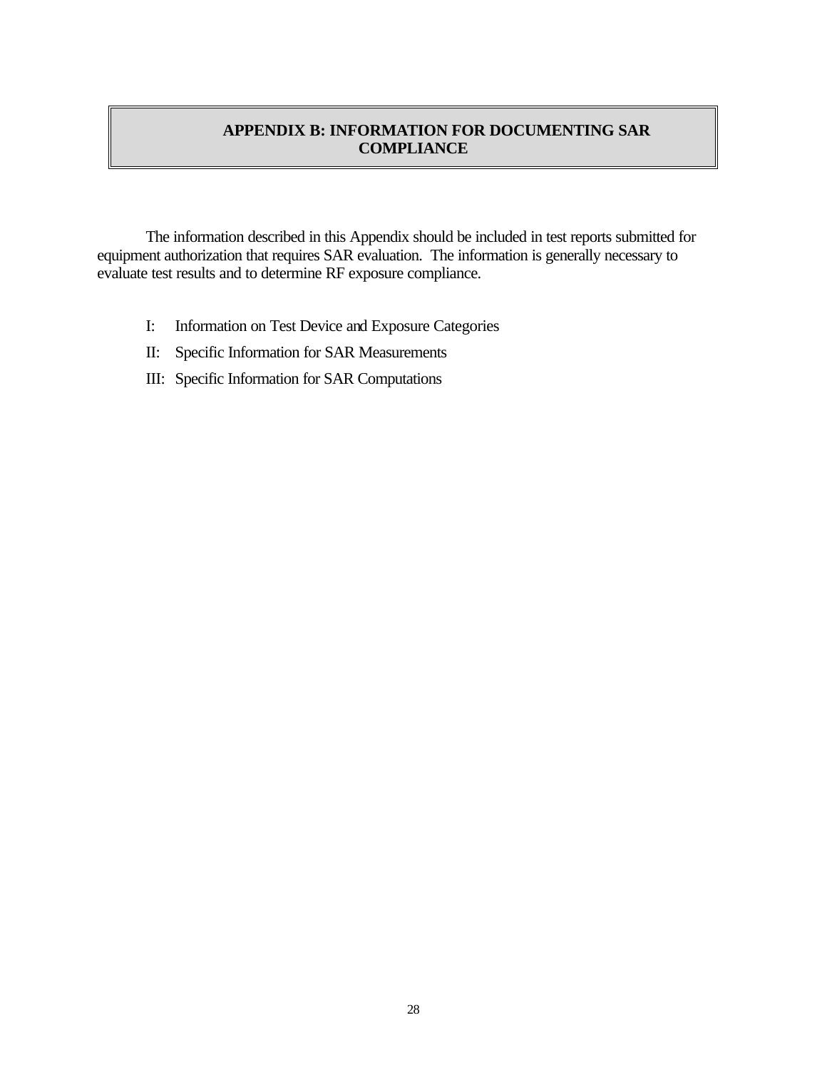# APPENDIX B: INFORMATION FOR DOCUMENTING SAR COMPLIANCE

The information described in this Appendix should be included in test reports submitted for equipment authorization that requires SAR evaluation. The information is generally necessary to evaluate test results and to determine RF exposure compliance.

I: Information on Test Device and Exposure Categories

II: Specific Information for SAR Measurements

III: Specific Information for SAR Computations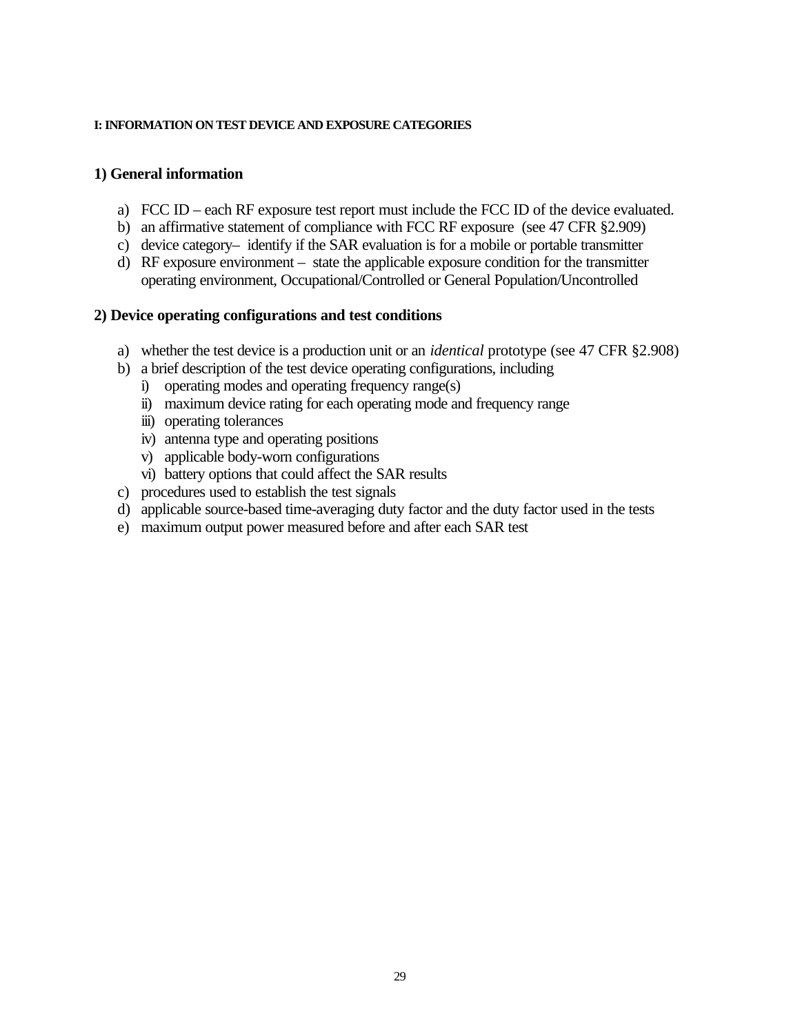## I: INFORMATION ON TEST DEVICE AND EXPOSURE CATEGORIES

### 1) General information

a) FCC ID – each RF exposure test report must include the FCC ID of the device evaluated.
b) an affirmative statement of compliance with FCC RF exposure (see 47 CFR §2.909)
c) device category– identify if the SAR evaluation is for a mobile or portable transmitter
d) RF exposure environment – state the applicable exposure condition for the transmitter operating environment, Occupational/Controlled or General Population/Uncontrolled

### 2) Device operating configurations and test conditions

a) whether the test device is a production unit or an *identical* prototype (see 47 CFR §2.908)
b) a brief description of the test device operating configurations, including
   i) operating modes and operating frequency range(s)
   ii) maximum device rating for each operating mode and frequency range
   iii) operating tolerances
   iv) antenna type and operating positions
   v) applicable body-worn configurations
   vi) battery options that could affect the SAR results
c) procedures used to establish the test signals
d) applicable source-based time-averaging duty factor and the duty factor used in the tests
e) maximum output power measured before and after each SAR test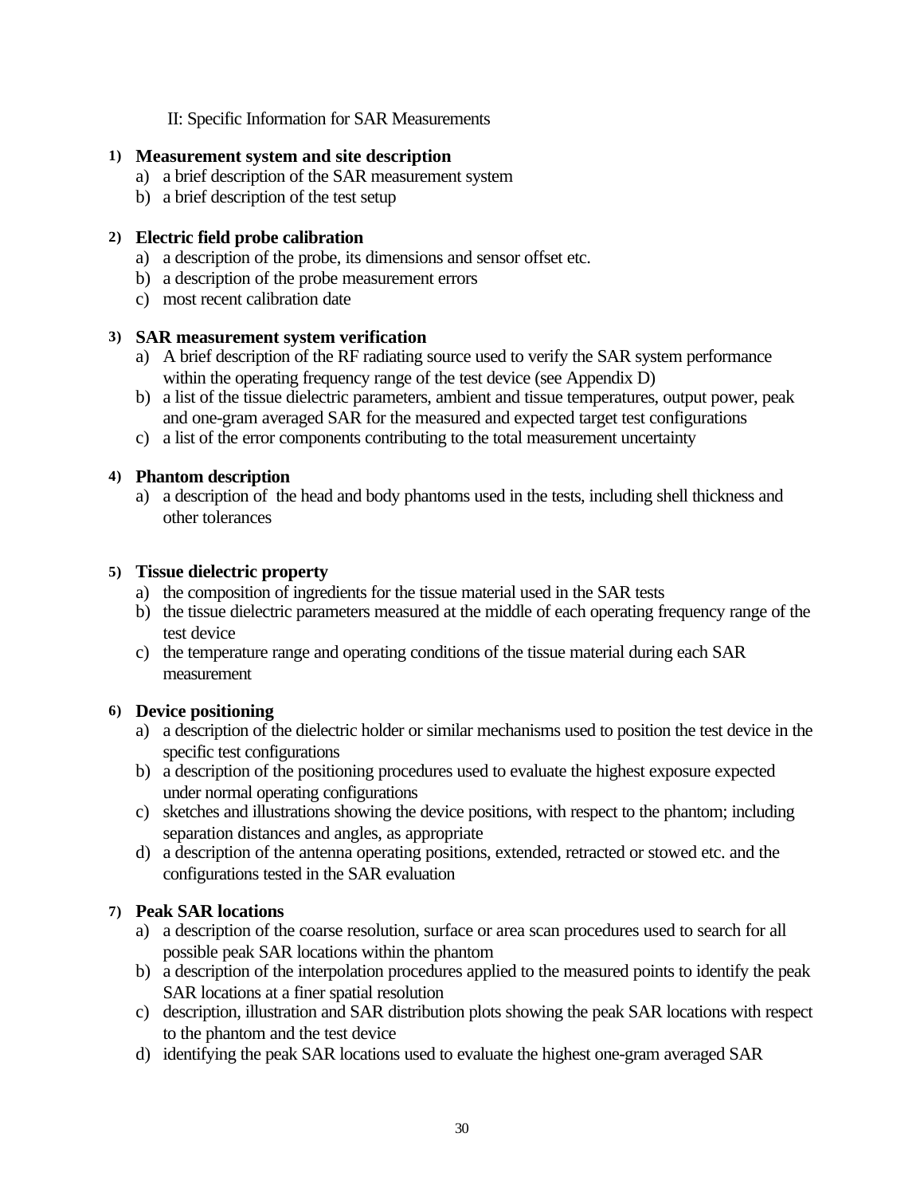II: Specific Information for SAR Measurements

1) **Measurement system and site description**
   a) a brief description of the SAR measurement system
   b) a brief description of the test setup

2) **Electric field probe calibration**
   a) a description of the probe, its dimensions and sensor offset etc.
   b) a description of the probe measurement errors
   c) most recent calibration date

3) **SAR measurement system verification**
   a) A brief description of the RF radiating source used to verify the SAR system performance within the operating frequency range of the test device (see Appendix D)
   b) a list of the tissue dielectric parameters, ambient and tissue temperatures, output power, peak and one-gram averaged SAR for the measured and expected target test configurations
   c) a list of the error components contributing to the total measurement uncertainty

4) **Phantom description**
   a) a description of the head and body phantoms used in the tests, including shell thickness and other tolerances

5) **Tissue dielectric property**
   a) the composition of ingredients for the tissue material used in the SAR tests
   b) the tissue dielectric parameters measured at the middle of each operating frequency range of the test device
   c) the temperature range and operating conditions of the tissue material during each SAR measurement

6) **Device positioning**
   a) a description of the dielectric holder or similar mechanisms used to position the test device in the specific test configurations
   b) a description of the positioning procedures used to evaluate the highest exposure expected under normal operating configurations
   c) sketches and illustrations showing the device positions, with respect to the phantom; including separation distances and angles, as appropriate
   d) a description of the antenna operating positions, extended, retracted or stowed etc. and the configurations tested in the SAR evaluation

7) **Peak SAR locations**
   a) a description of the coarse resolution, surface or area scan procedures used to search for all possible peak SAR locations within the phantom
   b) a description of the interpolation procedures applied to the measured points to identify the peak SAR locations at a finer spatial resolution
   c) description, illustration and SAR distribution plots showing the peak SAR locations with respect to the phantom and the test device
   d) identifying the peak SAR locations used to evaluate the highest one-gram averaged SAR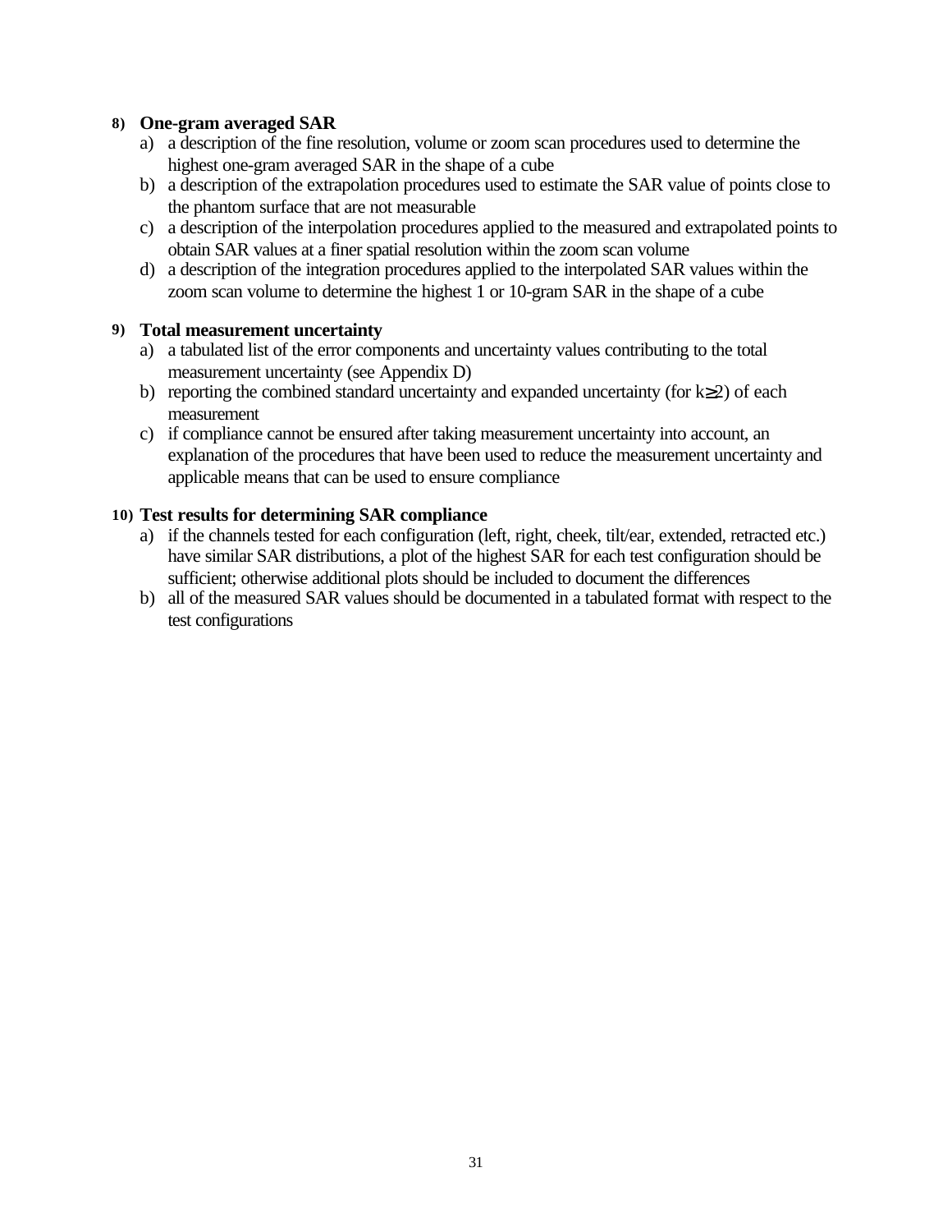8) **One-gram averaged SAR**

   a) a description of the fine resolution, volume or zoom scan procedures used to determine the highest one-gram averaged SAR in the shape of a cube
   b) a description of the extrapolation procedures used to estimate the SAR value of points close to the phantom surface that are not measurable
   c) a description of the interpolation procedures applied to the measured and extrapolated points to obtain SAR values at a finer spatial resolution within the zoom scan volume
   d) a description of the integration procedures applied to the interpolated SAR values within the zoom scan volume to determine the highest 1 or 10-gram SAR in the shape of a cube

9) **Total measurement uncertainty**

   a) a tabulated list of the error components and uncertainty values contributing to the total measurement uncertainty (see Appendix D)
   b) reporting the combined standard uncertainty and expanded uncertainty (for $k \geq 2$) of each measurement
   c) if compliance cannot be ensured after taking measurement uncertainty into account, an explanation of the procedures that have been used to reduce the measurement uncertainty and applicable means that can be used to ensure compliance

10) **Test results for determining SAR compliance**

   a) if the channels tested for each configuration (left, right, cheek, tilt/ear, extended, retracted etc.) have similar SAR distributions, a plot of the highest SAR for each test configuration should be sufficient; otherwise additional plots should be included to document the differences
   b) all of the measured SAR values should be documented in a tabulated format with respect to the test configurations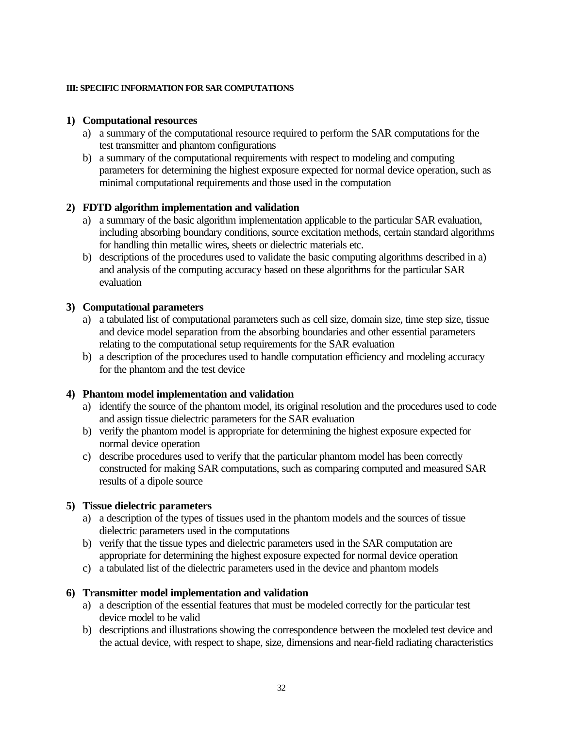#### III: SPECIFIC INFORMATION FOR SAR COMPUTATIONS

**1) Computational resources**

a) a summary of the computational resource required to perform the SAR computations for the test transmitter and phantom configurations

b) a summary of the computational requirements with respect to modeling and computing parameters for determining the highest exposure expected for normal device operation, such as minimal computational requirements and those used in the computation

**2) FDTD algorithm implementation and validation**

a) a summary of the basic algorithm implementation applicable to the particular SAR evaluation, including absorbing boundary conditions, source excitation methods, certain standard algorithms for handling thin metallic wires, sheets or dielectric materials etc.

b) descriptions of the procedures used to validate the basic computing algorithms described in a) and analysis of the computing accuracy based on these algorithms for the particular SAR evaluation

**3) Computational parameters**

a) a tabulated list of computational parameters such as cell size, domain size, time step size, tissue and device model separation from the absorbing boundaries and other essential parameters relating to the computational setup requirements for the SAR evaluation

b) a description of the procedures used to handle computation efficiency and modeling accuracy for the phantom and the test device

**4) Phantom model implementation and validation**

a) identify the source of the phantom model, its original resolution and the procedures used to code and assign tissue dielectric parameters for the SAR evaluation

b) verify the phantom model is appropriate for determining the highest exposure expected for normal device operation

c) describe procedures used to verify that the particular phantom model has been correctly constructed for making SAR computations, such as comparing computed and measured SAR results of a dipole source

**5) Tissue dielectric parameters**

a) a description of the types of tissues used in the phantom models and the sources of tissue dielectric parameters used in the computations

b) verify that the tissue types and dielectric parameters used in the SAR computation are appropriate for determining the highest exposure expected for normal device operation

c) a tabulated list of the dielectric parameters used in the device and phantom models

**6) Transmitter model implementation and validation**

a) a description of the essential features that must be modeled correctly for the particular test device model to be valid

b) descriptions and illustrations showing the correspondence between the modeled test device and the actual device, with respect to shape, size, dimensions and near-field radiating characteristics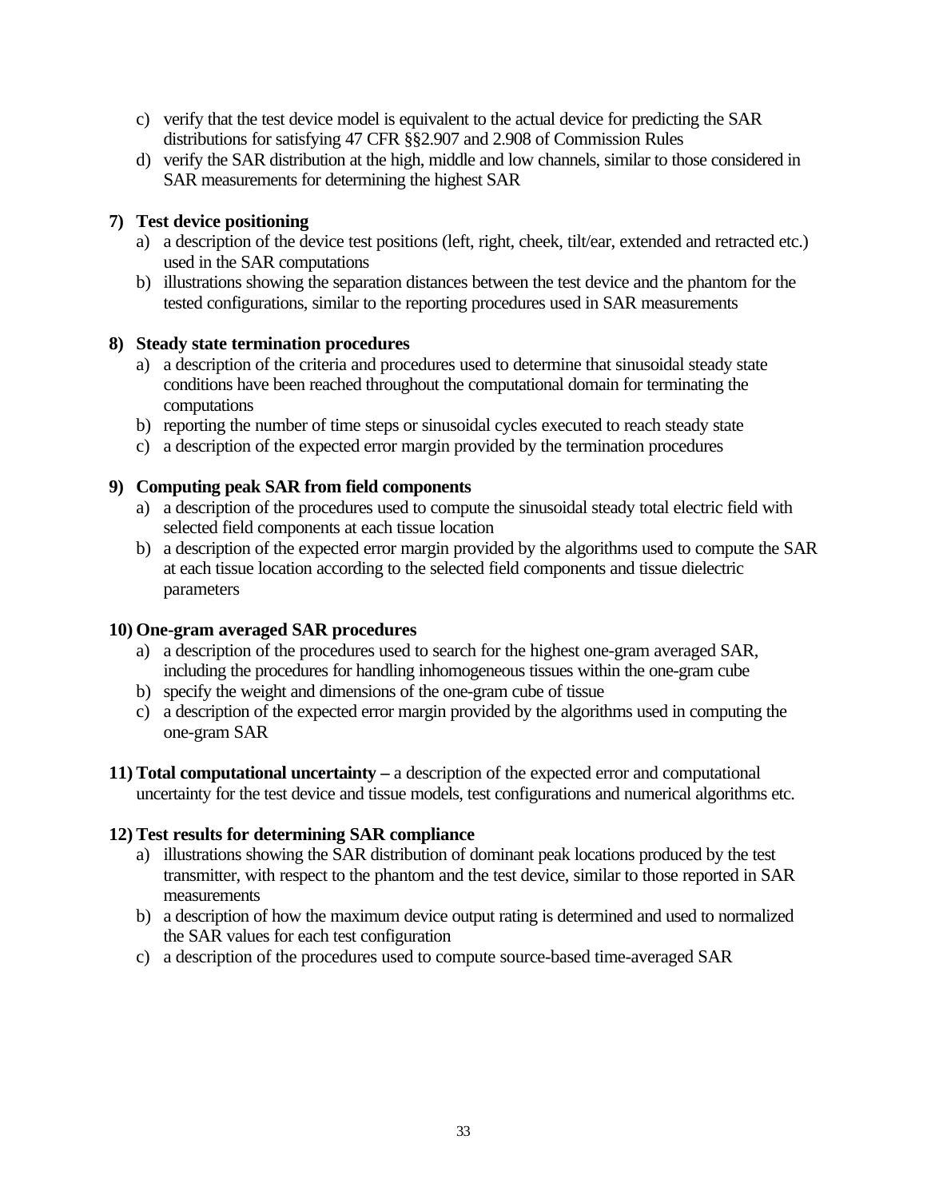c) verify that the test device model is equivalent to the actual device for predicting the SAR distributions for satisfying 47 CFR §§2.907 and 2.908 of Commission Rules
d) verify the SAR distribution at the high, middle and low channels, similar to those considered in SAR measurements for determining the highest SAR

**7) Test device positioning**

a) a description of the device test positions (left, right, cheek, tilt/ear, extended and retracted etc.) used in the SAR computations
b) illustrations showing the separation distances between the test device and the phantom for the tested configurations, similar to the reporting procedures used in SAR measurements

**8) Steady state termination procedures**

a) a description of the criteria and procedures used to determine that sinusoidal steady state conditions have been reached throughout the computational domain for terminating the computations
b) reporting the number of time steps or sinusoidal cycles executed to reach steady state
c) a description of the expected error margin provided by the termination procedures

**9) Computing peak SAR from field components**

a) a description of the procedures used to compute the sinusoidal steady total electric field with selected field components at each tissue location
b) a description of the expected error margin provided by the algorithms used to compute the SAR at each tissue location according to the selected field components and tissue dielectric parameters

**10) One-gram averaged SAR procedures**

a) a description of the procedures used to search for the highest one-gram averaged SAR, including the procedures for handling inhomogeneous tissues within the one-gram cube
b) specify the weight and dimensions of the one-gram cube of tissue
c) a description of the expected error margin provided by the algorithms used in computing the one-gram SAR

**11) Total computational uncertainty –** a description of the expected error and computational uncertainty for the test device and tissue models, test configurations and numerical algorithms etc.

**12) Test results for determining SAR compliance**

a) illustrations showing the SAR distribution of dominant peak locations produced by the test transmitter, with respect to the phantom and the test device, similar to those reported in SAR measurements
b) a description of how the maximum device output rating is determined and used to normalized the SAR values for each test configuration
c) a description of the procedures used to compute source-based time-averaged SAR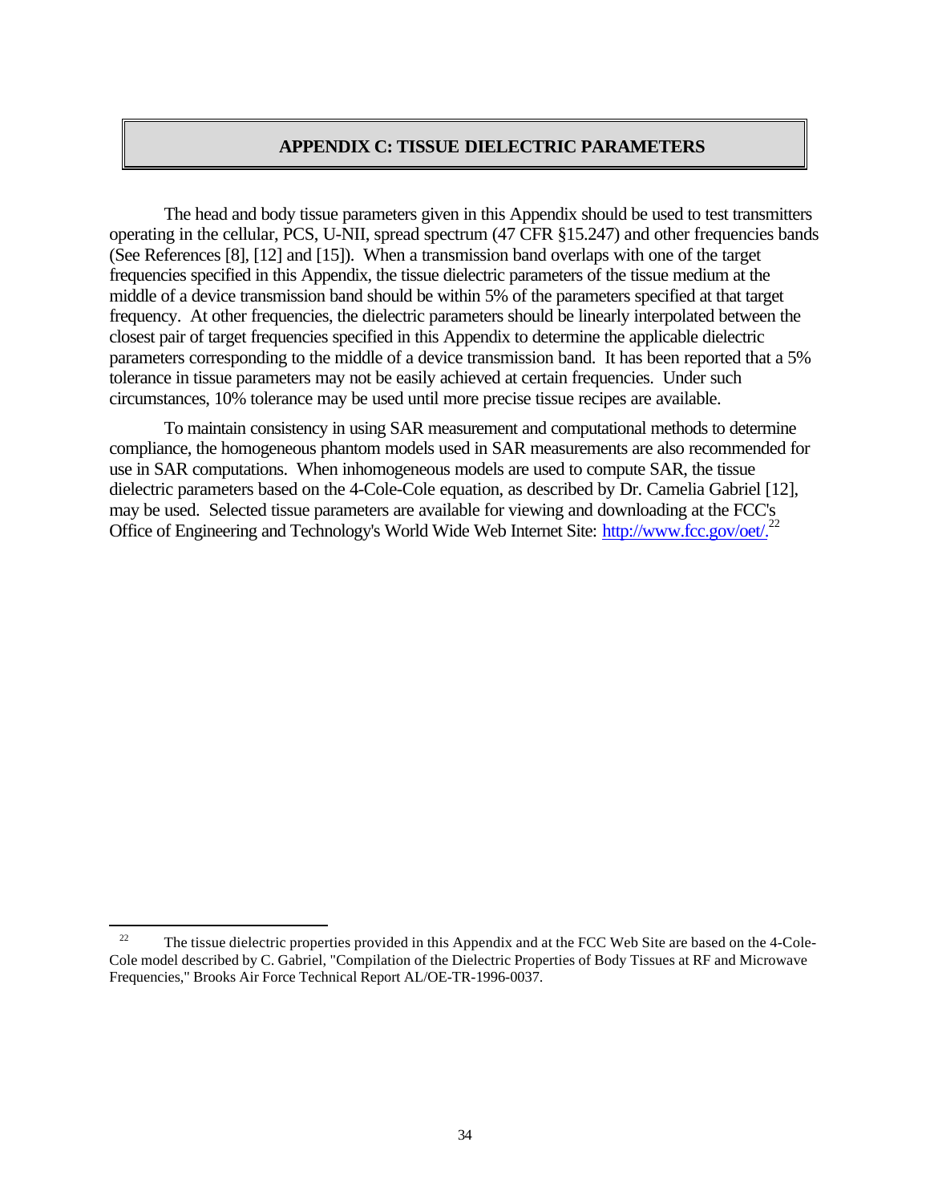## APPENDIX C: TISSUE DIELECTRIC PARAMETERS

The head and body tissue parameters given in this Appendix should be used to test transmitters operating in the cellular, PCS, U-NII, spread spectrum (47 CFR §15.247) and other frequencies bands (See References [8], [12] and [15]). When a transmission band overlaps with one of the target frequencies specified in this Appendix, the tissue dielectric parameters of the tissue medium at the middle of a device transmission band should be within 5% of the parameters specified at that target frequency. At other frequencies, the dielectric parameters should be linearly interpolated between the closest pair of target frequencies specified in this Appendix to determine the applicable dielectric parameters corresponding to the middle of a device transmission band. It has been reported that a 5% tolerance in tissue parameters may not be easily achieved at certain frequencies. Under such circumstances, 10% tolerance may be used until more precise tissue recipes are available.

To maintain consistency in using SAR measurement and computational methods to determine compliance, the homogeneous phantom models used in SAR measurements are also recommended for use in SAR computations. When inhomogeneous models are used to compute SAR, the tissue dielectric parameters based on the 4-Cole-Cole equation, as described by Dr. Camelia Gabriel [12], may be used. Selected tissue parameters are available for viewing and downloading at the FCC's Office of Engineering and Technology's World Wide Web Internet Site: http://www.fcc.gov/oet/.[22]

---

[22] The tissue dielectric properties provided in this Appendix and at the FCC Web Site are based on the 4-Cole-Cole model described by C. Gabriel, "Compilation of the Dielectric Properties of Body Tissues at RF and Microwave Frequencies," Brooks Air Force Technical Report AL/OE-TR-1996-0037.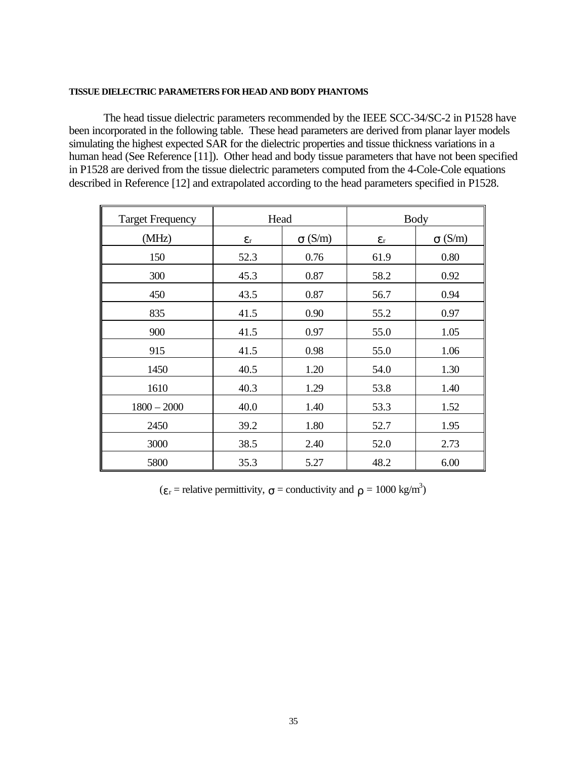**TISSUE DIELECTRIC PARAMETERS FOR HEAD AND BODY PHANTOMS**

The head tissue dielectric parameters recommended by the IEEE SCC-34/SC-2 in P1528 have been incorporated in the following table. These head parameters are derived from planar layer models simulating the highest expected SAR for the dielectric properties and tissue thickness variations in a human head (See Reference [11]). Other head and body tissue parameters that have not been specified in P1528 are derived from the tissue dielectric parameters computed from the 4-Cole-Cole equations described in Reference [12] and extrapolated according to the head parameters specified in P1528.

| Target Frequency | Head | | Body | |
|---|---|---|---|---|
| (MHz) | $\varepsilon_r$ | $\sigma$ (S/m) | $\varepsilon_r$ | $\sigma$ (S/m) |
| 150 | 52.3 | 0.76 | 61.9 | 0.80 |
| 300 | 45.3 | 0.87 | 58.2 | 0.92 |
| 450 | 43.5 | 0.87 | 56.7 | 0.94 |
| 835 | 41.5 | 0.90 | 55.2 | 0.97 |
| 900 | 41.5 | 0.97 | 55.0 | 1.05 |
| 915 | 41.5 | 0.98 | 55.0 | 1.06 |
| 1450 | 40.5 | 1.20 | 54.0 | 1.30 |
| 1610 | 40.3 | 1.29 | 53.8 | 1.40 |
| 1800 – 2000 | 40.0 | 1.40 | 53.3 | 1.52 |
| 2450 | 39.2 | 1.80 | 52.7 | 1.95 |
| 3000 | 38.5 | 2.40 | 52.0 | 2.73 |
| 5800 | 35.3 | 5.27 | 48.2 | 6.00 |

($\varepsilon_r$ = relative permittivity, $\sigma$ = conductivity and $\rho$ = 1000 kg/m$^3$)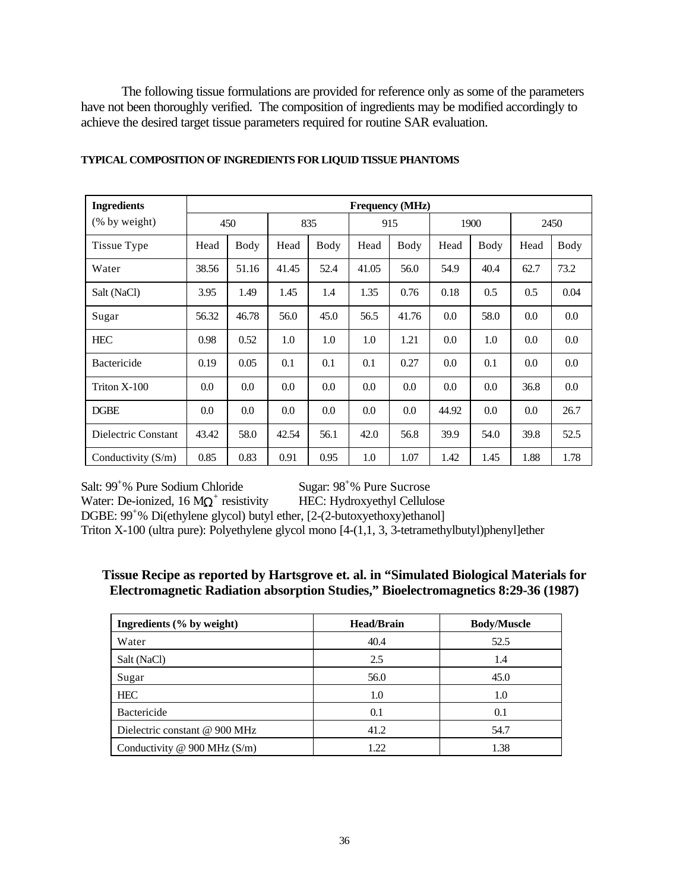The following tissue formulations are provided for reference only as some of the parameters have not been thoroughly verified. The composition of ingredients may be modified accordingly to achieve the desired target tissue parameters required for routine SAR evaluation.

**TYPICAL COMPOSITION OF INGREDIENTS FOR LIQUID TISSUE PHANTOMS**

| **Ingredients** (% by weight) | **Frequency (MHz)** | | | | | | | | | |
|---|---|---|---|---|---|---|---|---|---|---|
| | 450 | | 835 | | 915 | | 1900 | | 2450 | |
| Tissue Type | Head | Body | Head | Body | Head | Body | Head | Body | Head | Body |
| Water | 38.56 | 51.16 | 41.45 | 52.4 | 41.05 | 56.0 | 54.9 | 40.4 | 62.7 | 73.2 |
| Salt (NaCl) | 3.95 | 1.49 | 1.45 | 1.4 | 1.35 | 0.76 | 0.18 | 0.5 | 0.5 | 0.04 |
| Sugar | 56.32 | 46.78 | 56.0 | 45.0 | 56.5 | 41.76 | 0.0 | 58.0 | 0.0 | 0.0 |
| HEC | 0.98 | 0.52 | 1.0 | 1.0 | 1.0 | 1.21 | 0.0 | 1.0 | 0.0 | 0.0 |
| Bactericide | 0.19 | 0.05 | 0.1 | 0.1 | 0.1 | 0.27 | 0.0 | 0.1 | 0.0 | 0.0 |
| Triton X-100 | 0.0 | 0.0 | 0.0 | 0.0 | 0.0 | 0.0 | 0.0 | 0.0 | 36.8 | 0.0 |
| DGBE | 0.0 | 0.0 | 0.0 | 0.0 | 0.0 | 0.0 | 44.92 | 0.0 | 0.0 | 26.7 |
| Dielectric Constant | 43.42 | 58.0 | 42.54 | 56.1 | 42.0 | 56.8 | 39.9 | 54.0 | 39.8 | 52.5 |
| Conductivity (S/m) | 0.85 | 0.83 | 0.91 | 0.95 | 1.0 | 1.07 | 1.42 | 1.45 | 1.88 | 1.78 |

Salt: $99^{+}$% Pure Sodium Chloride     Sugar: $98^{+}$% Pure Sucrose
Water: De-ionized, 16 $M\Omega^{+}$ resistivity     HEC: Hydroxyethyl Cellulose
DGBE: $99^{+}$% Di(ethylene glycol) butyl ether, [2-(2-butoxyethoxy)ethanol]
Triton X-100 (ultra pure): Polyethylene glycol mono [4-(1,1, 3, 3-tetramethylbutyl)phenyl]ether

## Tissue Recipe as reported by Hartsgrove et. al. in "Simulated Biological Materials for Electromagnetic Radiation absorption Studies," Bioelectromagnetics 8:29-36 (1987)

| **Ingredients (% by weight)** | **Head/Brain** | **Body/Muscle** |
|---|---|---|
| Water | 40.4 | 52.5 |
| Salt (NaCl) | 2.5 | 1.4 |
| Sugar | 56.0 | 45.0 |
| HEC | 1.0 | 1.0 |
| Bactericide | 0.1 | 0.1 |
| Dielectric constant @ 900 MHz | 41.2 | 54.7 |
| Conductivity @ 900 MHz (S/m) | 1.22 | 1.38 |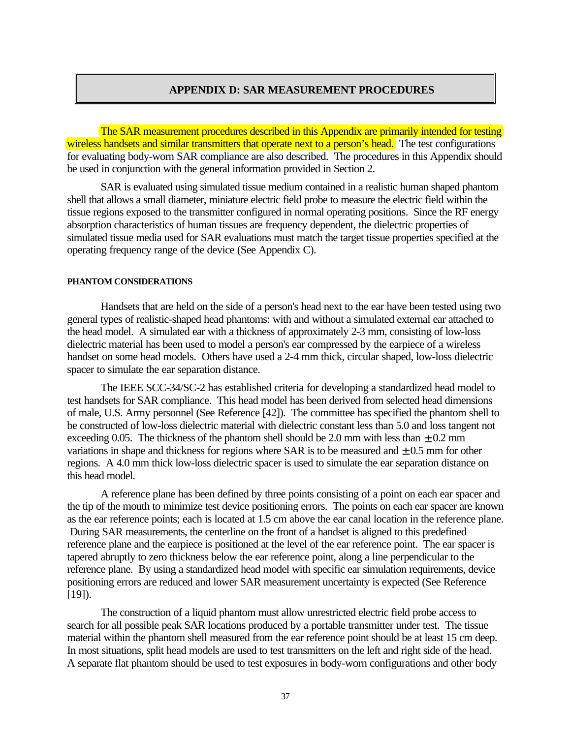## APPENDIX D: SAR MEASUREMENT PROCEDURES

The SAR measurement procedures described in this Appendix are primarily intended for testing wireless handsets and similar transmitters that operate next to a person's head. The test configurations for evaluating body-worn SAR compliance are also described. The procedures in this Appendix should be used in conjunction with the general information provided in Section 2.

SAR is evaluated using simulated tissue medium contained in a realistic human shaped phantom shell that allows a small diameter, miniature electric field probe to measure the electric field within the tissue regions exposed to the transmitter configured in normal operating positions. Since the RF energy absorption characteristics of human tissues are frequency dependent, the dielectric properties of simulated tissue media used for SAR evaluations must match the target tissue properties specified at the operating frequency range of the device (See Appendix C).

### PHANTOM CONSIDERATIONS

Handsets that are held on the side of a person's head next to the ear have been tested using two general types of realistic-shaped head phantoms: with and without a simulated external ear attached to the head model. A simulated ear with a thickness of approximately 2-3 mm, consisting of low-loss dielectric material has been used to model a person's ear compressed by the earpiece of a wireless handset on some head models. Others have used a 2-4 mm thick, circular shaped, low-loss dielectric spacer to simulate the ear separation distance.

The IEEE SCC-34/SC-2 has established criteria for developing a standardized head model to test handsets for SAR compliance. This head model has been derived from selected head dimensions of male, U.S. Army personnel (See Reference [42]). The committee has specified the phantom shell to be constructed of low-loss dielectric material with dielectric constant less than 5.0 and loss tangent not exceeding 0.05. The thickness of the phantom shell should be 2.0 mm with less than $\pm 0.2$ mm variations in shape and thickness for regions where SAR is to be measured and $\pm 0.5$ mm for other regions. A 4.0 mm thick low-loss dielectric spacer is used to simulate the ear separation distance on this head model.

A reference plane has been defined by three points consisting of a point on each ear spacer and the tip of the mouth to minimize test device positioning errors. The points on each ear spacer are known as the ear reference points; each is located at 1.5 cm above the ear canal location in the reference plane. During SAR measurements, the centerline on the front of a handset is aligned to this predefined reference plane and the earpiece is positioned at the level of the ear reference point. The ear spacer is tapered abruptly to zero thickness below the ear reference point, along a line perpendicular to the reference plane. By using a standardized head model with specific ear simulation requirements, device positioning errors are reduced and lower SAR measurement uncertainty is expected (See Reference [19]).

The construction of a liquid phantom must allow unrestricted electric field probe access to search for all possible peak SAR locations produced by a portable transmitter under test. The tissue material within the phantom shell measured from the ear reference point should be at least 15 cm deep. In most situations, split head models are used to test transmitters on the left and right side of the head. A separate flat phantom should be used to test exposures in body-worn configurations and other body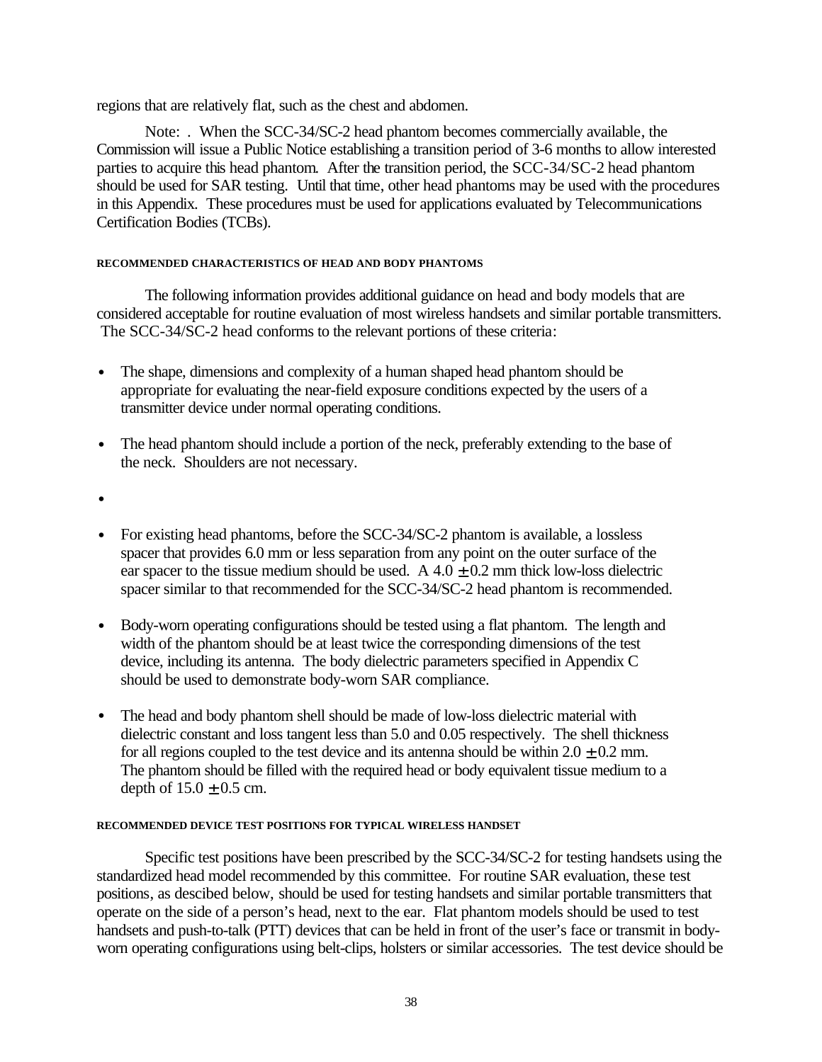regions that are relatively flat, such as the chest and abdomen.

Note: . When the SCC-34/SC-2 head phantom becomes commercially available, the Commission will issue a Public Notice establishing a transition period of 3-6 months to allow interested parties to acquire this head phantom. After the transition period, the SCC-34/SC-2 head phantom should be used for SAR testing. Until that time, other head phantoms may be used with the procedures in this Appendix. These procedures must be used for applications evaluated by Telecommunications Certification Bodies (TCBs).

###### RECOMMENDED CHARACTERISTICS OF HEAD AND BODY PHANTOMS

The following information provides additional guidance on head and body models that are considered acceptable for routine evaluation of most wireless handsets and similar portable transmitters. The SCC-34/SC-2 head conforms to the relevant portions of these criteria:

- The shape, dimensions and complexity of a human shaped head phantom should be appropriate for evaluating the near-field exposure conditions expected by the users of a transmitter device under normal operating conditions.
- The head phantom should include a portion of the neck, preferably extending to the base of the neck. Shoulders are not necessary.
- 
- For existing head phantoms, before the SCC-34/SC-2 phantom is available, a lossless spacer that provides 6.0 mm or less separation from any point on the outer surface of the ear spacer to the tissue medium should be used. A $4.0 \pm 0.2$ mm thick low-loss dielectric spacer similar to that recommended for the SCC-34/SC-2 head phantom is recommended.
- Body-worn operating configurations should be tested using a flat phantom. The length and width of the phantom should be at least twice the corresponding dimensions of the test device, including its antenna. The body dielectric parameters specified in Appendix C should be used to demonstrate body-worn SAR compliance.
- The head and body phantom shell should be made of low-loss dielectric material with dielectric constant and loss tangent less than 5.0 and 0.05 respectively. The shell thickness for all regions coupled to the test device and its antenna should be within $2.0 \pm 0.2$ mm. The phantom should be filled with the required head or body equivalent tissue medium to a depth of $15.0 \pm 0.5$ cm.

###### RECOMMENDED DEVICE TEST POSITIONS FOR TYPICAL WIRELESS HANDSET

Specific test positions have been prescribed by the SCC-34/SC-2 for testing handsets using the standardized head model recommended by this committee. For routine SAR evaluation, these test positions, as descibed below, should be used for testing handsets and similar portable transmitters that operate on the side of a person's head, next to the ear. Flat phantom models should be used to test handsets and push-to-talk (PTT) devices that can be held in front of the user's face or transmit in body-worn operating configurations using belt-clips, holsters or similar accessories. The test device should be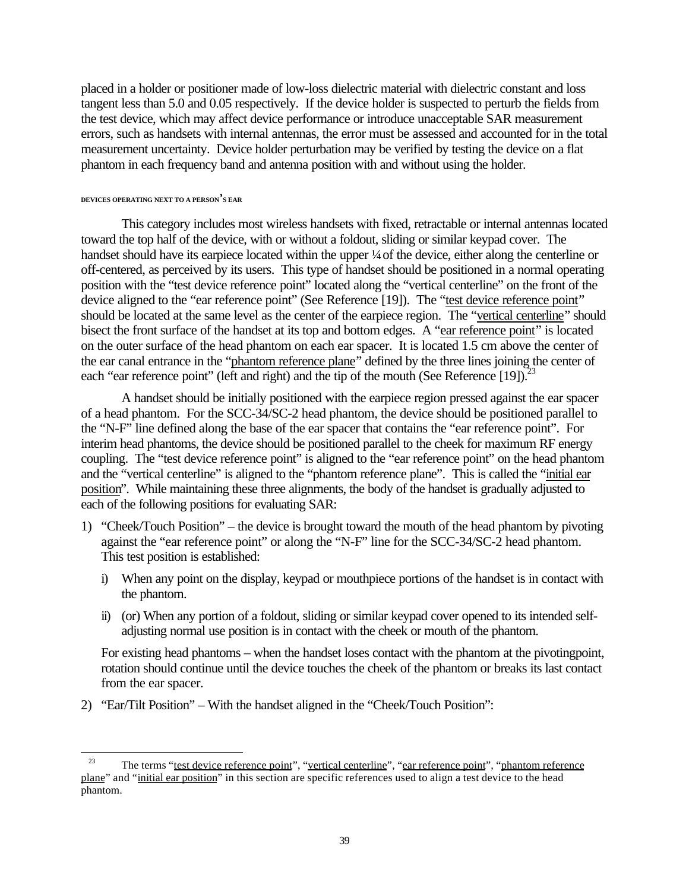placed in a holder or positioner made of low-loss dielectric material with dielectric constant and loss tangent less than 5.0 and 0.05 respectively. If the device holder is suspected to perturb the fields from the test device, which may affect device performance or introduce unacceptable SAR measurement errors, such as handsets with internal antennas, the error must be assessed and accounted for in the total measurement uncertainty. Device holder perturbation may be verified by testing the device on a flat phantom in each frequency band and antenna position with and without using the holder.

###### DEVICES OPERATING NEXT TO A PERSON'S EAR

This category includes most wireless handsets with fixed, retractable or internal antennas located toward the top half of the device, with or without a foldout, sliding or similar keypad cover. The handset should have its earpiece located within the upper ¼ of the device, either along the centerline or off-centered, as perceived by its users. This type of handset should be positioned in a normal operating position with the "test device reference point" located along the "vertical centerline" on the front of the device aligned to the "ear reference point" (See Reference [19]). The "test device reference point" should be located at the same level as the center of the earpiece region. The "vertical centerline" should bisect the front surface of the handset at its top and bottom edges. A "ear reference point" is located on the outer surface of the head phantom on each ear spacer. It is located 1.5 cm above the center of the ear canal entrance in the "phantom reference plane" defined by the three lines joining the center of each "ear reference point" (left and right) and the tip of the mouth (See Reference [19]).[23]

A handset should be initially positioned with the earpiece region pressed against the ear spacer of a head phantom. For the SCC-34/SC-2 head phantom, the device should be positioned parallel to the "N-F" line defined along the base of the ear spacer that contains the "ear reference point". For interim head phantoms, the device should be positioned parallel to the cheek for maximum RF energy coupling. The "test device reference point" is aligned to the "ear reference point" on the head phantom and the "vertical centerline" is aligned to the "phantom reference plane". This is called the "initial ear position". While maintaining these three alignments, the body of the handset is gradually adjusted to each of the following positions for evaluating SAR:

1) "Cheek/Touch Position" – the device is brought toward the mouth of the head phantom by pivoting against the "ear reference point" or along the "N-F" line for the SCC-34/SC-2 head phantom. This test position is established:

   i) When any point on the display, keypad or mouthpiece portions of the handset is in contact with the phantom.

   ii) (or) When any portion of a foldout, sliding or similar keypad cover opened to its intended self-adjusting normal use position is in contact with the cheek or mouth of the phantom.

   For existing head phantoms – when the handset loses contact with the phantom at the pivotingpoint, rotation should continue until the device touches the cheek of the phantom or breaks its last contact from the ear spacer.

2) "Ear/Tilt Position" – With the handset aligned in the "Cheek/Touch Position":

---

[23] The terms "test device reference point", "vertical centerline", "ear reference point", "phantom reference plane" and "initial ear position" in this section are specific references used to align a test device to the head phantom.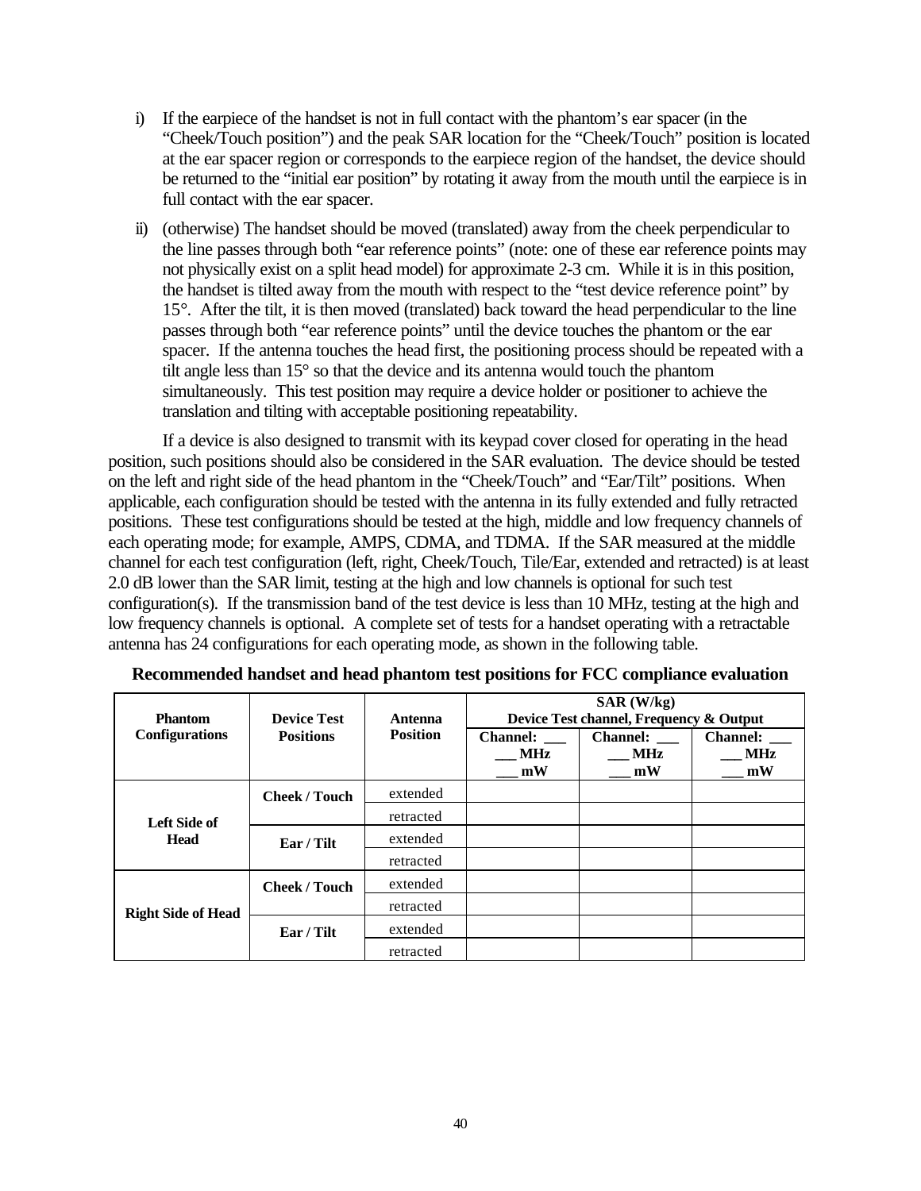i) If the earpiece of the handset is not in full contact with the phantom's ear spacer (in the "Cheek/Touch position") and the peak SAR location for the "Cheek/Touch" position is located at the ear spacer region or corresponds to the earpiece region of the handset, the device should be returned to the "initial ear position" by rotating it away from the mouth until the earpiece is in full contact with the ear spacer.

ii) (otherwise) The handset should be moved (translated) away from the cheek perpendicular to the line passes through both "ear reference points" (note: one of these ear reference points may not physically exist on a split head model) for approximate 2-3 cm. While it is in this position, the handset is tilted away from the mouth with respect to the "test device reference point" by 15°. After the tilt, it is then moved (translated) back toward the head perpendicular to the line passes through both "ear reference points" until the device touches the phantom or the ear spacer. If the antenna touches the head first, the positioning process should be repeated with a tilt angle less than 15° so that the device and its antenna would touch the phantom simultaneously. This test position may require a device holder or positioner to achieve the translation and tilting with acceptable positioning repeatability.

If a device is also designed to transmit with its keypad cover closed for operating in the head position, such positions should also be considered in the SAR evaluation. The device should be tested on the left and right side of the head phantom in the "Cheek/Touch" and "Ear/Tilt" positions. When applicable, each configuration should be tested with the antenna in its fully extended and fully retracted positions. These test configurations should be tested at the high, middle and low frequency channels of each operating mode; for example, AMPS, CDMA, and TDMA. If the SAR measured at the middle channel for each test configuration (left, right, Cheek/Touch, Tile/Ear, extended and retracted) is at least 2.0 dB lower than the SAR limit, testing at the high and low channels is optional for such test configuration(s). If the transmission band of the test device is less than 10 MHz, testing at the high and low frequency channels is optional. A complete set of tests for a handset operating with a retractable antenna has 24 configurations for each operating mode, as shown in the following table.

**Recommended handset and head phantom test positions for FCC compliance evaluation**

| Phantom Configurations | Device Test Positions | Antenna Position | SAR (W/kg) Device Test channel, Frequency & Output | | |
|---|---|---|---|---|---|
| | | | Channel: ___ ___ MHz ___ mW | Channel: ___ ___ MHz ___ mW | Channel: ___ ___ MHz ___ mW |
| Left Side of Head | Cheek / Touch | extended | | | |
| | | retracted | | | |
| | Ear / Tilt | extended | | | |
| | | retracted | | | |
| Right Side of Head | Cheek / Touch | extended | | | |
| | | retracted | | | |
| | Ear / Tilt | extended | | | |
| | | retracted | | | |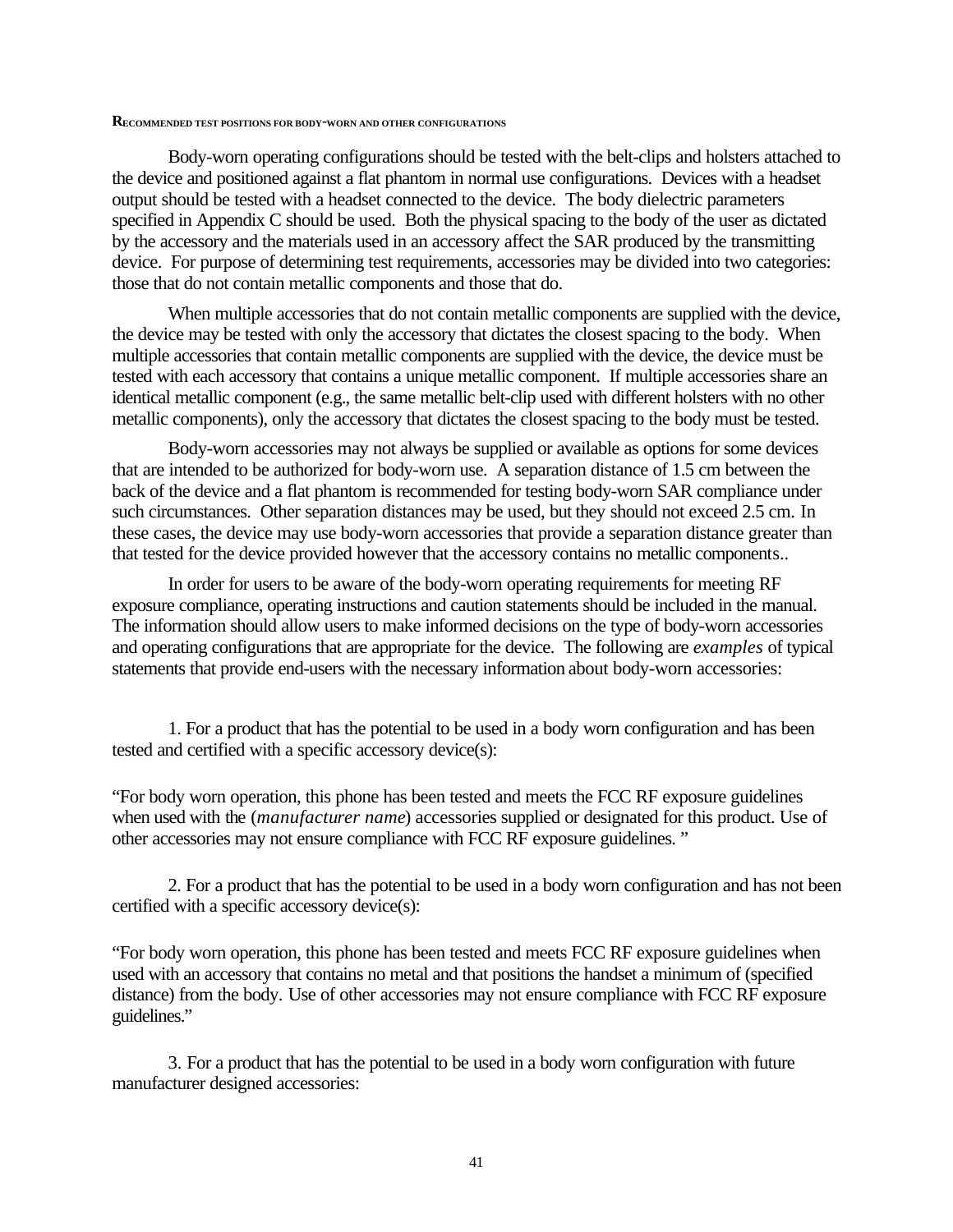### Recommended test positions for body-worn and other configurations

Body-worn operating configurations should be tested with the belt-clips and holsters attached to the device and positioned against a flat phantom in normal use configurations. Devices with a headset output should be tested with a headset connected to the device. The body dielectric parameters specified in Appendix C should be used. Both the physical spacing to the body of the user as dictated by the accessory and the materials used in an accessory affect the SAR produced by the transmitting device. For purpose of determining test requirements, accessories may be divided into two categories: those that do not contain metallic components and those that do.

When multiple accessories that do not contain metallic components are supplied with the device, the device may be tested with only the accessory that dictates the closest spacing to the body. When multiple accessories that contain metallic components are supplied with the device, the device must be tested with each accessory that contains a unique metallic component. If multiple accessories share an identical metallic component (e.g., the same metallic belt-clip used with different holsters with no other metallic components), only the accessory that dictates the closest spacing to the body must be tested.

Body-worn accessories may not always be supplied or available as options for some devices that are intended to be authorized for body-worn use. A separation distance of 1.5 cm between the back of the device and a flat phantom is recommended for testing body-worn SAR compliance under such circumstances. Other separation distances may be used, but they should not exceed 2.5 cm. In these cases, the device may use body-worn accessories that provide a separation distance greater than that tested for the device provided however that the accessory contains no metallic components..

In order for users to be aware of the body-worn operating requirements for meeting RF exposure compliance, operating instructions and caution statements should be included in the manual. The information should allow users to make informed decisions on the type of body-worn accessories and operating configurations that are appropriate for the device. The following are *examples* of typical statements that provide end-users with the necessary information about body-worn accessories:

1. For a product that has the potential to be used in a body worn configuration and has been tested and certified with a specific accessory device(s):

"For body worn operation, this phone has been tested and meets the FCC RF exposure guidelines when used with the (*manufacturer name*) accessories supplied or designated for this product. Use of other accessories may not ensure compliance with FCC RF exposure guidelines. "

2. For a product that has the potential to be used in a body worn configuration and has not been certified with a specific accessory device(s):

"For body worn operation, this phone has been tested and meets FCC RF exposure guidelines when used with an accessory that contains no metal and that positions the handset a minimum of (specified distance) from the body. Use of other accessories may not ensure compliance with FCC RF exposure guidelines."

3. For a product that has the potential to be used in a body worn configuration with future manufacturer designed accessories: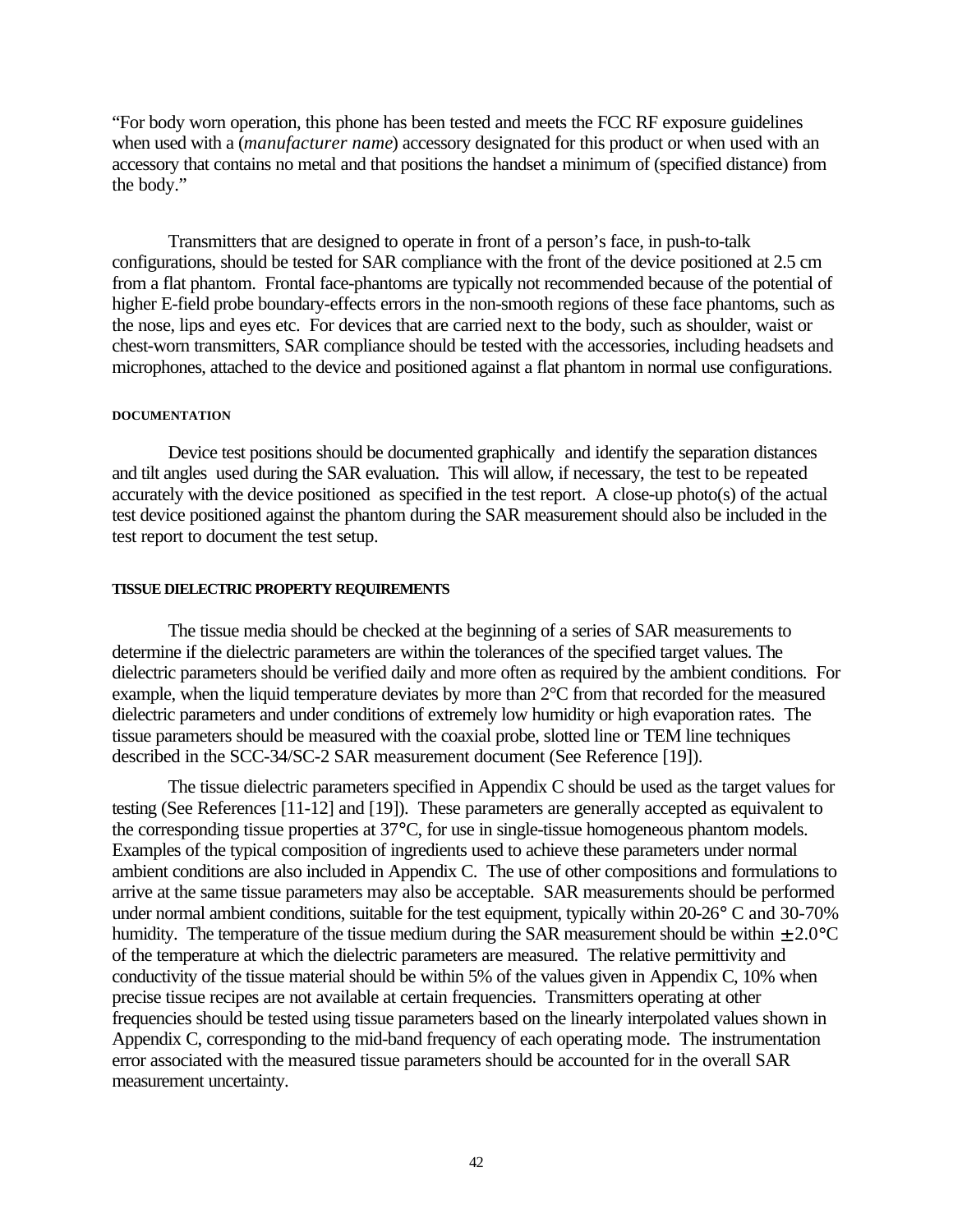"For body worn operation, this phone has been tested and meets the FCC RF exposure guidelines when used with a (*manufacturer name*) accessory designated for this product or when used with an accessory that contains no metal and that positions the handset a minimum of (specified distance) from the body."

Transmitters that are designed to operate in front of a person's face, in push-to-talk configurations, should be tested for SAR compliance with the front of the device positioned at 2.5 cm from a flat phantom. Frontal face-phantoms are typically not recommended because of the potential of higher E-field probe boundary-effects errors in the non-smooth regions of these face phantoms, such as the nose, lips and eyes etc. For devices that are carried next to the body, such as shoulder, waist or chest-worn transmitters, SAR compliance should be tested with the accessories, including headsets and microphones, attached to the device and positioned against a flat phantom in normal use configurations.

###### DOCUMENTATION

Device test positions should be documented graphically and identify the separation distances and tilt angles used during the SAR evaluation. This will allow, if necessary, the test to be repeated accurately with the device positioned as specified in the test report. A close-up photo(s) of the actual test device positioned against the phantom during the SAR measurement should also be included in the test report to document the test setup.

###### TISSUE DIELECTRIC PROPERTY REQUIREMENTS

The tissue media should be checked at the beginning of a series of SAR measurements to determine if the dielectric parameters are within the tolerances of the specified target values. The dielectric parameters should be verified daily and more often as required by the ambient conditions. For example, when the liquid temperature deviates by more than 2°C from that recorded for the measured dielectric parameters and under conditions of extremely low humidity or high evaporation rates. The tissue parameters should be measured with the coaxial probe, slotted line or TEM line techniques described in the SCC-34/SC-2 SAR measurement document (See Reference [19]).

The tissue dielectric parameters specified in Appendix C should be used as the target values for testing (See References [11-12] and [19]). These parameters are generally accepted as equivalent to the corresponding tissue properties at 37°C, for use in single-tissue homogeneous phantom models. Examples of the typical composition of ingredients used to achieve these parameters under normal ambient conditions are also included in Appendix C. The use of other compositions and formulations to arrive at the same tissue parameters may also be acceptable. SAR measurements should be performed under normal ambient conditions, suitable for the test equipment, typically within 20-26° C and 30-70% humidity. The temperature of the tissue medium during the SAR measurement should be within $\pm 2.0$°C of the temperature at which the dielectric parameters are measured. The relative permittivity and conductivity of the tissue material should be within 5% of the values given in Appendix C, 10% when precise tissue recipes are not available at certain frequencies. Transmitters operating at other frequencies should be tested using tissue parameters based on the linearly interpolated values shown in Appendix C, corresponding to the mid-band frequency of each operating mode. The instrumentation error associated with the measured tissue parameters should be accounted for in the overall SAR measurement uncertainty.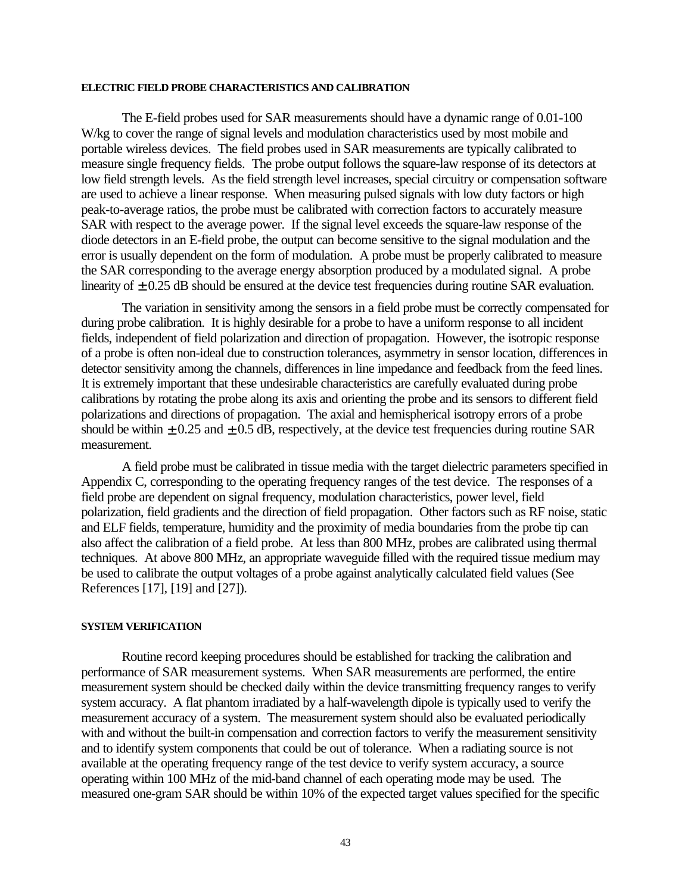### ELECTRIC FIELD PROBE CHARACTERISTICS AND CALIBRATION

The E-field probes used for SAR measurements should have a dynamic range of 0.01-100 W/kg to cover the range of signal levels and modulation characteristics used by most mobile and portable wireless devices. The field probes used in SAR measurements are typically calibrated to measure single frequency fields. The probe output follows the square-law response of its detectors at low field strength levels. As the field strength level increases, special circuitry or compensation software are used to achieve a linear response. When measuring pulsed signals with low duty factors or high peak-to-average ratios, the probe must be calibrated with correction factors to accurately measure SAR with respect to the average power. If the signal level exceeds the square-law response of the diode detectors in an E-field probe, the output can become sensitive to the signal modulation and the error is usually dependent on the form of modulation. A probe must be properly calibrated to measure the SAR corresponding to the average energy absorption produced by a modulated signal. A probe linearity of $\pm$ 0.25 dB should be ensured at the device test frequencies during routine SAR evaluation.

The variation in sensitivity among the sensors in a field probe must be correctly compensated for during probe calibration. It is highly desirable for a probe to have a uniform response to all incident fields, independent of field polarization and direction of propagation. However, the isotropic response of a probe is often non-ideal due to construction tolerances, asymmetry in sensor location, differences in detector sensitivity among the channels, differences in line impedance and feedback from the feed lines. It is extremely important that these undesirable characteristics are carefully evaluated during probe calibrations by rotating the probe along its axis and orienting the probe and its sensors to different field polarizations and directions of propagation. The axial and hemispherical isotropy errors of a probe should be within $\pm$ 0.25 and $\pm$ 0.5 dB, respectively, at the device test frequencies during routine SAR measurement.

A field probe must be calibrated in tissue media with the target dielectric parameters specified in Appendix C, corresponding to the operating frequency ranges of the test device. The responses of a field probe are dependent on signal frequency, modulation characteristics, power level, field polarization, field gradients and the direction of field propagation. Other factors such as RF noise, static and ELF fields, temperature, humidity and the proximity of media boundaries from the probe tip can also affect the calibration of a field probe. At less than 800 MHz, probes are calibrated using thermal techniques. At above 800 MHz, an appropriate waveguide filled with the required tissue medium may be used to calibrate the output voltages of a probe against analytically calculated field values (See References [17], [19] and [27]).

### SYSTEM VERIFICATION

Routine record keeping procedures should be established for tracking the calibration and performance of SAR measurement systems. When SAR measurements are performed, the entire measurement system should be checked daily within the device transmitting frequency ranges to verify system accuracy. A flat phantom irradiated by a half-wavelength dipole is typically used to verify the measurement accuracy of a system. The measurement system should also be evaluated periodically with and without the built-in compensation and correction factors to verify the measurement sensitivity and to identify system components that could be out of tolerance. When a radiating source is not available at the operating frequency range of the test device to verify system accuracy, a source operating within 100 MHz of the mid-band channel of each operating mode may be used. The measured one-gram SAR should be within 10% of the expected target values specified for the specific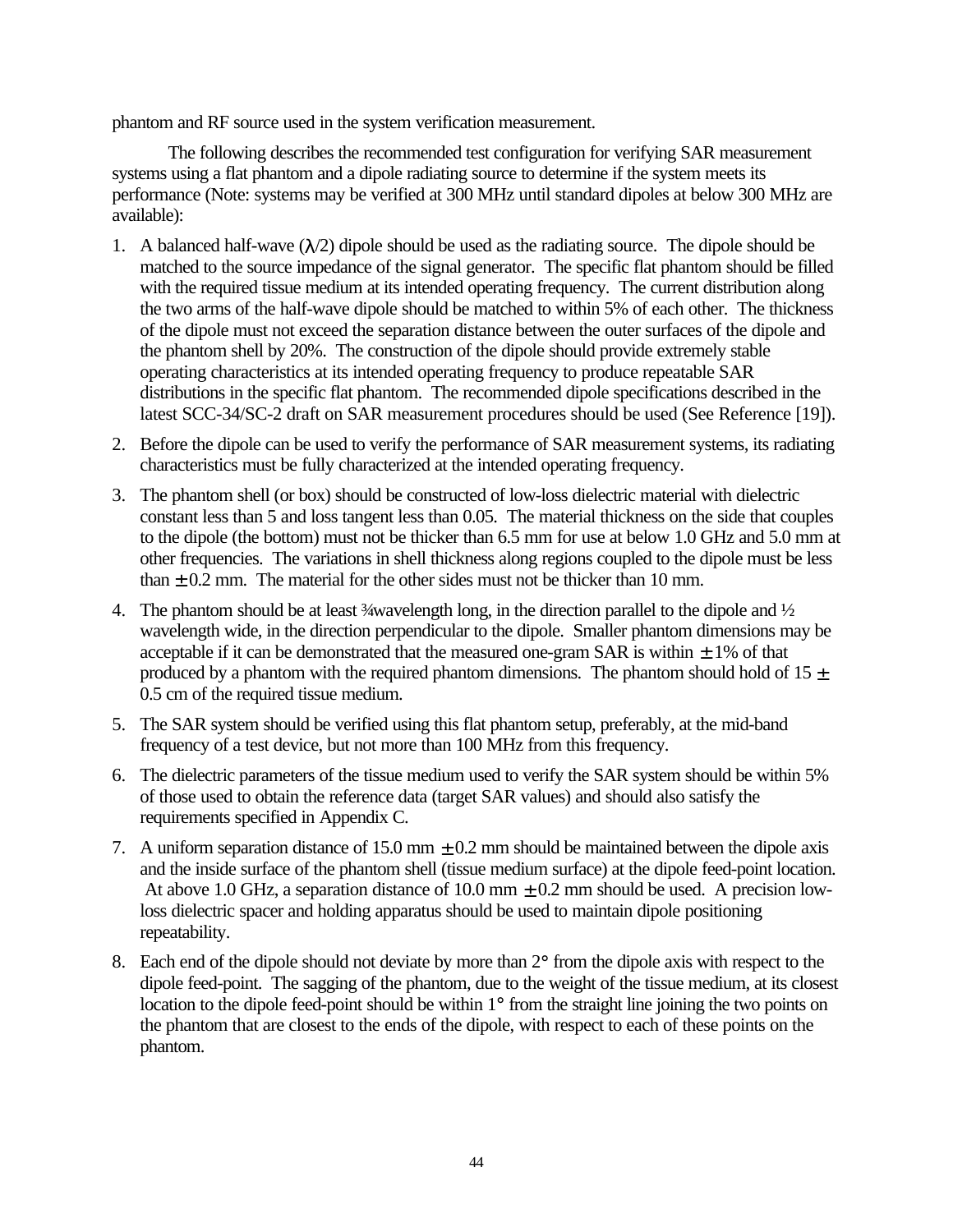phantom and RF source used in the system verification measurement.

The following describes the recommended test configuration for verifying SAR measurement systems using a flat phantom and a dipole radiating source to determine if the system meets its performance (Note: systems may be verified at 300 MHz until standard dipoles at below 300 MHz are available):

1. A balanced half-wave ($\lambda/2$) dipole should be used as the radiating source. The dipole should be matched to the source impedance of the signal generator. The specific flat phantom should be filled with the required tissue medium at its intended operating frequency. The current distribution along the two arms of the half-wave dipole should be matched to within 5% of each other. The thickness of the dipole must not exceed the separation distance between the outer surfaces of the dipole and the phantom shell by 20%. The construction of the dipole should provide extremely stable operating characteristics at its intended operating frequency to produce repeatable SAR distributions in the specific flat phantom. The recommended dipole specifications described in the latest SCC-34/SC-2 draft on SAR measurement procedures should be used (See Reference [19]).
2. Before the dipole can be used to verify the performance of SAR measurement systems, its radiating characteristics must be fully characterized at the intended operating frequency.
3. The phantom shell (or box) should be constructed of low-loss dielectric material with dielectric constant less than 5 and loss tangent less than 0.05. The material thickness on the side that couples to the dipole (the bottom) must not be thicker than 6.5 mm for use at below 1.0 GHz and 5.0 mm at other frequencies. The variations in shell thickness along regions coupled to the dipole must be less than $\pm$ 0.2 mm. The material for the other sides must not be thicker than 10 mm.
4. The phantom should be at least ¾wavelength long, in the direction parallel to the dipole and ½ wavelength wide, in the direction perpendicular to the dipole. Smaller phantom dimensions may be acceptable if it can be demonstrated that the measured one-gram SAR is within $\pm$ 1% of that produced by a phantom with the required phantom dimensions. The phantom should hold of 15 $\pm$ 0.5 cm of the required tissue medium.
5. The SAR system should be verified using this flat phantom setup, preferably, at the mid-band frequency of a test device, but not more than 100 MHz from this frequency.
6. The dielectric parameters of the tissue medium used to verify the SAR system should be within 5% of those used to obtain the reference data (target SAR values) and should also satisfy the requirements specified in Appendix C.
7. A uniform separation distance of 15.0 mm $\pm$ 0.2 mm should be maintained between the dipole axis and the inside surface of the phantom shell (tissue medium surface) at the dipole feed-point location. At above 1.0 GHz, a separation distance of 10.0 mm $\pm$ 0.2 mm should be used. A precision low-loss dielectric spacer and holding apparatus should be used to maintain dipole positioning repeatability.
8. Each end of the dipole should not deviate by more than 2° from the dipole axis with respect to the dipole feed-point. The sagging of the phantom, due to the weight of the tissue medium, at its closest location to the dipole feed-point should be within 1° from the straight line joining the two points on the phantom that are closest to the ends of the dipole, with respect to each of these points on the phantom.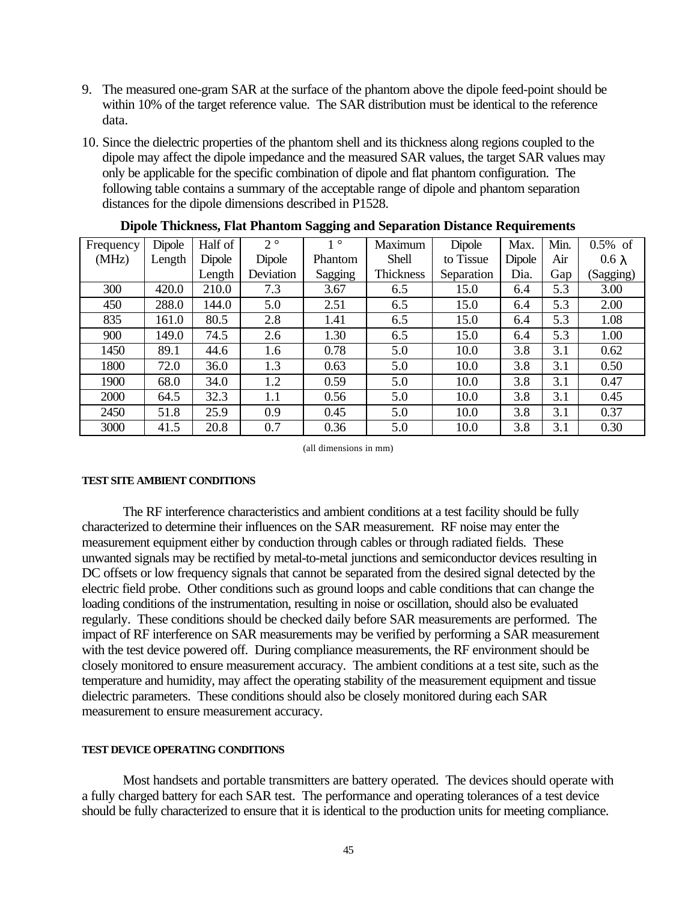9. The measured one-gram SAR at the surface of the phantom above the dipole feed-point should be within 10% of the target reference value. The SAR distribution must be identical to the reference data.

10. Since the dielectric properties of the phantom shell and its thickness along regions coupled to the dipole may affect the dipole impedance and the measured SAR values, the target SAR values may only be applicable for the specific combination of dipole and flat phantom configuration. The following table contains a summary of the acceptable range of dipole and phantom separation distances for the dipole dimensions described in P1528.

**Dipole Thickness, Flat Phantom Sagging and Separation Distance Requirements**

| Frequency (MHz) | Dipole Length | Half of Dipole Length | 2 ° Dipole Deviation | 1 ° Phantom Sagging | Maximum Shell Thickness | Dipole to Tissue Separation | Max. Dipole Dia. | Min. Air Gap | 0.5% of 0.6 λ (Sagging) |
|---|---|---|---|---|---|---|---|---|---|
| 300 | 420.0 | 210.0 | 7.3 | 3.67 | 6.5 | 15.0 | 6.4 | 5.3 | 3.00 |
| 450 | 288.0 | 144.0 | 5.0 | 2.51 | 6.5 | 15.0 | 6.4 | 5.3 | 2.00 |
| 835 | 161.0 | 80.5 | 2.8 | 1.41 | 6.5 | 15.0 | 6.4 | 5.3 | 1.08 |
| 900 | 149.0 | 74.5 | 2.6 | 1.30 | 6.5 | 15.0 | 6.4 | 5.3 | 1.00 |
| 1450 | 89.1 | 44.6 | 1.6 | 0.78 | 5.0 | 10.0 | 3.8 | 3.1 | 0.62 |
| 1800 | 72.0 | 36.0 | 1.3 | 0.63 | 5.0 | 10.0 | 3.8 | 3.1 | 0.50 |
| 1900 | 68.0 | 34.0 | 1.2 | 0.59 | 5.0 | 10.0 | 3.8 | 3.1 | 0.47 |
| 2000 | 64.5 | 32.3 | 1.1 | 0.56 | 5.0 | 10.0 | 3.8 | 3.1 | 0.45 |
| 2450 | 51.8 | 25.9 | 0.9 | 0.45 | 5.0 | 10.0 | 3.8 | 3.1 | 0.37 |
| 3000 | 41.5 | 20.8 | 0.7 | 0.36 | 5.0 | 10.0 | 3.8 | 3.1 | 0.30 |

(all dimensions in mm)

#### TEST SITE AMBIENT CONDITIONS

The RF interference characteristics and ambient conditions at a test facility should be fully characterized to determine their influences on the SAR measurement. RF noise may enter the measurement equipment either by conduction through cables or through radiated fields. These unwanted signals may be rectified by metal-to-metal junctions and semiconductor devices resulting in DC offsets or low frequency signals that cannot be separated from the desired signal detected by the electric field probe. Other conditions such as ground loops and cable conditions that can change the loading conditions of the instrumentation, resulting in noise or oscillation, should also be evaluated regularly. These conditions should be checked daily before SAR measurements are performed. The impact of RF interference on SAR measurements may be verified by performing a SAR measurement with the test device powered off. During compliance measurements, the RF environment should be closely monitored to ensure measurement accuracy. The ambient conditions at a test site, such as the temperature and humidity, may affect the operating stability of the measurement equipment and tissue dielectric parameters. These conditions should also be closely monitored during each SAR measurement to ensure measurement accuracy.

#### TEST DEVICE OPERATING CONDITIONS

Most handsets and portable transmitters are battery operated. The devices should operate with a fully charged battery for each SAR test. The performance and operating tolerances of a test device should be fully characterized to ensure that it is identical to the production units for meeting compliance.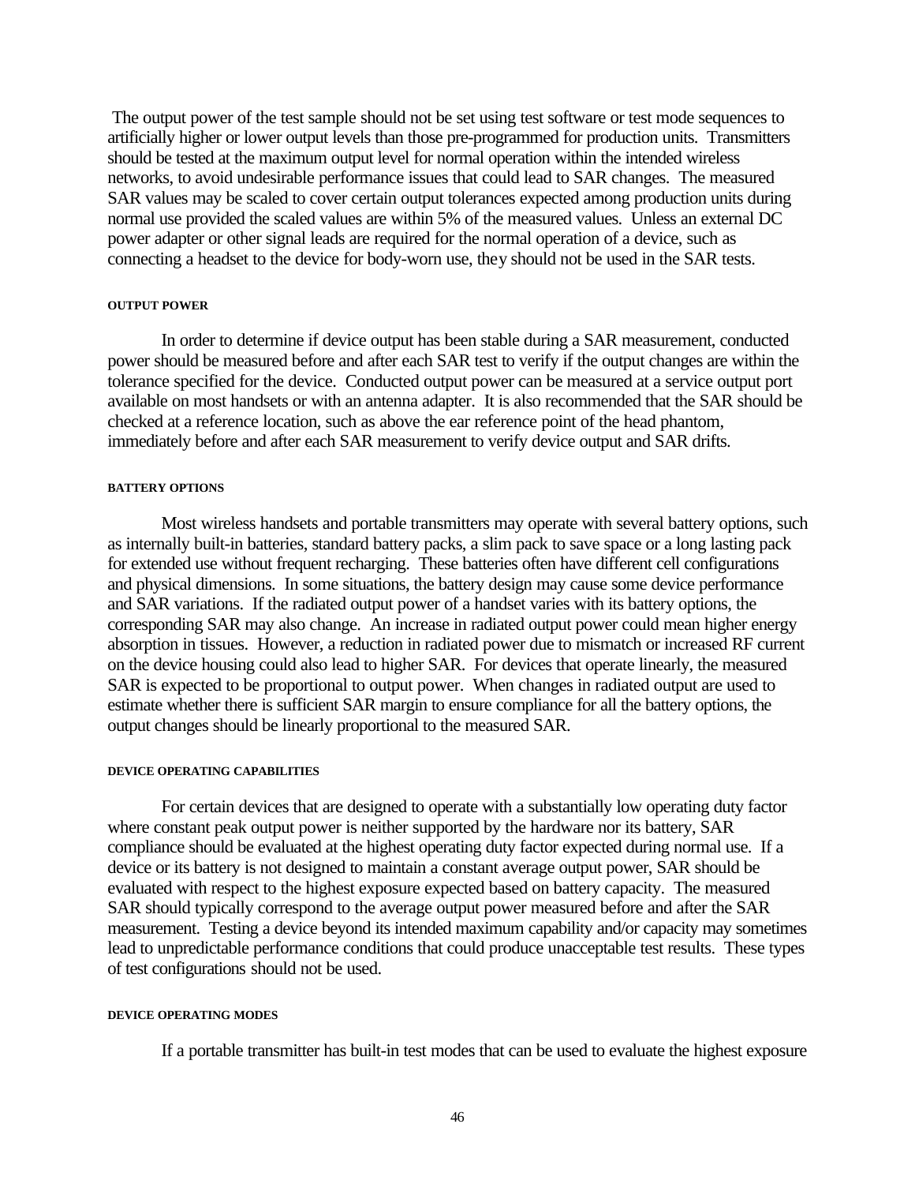The output power of the test sample should not be set using test software or test mode sequences to artificially higher or lower output levels than those pre-programmed for production units. Transmitters should be tested at the maximum output level for normal operation within the intended wireless networks, to avoid undesirable performance issues that could lead to SAR changes. The measured SAR values may be scaled to cover certain output tolerances expected among production units during normal use provided the scaled values are within 5% of the measured values. Unless an external DC power adapter or other signal leads are required for the normal operation of a device, such as connecting a headset to the device for body-worn use, they should not be used in the SAR tests.

#### OUTPUT POWER

In order to determine if device output has been stable during a SAR measurement, conducted power should be measured before and after each SAR test to verify if the output changes are within the tolerance specified for the device. Conducted output power can be measured at a service output port available on most handsets or with an antenna adapter. It is also recommended that the SAR should be checked at a reference location, such as above the ear reference point of the head phantom, immediately before and after each SAR measurement to verify device output and SAR drifts.

#### BATTERY OPTIONS

Most wireless handsets and portable transmitters may operate with several battery options, such as internally built-in batteries, standard battery packs, a slim pack to save space or a long lasting pack for extended use without frequent recharging. These batteries often have different cell configurations and physical dimensions. In some situations, the battery design may cause some device performance and SAR variations. If the radiated output power of a handset varies with its battery options, the corresponding SAR may also change. An increase in radiated output power could mean higher energy absorption in tissues. However, a reduction in radiated power due to mismatch or increased RF current on the device housing could also lead to higher SAR. For devices that operate linearly, the measured SAR is expected to be proportional to output power. When changes in radiated output are used to estimate whether there is sufficient SAR margin to ensure compliance for all the battery options, the output changes should be linearly proportional to the measured SAR.

#### DEVICE OPERATING CAPABILITIES

For certain devices that are designed to operate with a substantially low operating duty factor where constant peak output power is neither supported by the hardware nor its battery, SAR compliance should be evaluated at the highest operating duty factor expected during normal use. If a device or its battery is not designed to maintain a constant average output power, SAR should be evaluated with respect to the highest exposure expected based on battery capacity. The measured SAR should typically correspond to the average output power measured before and after the SAR measurement. Testing a device beyond its intended maximum capability and/or capacity may sometimes lead to unpredictable performance conditions that could produce unacceptable test results. These types of test configurations should not be used.

#### DEVICE OPERATING MODES

If a portable transmitter has built-in test modes that can be used to evaluate the highest exposure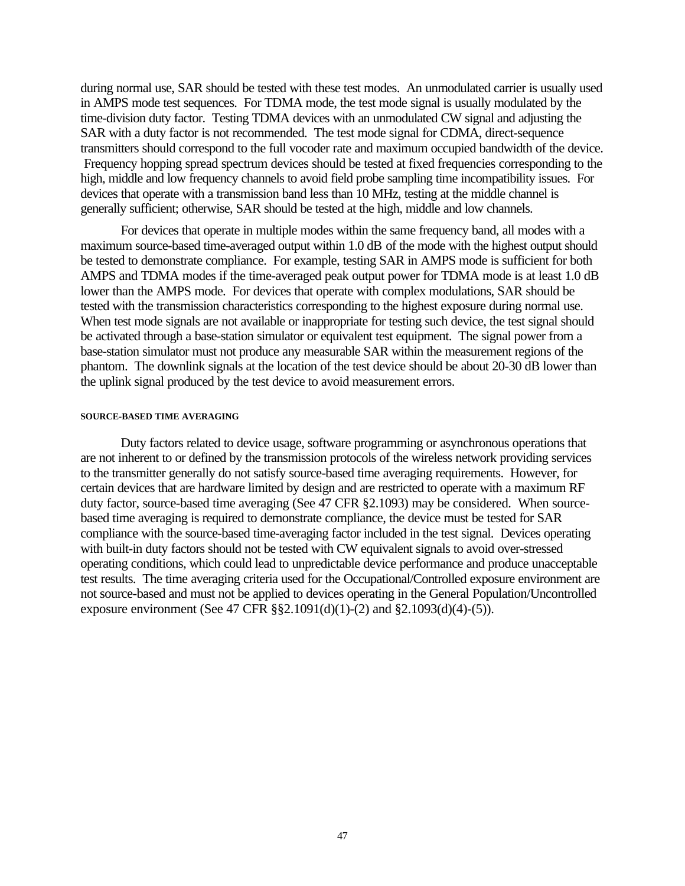during normal use, SAR should be tested with these test modes. An unmodulated carrier is usually used in AMPS mode test sequences. For TDMA mode, the test mode signal is usually modulated by the time-division duty factor. Testing TDMA devices with an unmodulated CW signal and adjusting the SAR with a duty factor is not recommended. The test mode signal for CDMA, direct-sequence transmitters should correspond to the full vocoder rate and maximum occupied bandwidth of the device. Frequency hopping spread spectrum devices should be tested at fixed frequencies corresponding to the high, middle and low frequency channels to avoid field probe sampling time incompatibility issues. For devices that operate with a transmission band less than 10 MHz, testing at the middle channel is generally sufficient; otherwise, SAR should be tested at the high, middle and low channels.

For devices that operate in multiple modes within the same frequency band, all modes with a maximum source-based time-averaged output within 1.0 dB of the mode with the highest output should be tested to demonstrate compliance. For example, testing SAR in AMPS mode is sufficient for both AMPS and TDMA modes if the time-averaged peak output power for TDMA mode is at least 1.0 dB lower than the AMPS mode. For devices that operate with complex modulations, SAR should be tested with the transmission characteristics corresponding to the highest exposure during normal use. When test mode signals are not available or inappropriate for testing such device, the test signal should be activated through a base-station simulator or equivalent test equipment. The signal power from a base-station simulator must not produce any measurable SAR within the measurement regions of the phantom. The downlink signals at the location of the test device should be about 20-30 dB lower than the uplink signal produced by the test device to avoid measurement errors.

###### SOURCE-BASED TIME AVERAGING

Duty factors related to device usage, software programming or asynchronous operations that are not inherent to or defined by the transmission protocols of the wireless network providing services to the transmitter generally do not satisfy source-based time averaging requirements. However, for certain devices that are hardware limited by design and are restricted to operate with a maximum RF duty factor, source-based time averaging (See 47 CFR §2.1093) may be considered. When source-based time averaging is required to demonstrate compliance, the device must be tested for SAR compliance with the source-based time-averaging factor included in the test signal. Devices operating with built-in duty factors should not be tested with CW equivalent signals to avoid over-stressed operating conditions, which could lead to unpredictable device performance and produce unacceptable test results. The time averaging criteria used for the Occupational/Controlled exposure environment are not source-based and must not be applied to devices operating in the General Population/Uncontrolled exposure environment (See 47 CFR §§2.1091(d)(1)-(2) and §2.1093(d)(4)-(5)).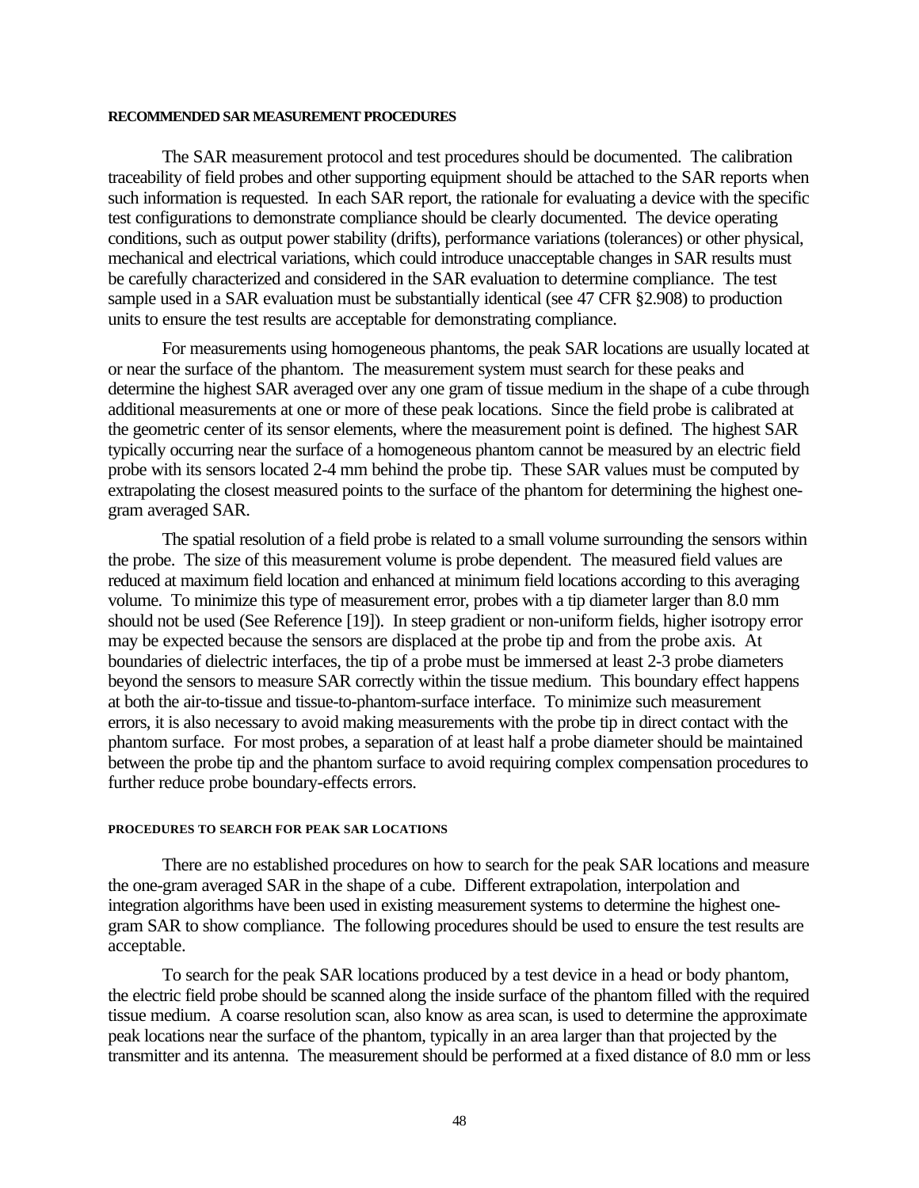#### RECOMMENDED SAR MEASUREMENT PROCEDURES

The SAR measurement protocol and test procedures should be documented. The calibration traceability of field probes and other supporting equipment should be attached to the SAR reports when such information is requested. In each SAR report, the rationale for evaluating a device with the specific test configurations to demonstrate compliance should be clearly documented. The device operating conditions, such as output power stability (drifts), performance variations (tolerances) or other physical, mechanical and electrical variations, which could introduce unacceptable changes in SAR results must be carefully characterized and considered in the SAR evaluation to determine compliance. The test sample used in a SAR evaluation must be substantially identical (see 47 CFR §2.908) to production units to ensure the test results are acceptable for demonstrating compliance.

For measurements using homogeneous phantoms, the peak SAR locations are usually located at or near the surface of the phantom. The measurement system must search for these peaks and determine the highest SAR averaged over any one gram of tissue medium in the shape of a cube through additional measurements at one or more of these peak locations. Since the field probe is calibrated at the geometric center of its sensor elements, where the measurement point is defined. The highest SAR typically occurring near the surface of a homogeneous phantom cannot be measured by an electric field probe with its sensors located 2-4 mm behind the probe tip. These SAR values must be computed by extrapolating the closest measured points to the surface of the phantom for determining the highest one-gram averaged SAR.

The spatial resolution of a field probe is related to a small volume surrounding the sensors within the probe. The size of this measurement volume is probe dependent. The measured field values are reduced at maximum field location and enhanced at minimum field locations according to this averaging volume. To minimize this type of measurement error, probes with a tip diameter larger than 8.0 mm should not be used (See Reference [19]). In steep gradient or non-uniform fields, higher isotropy error may be expected because the sensors are displaced at the probe tip and from the probe axis. At boundaries of dielectric interfaces, the tip of a probe must be immersed at least 2-3 probe diameters beyond the sensors to measure SAR correctly within the tissue medium. This boundary effect happens at both the air-to-tissue and tissue-to-phantom-surface interface. To minimize such measurement errors, it is also necessary to avoid making measurements with the probe tip in direct contact with the phantom surface. For most probes, a separation of at least half a probe diameter should be maintained between the probe tip and the phantom surface to avoid requiring complex compensation procedures to further reduce probe boundary-effects errors.

#### PROCEDURES TO SEARCH FOR PEAK SAR LOCATIONS

There are no established procedures on how to search for the peak SAR locations and measure the one-gram averaged SAR in the shape of a cube. Different extrapolation, interpolation and integration algorithms have been used in existing measurement systems to determine the highest one-gram SAR to show compliance. The following procedures should be used to ensure the test results are acceptable.

To search for the peak SAR locations produced by a test device in a head or body phantom, the electric field probe should be scanned along the inside surface of the phantom filled with the required tissue medium. A coarse resolution scan, also know as area scan, is used to determine the approximate peak locations near the surface of the phantom, typically in an area larger than that projected by the transmitter and its antenna. The measurement should be performed at a fixed distance of 8.0 mm or less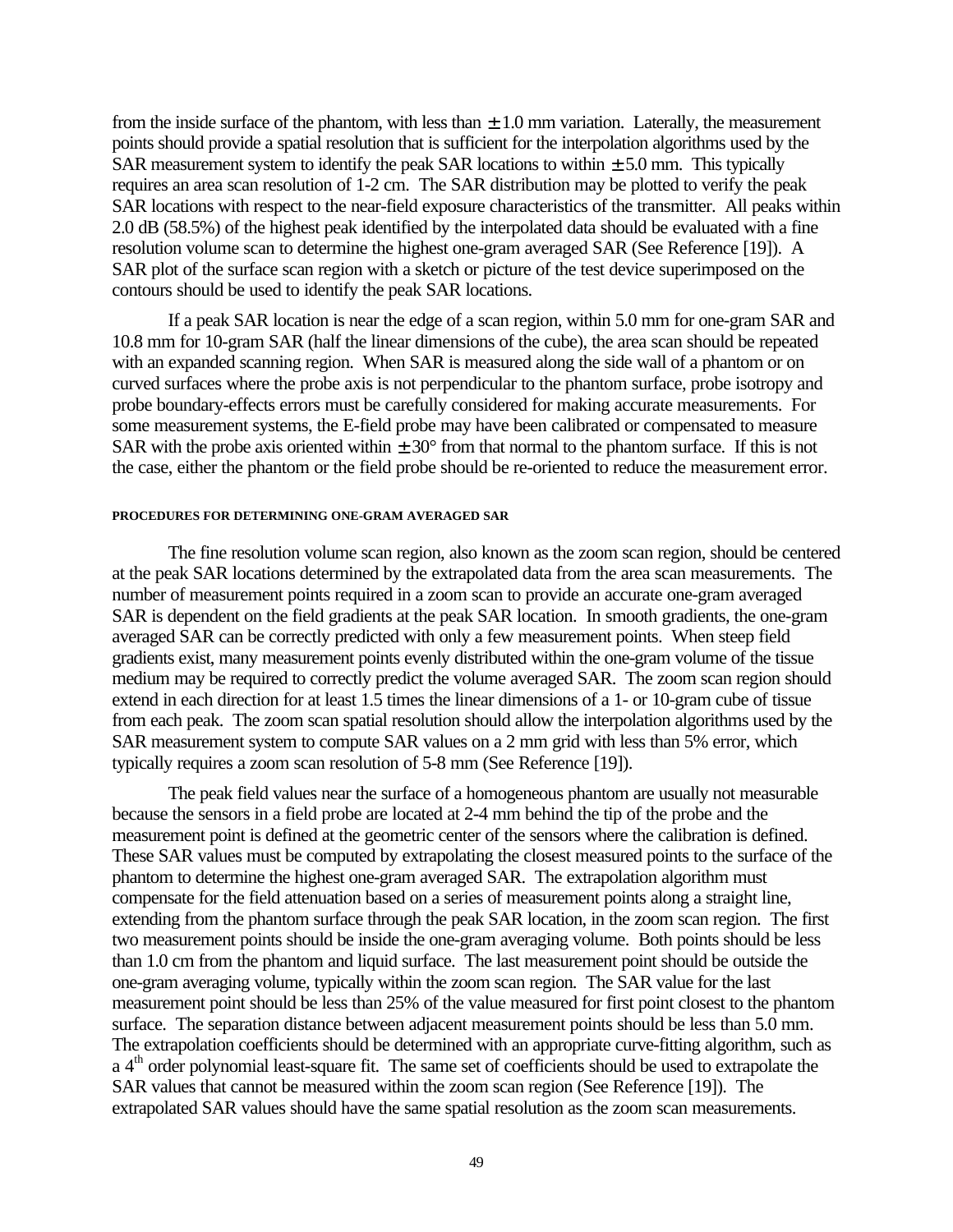from the inside surface of the phantom, with less than ± 1.0 mm variation. Laterally, the measurement points should provide a spatial resolution that is sufficient for the interpolation algorithms used by the SAR measurement system to identify the peak SAR locations to within ± 5.0 mm. This typically requires an area scan resolution of 1-2 cm. The SAR distribution may be plotted to verify the peak SAR locations with respect to the near-field exposure characteristics of the transmitter. All peaks within 2.0 dB (58.5%) of the highest peak identified by the interpolated data should be evaluated with a fine resolution volume scan to determine the highest one-gram averaged SAR (See Reference [19]). A SAR plot of the surface scan region with a sketch or picture of the test device superimposed on the contours should be used to identify the peak SAR locations.

If a peak SAR location is near the edge of a scan region, within 5.0 mm for one-gram SAR and 10.8 mm for 10-gram SAR (half the linear dimensions of the cube), the area scan should be repeated with an expanded scanning region. When SAR is measured along the side wall of a phantom or on curved surfaces where the probe axis is not perpendicular to the phantom surface, probe isotropy and probe boundary-effects errors must be carefully considered for making accurate measurements. For some measurement systems, the E-field probe may have been calibrated or compensated to measure SAR with the probe axis oriented within ± 30° from that normal to the phantom surface. If this is not the case, either the phantom or the field probe should be re-oriented to reduce the measurement error.

#### PROCEDURES FOR DETERMINING ONE-GRAM AVERAGED SAR

The fine resolution volume scan region, also known as the zoom scan region, should be centered at the peak SAR locations determined by the extrapolated data from the area scan measurements. The number of measurement points required in a zoom scan to provide an accurate one-gram averaged SAR is dependent on the field gradients at the peak SAR location. In smooth gradients, the one-gram averaged SAR can be correctly predicted with only a few measurement points. When steep field gradients exist, many measurement points evenly distributed within the one-gram volume of the tissue medium may be required to correctly predict the volume averaged SAR. The zoom scan region should extend in each direction for at least 1.5 times the linear dimensions of a 1- or 10-gram cube of tissue from each peak. The zoom scan spatial resolution should allow the interpolation algorithms used by the SAR measurement system to compute SAR values on a 2 mm grid with less than 5% error, which typically requires a zoom scan resolution of 5-8 mm (See Reference [19]).

The peak field values near the surface of a homogeneous phantom are usually not measurable because the sensors in a field probe are located at 2-4 mm behind the tip of the probe and the measurement point is defined at the geometric center of the sensors where the calibration is defined. These SAR values must be computed by extrapolating the closest measured points to the surface of the phantom to determine the highest one-gram averaged SAR. The extrapolation algorithm must compensate for the field attenuation based on a series of measurement points along a straight line, extending from the phantom surface through the peak SAR location, in the zoom scan region. The first two measurement points should be inside the one-gram averaging volume. Both points should be less than 1.0 cm from the phantom and liquid surface. The last measurement point should be outside the one-gram averaging volume, typically within the zoom scan region. The SAR value for the last measurement point should be less than 25% of the value measured for first point closest to the phantom surface. The separation distance between adjacent measurement points should be less than 5.0 mm. The extrapolation coefficients should be determined with an appropriate curve-fitting algorithm, such as a $4^{th}$ order polynomial least-square fit. The same set of coefficients should be used to extrapolate the SAR values that cannot be measured within the zoom scan region (See Reference [19]). The extrapolated SAR values should have the same spatial resolution as the zoom scan measurements.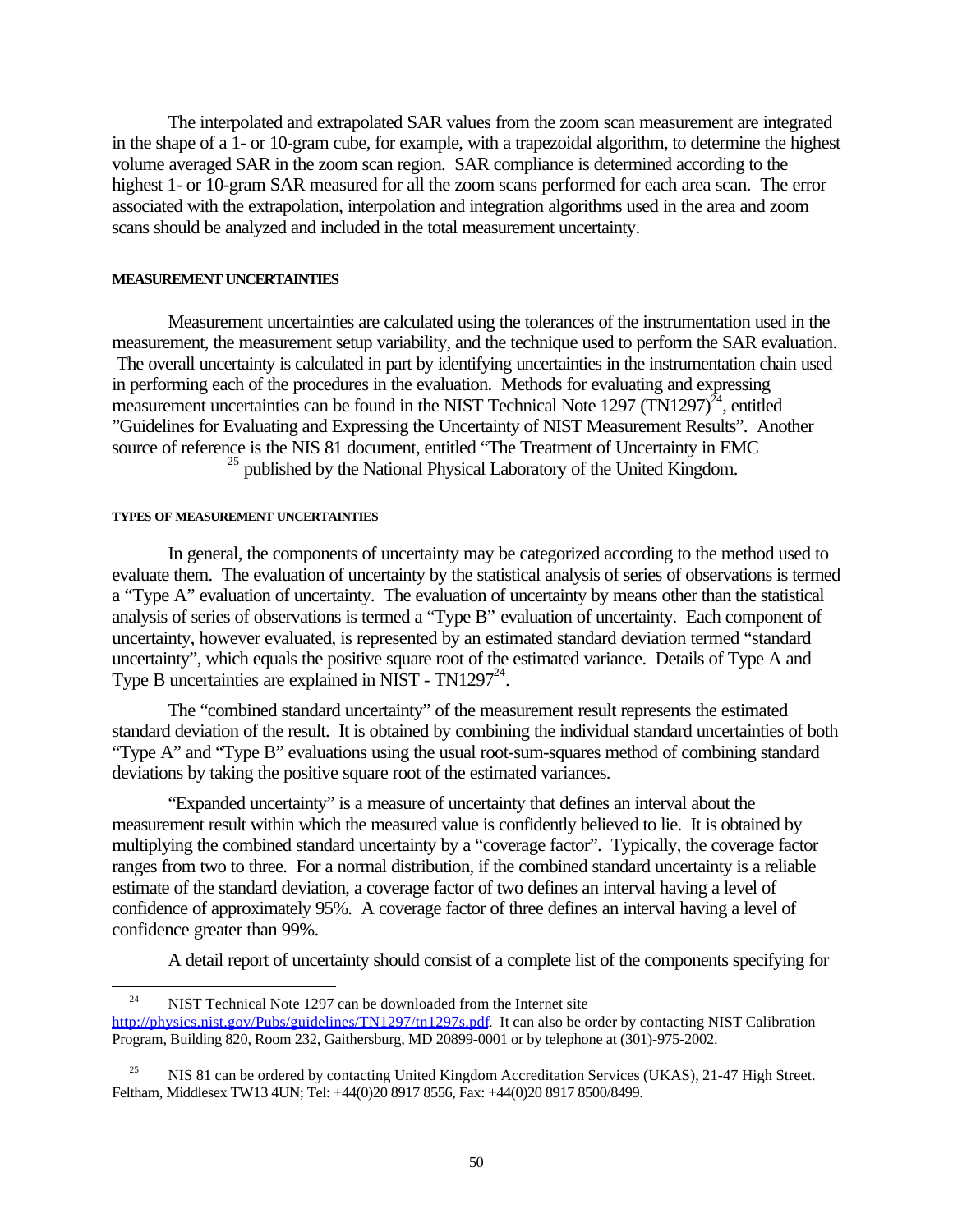The interpolated and extrapolated SAR values from the zoom scan measurement are integrated in the shape of a 1- or 10-gram cube, for example, with a trapezoidal algorithm, to determine the highest volume averaged SAR in the zoom scan region. SAR compliance is determined according to the highest 1- or 10-gram SAR measured for all the zoom scans performed for each area scan. The error associated with the extrapolation, interpolation and integration algorithms used in the area and zoom scans should be analyzed and included in the total measurement uncertainty.

#### MEASUREMENT UNCERTAINTIES

Measurement uncertainties are calculated using the tolerances of the instrumentation used in the measurement, the measurement setup variability, and the technique used to perform the SAR evaluation. The overall uncertainty is calculated in part by identifying uncertainties in the instrumentation chain used in performing each of the procedures in the evaluation. Methods for evaluating and expressing measurement uncertainties can be found in the NIST Technical Note 1297 (TN1297)[24], entitled "Guidelines for Evaluating and Expressing the Uncertainty of NIST Measurement Results". Another source of reference is the NIS 81 document, entitled "The Treatment of Uncertainty in EMC [25] published by the National Physical Laboratory of the United Kingdom.

#### TYPES OF MEASUREMENT UNCERTAINTIES

In general, the components of uncertainty may be categorized according to the method used to evaluate them. The evaluation of uncertainty by the statistical analysis of series of observations is termed a "Type A" evaluation of uncertainty. The evaluation of uncertainty by means other than the statistical analysis of series of observations is termed a "Type B" evaluation of uncertainty. Each component of uncertainty, however evaluated, is represented by an estimated standard deviation termed "standard uncertainty", which equals the positive square root of the estimated variance. Details of Type A and Type B uncertainties are explained in NIST - TN1297[24].

The "combined standard uncertainty" of the measurement result represents the estimated standard deviation of the result. It is obtained by combining the individual standard uncertainties of both "Type A" and "Type B" evaluations using the usual root-sum-squares method of combining standard deviations by taking the positive square root of the estimated variances.

"Expanded uncertainty" is a measure of uncertainty that defines an interval about the measurement result within which the measured value is confidently believed to lie. It is obtained by multiplying the combined standard uncertainty by a "coverage factor". Typically, the coverage factor ranges from two to three. For a normal distribution, if the combined standard uncertainty is a reliable estimate of the standard deviation, a coverage factor of two defines an interval having a level of confidence of approximately 95%. A coverage factor of three defines an interval having a level of confidence greater than 99%.

A detail report of uncertainty should consist of a complete list of the components specifying for

---

[24] NIST Technical Note 1297 can be downloaded from the Internet site http://physics.nist.gov/Pubs/guidelines/TN1297/tn1297s.pdf. It can also be order by contacting NIST Calibration Program, Building 820, Room 232, Gaithersburg, MD 20899-0001 or by telephone at (301)-975-2002.

[25] NIS 81 can be ordered by contacting United Kingdom Accreditation Services (UKAS), 21-47 High Street. Feltham, Middlesex TW13 4UN; Tel: +44(0)20 8917 8556, Fax: +44(0)20 8917 8500/8499.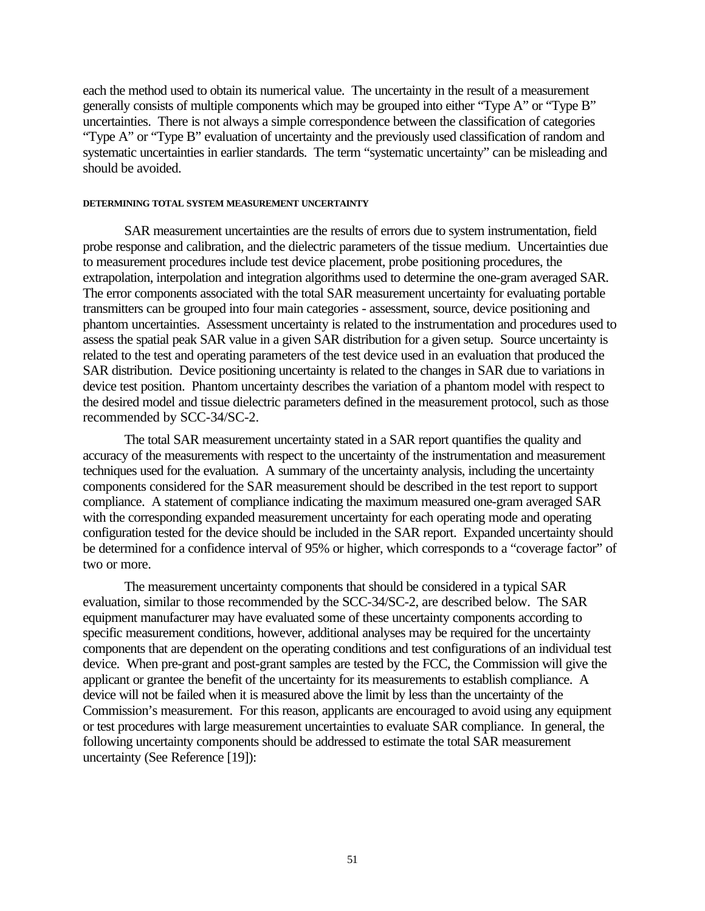each the method used to obtain its numerical value. The uncertainty in the result of a measurement generally consists of multiple components which may be grouped into either “Type A” or “Type B” uncertainties. There is not always a simple correspondence between the classification of categories “Type A” or “Type B” evaluation of uncertainty and the previously used classification of random and systematic uncertainties in earlier standards. The term “systematic uncertainty” can be misleading and should be avoided.

#### DETERMINING TOTAL SYSTEM MEASUREMENT UNCERTAINTY

SAR measurement uncertainties are the results of errors due to system instrumentation, field probe response and calibration, and the dielectric parameters of the tissue medium. Uncertainties due to measurement procedures include test device placement, probe positioning procedures, the extrapolation, interpolation and integration algorithms used to determine the one-gram averaged SAR. The error components associated with the total SAR measurement uncertainty for evaluating portable transmitters can be grouped into four main categories - assessment, source, device positioning and phantom uncertainties. Assessment uncertainty is related to the instrumentation and procedures used to assess the spatial peak SAR value in a given SAR distribution for a given setup. Source uncertainty is related to the test and operating parameters of the test device used in an evaluation that produced the SAR distribution. Device positioning uncertainty is related to the changes in SAR due to variations in device test position. Phantom uncertainty describes the variation of a phantom model with respect to the desired model and tissue dielectric parameters defined in the measurement protocol, such as those recommended by SCC-34/SC-2.

The total SAR measurement uncertainty stated in a SAR report quantifies the quality and accuracy of the measurements with respect to the uncertainty of the instrumentation and measurement techniques used for the evaluation. A summary of the uncertainty analysis, including the uncertainty components considered for the SAR measurement should be described in the test report to support compliance. A statement of compliance indicating the maximum measured one-gram averaged SAR with the corresponding expanded measurement uncertainty for each operating mode and operating configuration tested for the device should be included in the SAR report. Expanded uncertainty should be determined for a confidence interval of 95% or higher, which corresponds to a “coverage factor” of two or more.

The measurement uncertainty components that should be considered in a typical SAR evaluation, similar to those recommended by the SCC-34/SC-2, are described below. The SAR equipment manufacturer may have evaluated some of these uncertainty components according to specific measurement conditions, however, additional analyses may be required for the uncertainty components that are dependent on the operating conditions and test configurations of an individual test device. When pre-grant and post-grant samples are tested by the FCC, the Commission will give the applicant or grantee the benefit of the uncertainty for its measurements to establish compliance. A device will not be failed when it is measured above the limit by less than the uncertainty of the Commission’s measurement. For this reason, applicants are encouraged to avoid using any equipment or test procedures with large measurement uncertainties to evaluate SAR compliance. In general, the following uncertainty components should be addressed to estimate the total SAR measurement uncertainty (See Reference [19]):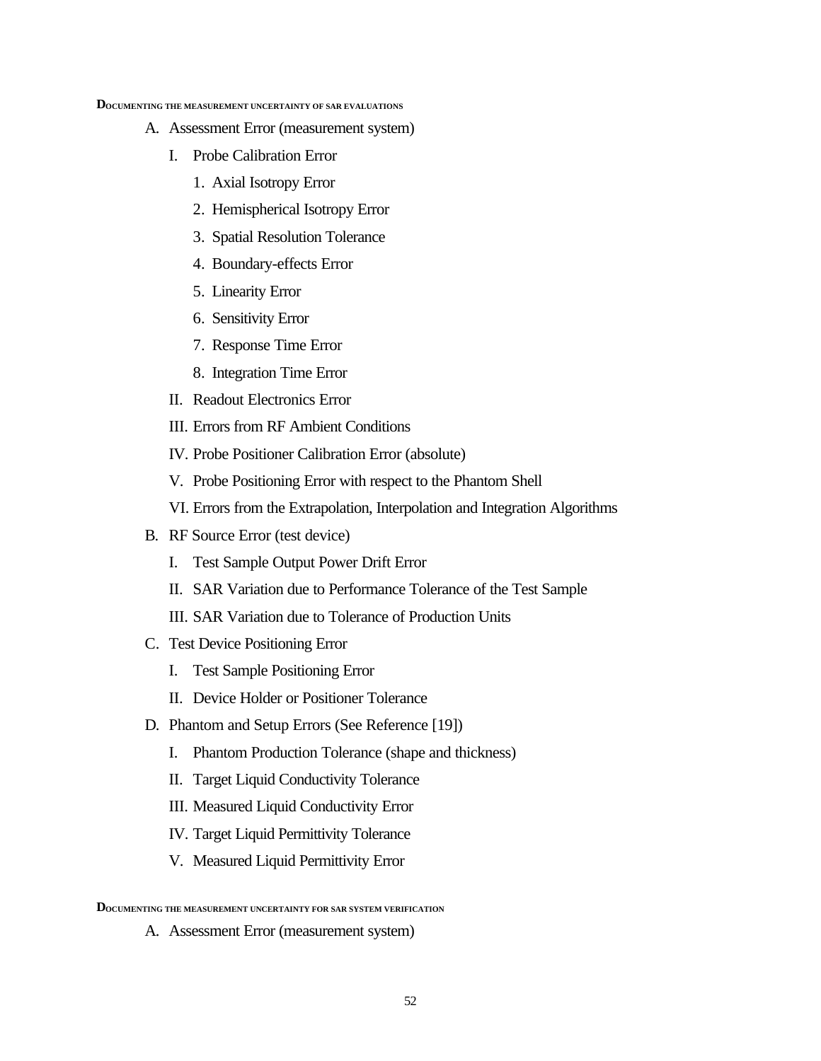**DOCUMENTING THE MEASUREMENT UNCERTAINTY OF SAR EVALUATIONS**

A. Assessment Error (measurement system)
   - I. Probe Calibration Error
     1. Axial Isotropy Error
     2. Hemispherical Isotropy Error
     3. Spatial Resolution Tolerance
     4. Boundary-effects Error
     5. Linearity Error
     6. Sensitivity Error
     7. Response Time Error
     8. Integration Time Error
   - II. Readout Electronics Error
   - III. Errors from RF Ambient Conditions
   - IV. Probe Positioner Calibration Error (absolute)
   - V. Probe Positioning Error with respect to the Phantom Shell
   - VI. Errors from the Extrapolation, Interpolation and Integration Algorithms

B. RF Source Error (test device)
   - I. Test Sample Output Power Drift Error
   - II. SAR Variation due to Performance Tolerance of the Test Sample
   - III. SAR Variation due to Tolerance of Production Units

C. Test Device Positioning Error
   - I. Test Sample Positioning Error
   - II. Device Holder or Positioner Tolerance

D. Phantom and Setup Errors (See Reference [19])
   - I. Phantom Production Tolerance (shape and thickness)
   - II. Target Liquid Conductivity Tolerance
   - III. Measured Liquid Conductivity Error
   - IV. Target Liquid Permittivity Tolerance
   - V. Measured Liquid Permittivity Error

**DOCUMENTING THE MEASUREMENT UNCERTAINTY FOR SAR SYSTEM VERIFICATION**

A. Assessment Error (measurement system)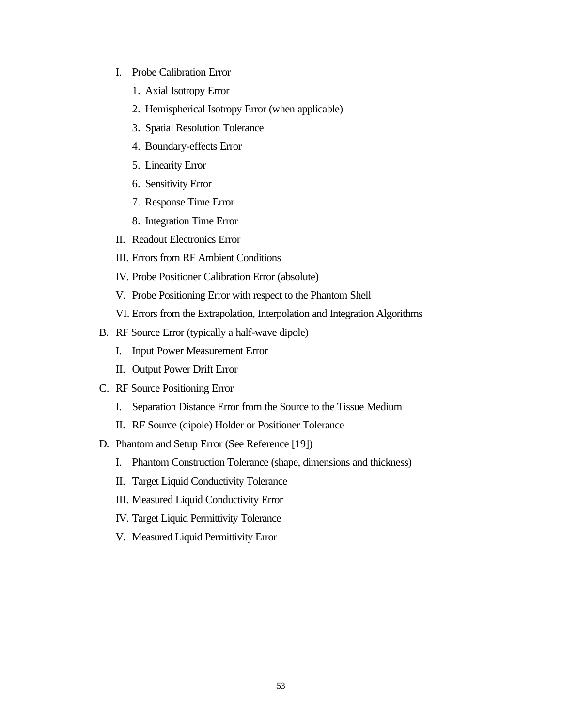- I. Probe Calibration Error
  1. Axial Isotropy Error
  2. Hemispherical Isotropy Error (when applicable)
  3. Spatial Resolution Tolerance
  4. Boundary-effects Error
  5. Linearity Error
  6. Sensitivity Error
  7. Response Time Error
  8. Integration Time Error
- II. Readout Electronics Error
- III. Errors from RF Ambient Conditions
- IV. Probe Positioner Calibration Error (absolute)
- V. Probe Positioning Error with respect to the Phantom Shell
- VI. Errors from the Extrapolation, Interpolation and Integration Algorithms

B. RF Source Error (typically a half-wave dipole)

- I. Input Power Measurement Error
- II. Output Power Drift Error

C. RF Source Positioning Error

- I. Separation Distance Error from the Source to the Tissue Medium
- II. RF Source (dipole) Holder or Positioner Tolerance

D. Phantom and Setup Error (See Reference [19])

- I. Phantom Construction Tolerance (shape, dimensions and thickness)
- II. Target Liquid Conductivity Tolerance
- III. Measured Liquid Conductivity Error
- IV. Target Liquid Permittivity Tolerance
- V. Measured Liquid Permittivity Error